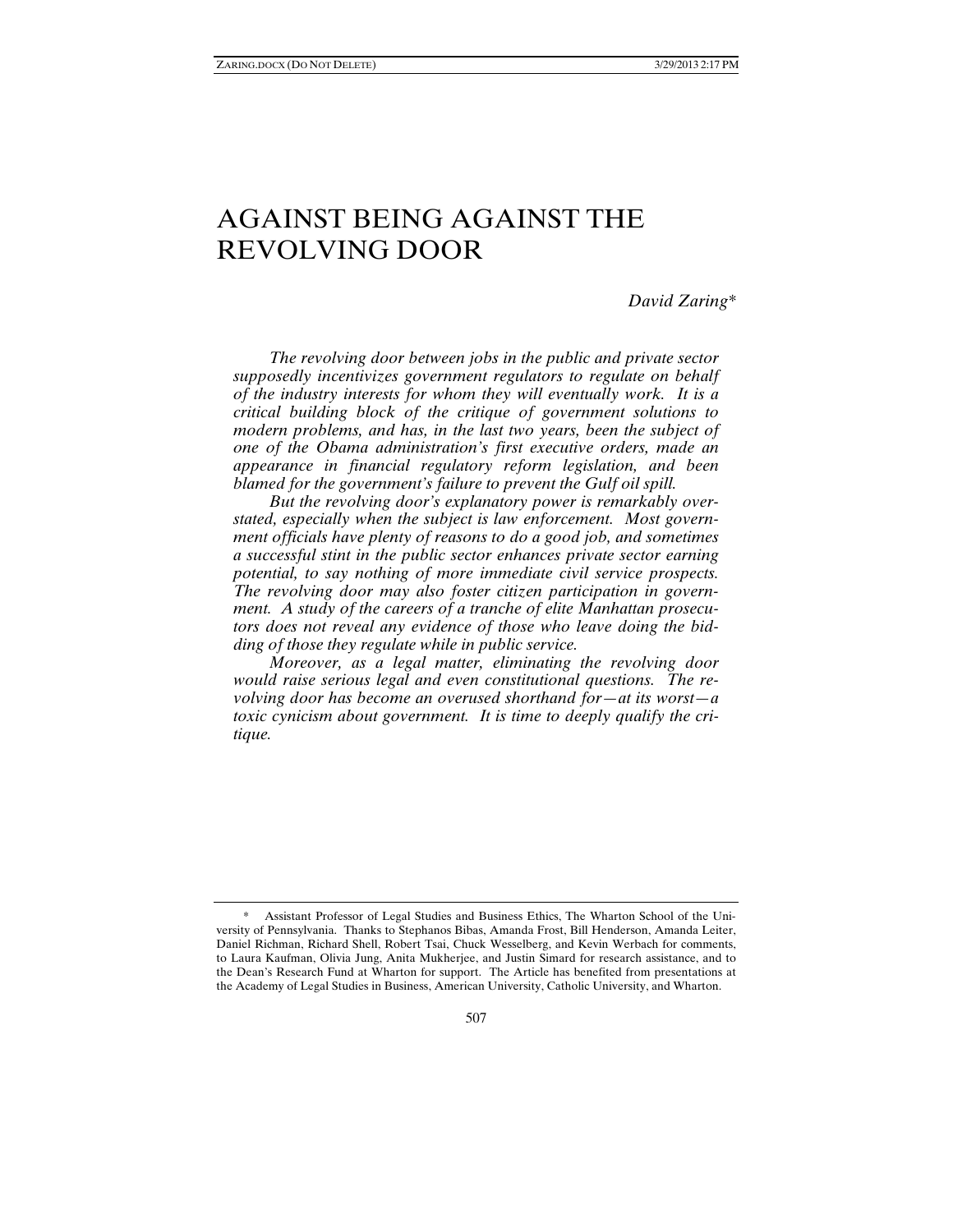# AGAINST BEING AGAINST THE REVOLVING DOOR

*David Zaring**

*The revolving door between jobs in the public and private sector supposedly incentivizes government regulators to regulate on behalf of the industry interests for whom they will eventually work. It is a critical building block of the critique of government solutions to modern problems, and has, in the last two years, been the subject of one of the Obama administration's first executive orders, made an appearance in financial regulatory reform legislation, and been blamed for the government's failure to prevent the Gulf oil spill.*

*But the revolving door's explanatory power is remarkably overstated, especially when the subject is law enforcement. Most government officials have plenty of reasons to do a good job, and sometimes a successful stint in the public sector enhances private sector earning potential, to say nothing of more immediate civil service prospects. The revolving door may also foster citizen participation in government. A study of the careers of a tranche of elite Manhattan prosecutors does not reveal any evidence of those who leave doing the bidding of those they regulate while in public service.*

*Moreover, as a legal matter, eliminating the revolving door would raise serious legal and even constitutional questions. The revolving door has become an overused shorthand for—at its worst—a toxic cynicism about government. It is time to deeply qualify the critique.*

---

\* Assistant Professor of Legal Studies and Business Ethics, The Wharton School of the University of Pennsylvania. Thanks to Stephanos Bibas, Amanda Frost, Bill Henderson, Amanda Leiter, Daniel Richman, Richard Shell, Robert Tsai, Chuck Wesselberg, and Kevin Werbach for comments, to Laura Kaufman, Olivia Jung, Anita Mukherjee, and Justin Simard for research assistance, and to the Dean's Research Fund at Wharton for support. The Article has benefited from presentations at the Academy of Legal Studies in Business, American University, Catholic University, and Wharton.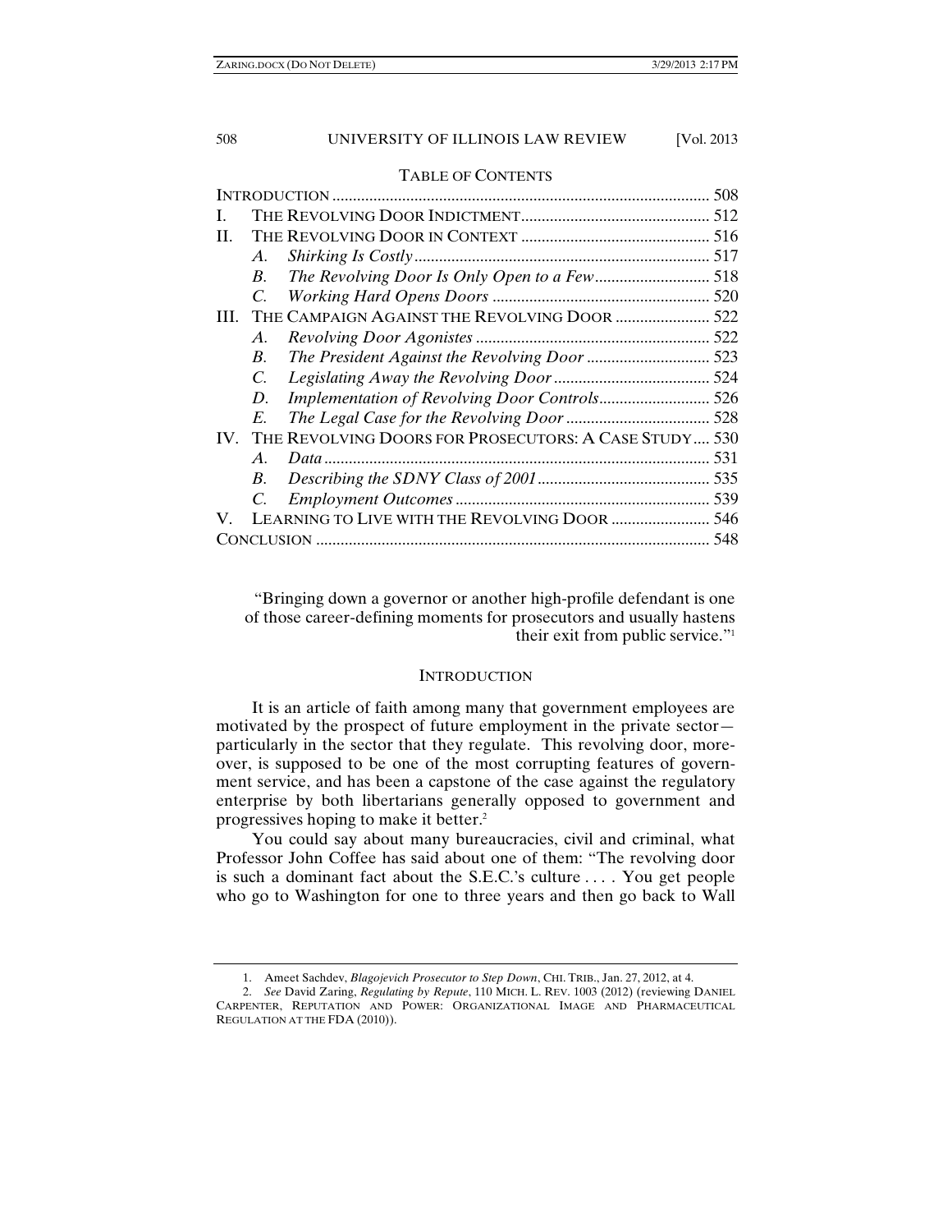TABLE OF CONTENTS

| | | |
|---|---|---|
| INTRODUCTION | | 508 |
| I. | THE REVOLVING DOOR INDICTMENT | 512 |
| II. | THE REVOLVING DOOR IN CONTEXT | 516 |
| | A. *Shirking Is Costly* | 517 |
| | B. *The Revolving Door Is Only Open to a Few* | 518 |
| | C. *Working Hard Opens Doors* | 520 |
| III. | THE CAMPAIGN AGAINST THE REVOLVING DOOR | 522 |
| | A. *Revolving Door Agonistes* | 522 |
| | B. *The President Against the Revolving Door* | 523 |
| | C. *Legislating Away the Revolving Door* | 524 |
| | D. *Implementation of Revolving Door Controls* | 526 |
| | E. *The Legal Case for the Revolving Door* | 528 |
| IV. | THE REVOLVING DOORS FOR PROSECUTORS: A CASE STUDY | 530 |
| | A. *Data* | 531 |
| | B. *Describing the SDNY Class of 2001* | 535 |
| | C. *Employment Outcomes* | 539 |
| V. | LEARNING TO LIVE WITH THE REVOLVING DOOR | 546 |
| CONCLUSION | | 548 |

> "Bringing down a governor or another high-profile defendant is one of those career-defining moments for prosecutors and usually hastens their exit from public service."[1]

## INTRODUCTION

It is an article of faith among many that government employees are motivated by the prospect of future employment in the private sector—particularly in the sector that they regulate. This revolving door, moreover, is supposed to be one of the most corrupting features of government service, and has been a capstone of the case against the regulatory enterprise by both libertarians generally opposed to government and progressives hoping to make it better.[2]

You could say about many bureaucracies, civil and criminal, what Professor John Coffee has said about one of them: "The revolving door is such a dominant fact about the S.E.C.'s culture . . . . You get people who go to Washington for one to three years and then go back to Wall

---

1. Ameet Sachdev, *Blagojevich Prosecutor to Step Down*, CHI. TRIB., Jan. 27, 2012, at 4.

2. *See* David Zaring, *Regulating by Repute*, 110 MICH. L. REV. 1003 (2012) (reviewing DANIEL CARPENTER, REPUTATION AND POWER: ORGANIZATIONAL IMAGE AND PHARMACEUTICAL REGULATION AT THE FDA (2010)).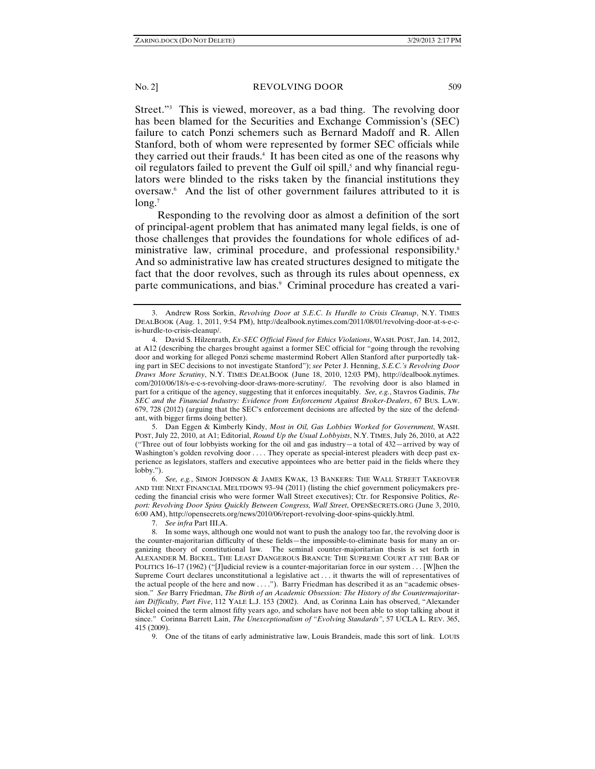Street."[3] This is viewed, moreover, as a bad thing. The revolving door has been blamed for the Securities and Exchange Commission's (SEC) failure to catch Ponzi schemers such as Bernard Madoff and R. Allen Stanford, both of whom were represented by former SEC officials while they carried out their frauds.[4] It has been cited as one of the reasons why oil regulators failed to prevent the Gulf oil spill,[5] and why financial regulators were blinded to the risks taken by the financial institutions they oversaw.[6] And the list of other government failures attributed to it is long.[7]

Responding to the revolving door as almost a definition of the sort of principal-agent problem that has animated many legal fields, is one of those challenges that provides the foundations for whole edifices of administrative law, criminal procedure, and professional responsibility.[8] And so administrative law has created structures designed to mitigate the fact that the door revolves, such as through its rules about openness, ex parte communications, and bias.[9] Criminal procedure has created a vari-

---

3. Andrew Ross Sorkin, *Revolving Door at S.E.C. Is Hurdle to Crisis Cleanup*, N.Y. TIMES DEALBOOK (Aug. 1, 2011, 9:54 PM), http://dealbook.nytimes.com/2011/08/01/revolving-door-at-s-e-c-is-hurdle-to-crisis-cleanup/.

4. David S. Hilzenrath, *Ex-SEC Official Fined for Ethics Violations*, WASH. POST, Jan. 14, 2012, at A12 (describing the charges brought against a former SEC official for "going through the revolving door and working for alleged Ponzi scheme mastermind Robert Allen Stanford after purportedly taking part in SEC decisions to not investigate Stanford"); *see* Peter J. Henning, *S.E.C.'s Revolving Door Draws More Scrutiny*, N.Y. TIMES DEALBOOK (June 18, 2010, 12:03 PM), http://dealbook.nytimes.com/2010/06/18/s-e-c-s-revolving-door-draws-more-scrutiny/. The revolving door is also blamed in part for a critique of the agency, suggesting that it enforces inequitably. *See, e.g.*, Stavros Gadinis, *The SEC and the Financial Industry: Evidence from Enforcement Against Broker-Dealers*, 67 BUS. LAW. 679, 728 (2012) (arguing that the SEC's enforcement decisions are affected by the size of the defendant, with bigger firms doing better).

5. Dan Eggen & Kimberly Kindy, *Most in Oil, Gas Lobbies Worked for Government*, WASH. POST, July 22, 2010, at A1; Editorial, *Round Up the Usual Lobbyists*, N.Y. TIMES, July 26, 2010, at A22 ("Three out of four lobbyists working for the oil and gas industry—a total of 432—arrived by way of Washington's golden revolving door . . . . They operate as special-interest pleaders with deep past experience as legislators, staffers and executive appointees who are better paid in the fields where they lobby.").

6. *See, e.g.*, SIMON JOHNSON & JAMES KWAK, 13 BANKERS: THE WALL STREET TAKEOVER AND THE NEXT FINANCIAL MELTDOWN 93–94 (2011) (listing the chief government policymakers preceding the financial crisis who were former Wall Street executives); Ctr. for Responsive Politics, *Report: Revolving Door Spins Quickly Between Congress, Wall Street*, OPENSECRETS.ORG (June 3, 2010, 6:00 AM), http://opensecrets.org/news/2010/06/report-revolving-door-spins-quickly.html.

7. *See infra* Part III.A.

8. In some ways, although one would not want to push the analogy too far, the revolving door is the counter-majoritarian difficulty of these fields—the impossible-to-eliminate basis for many an organizing theory of constitutional law. The seminal counter-majoritarian thesis is set forth in ALEXANDER M. BICKEL, THE LEAST DANGEROUS BRANCH: THE SUPREME COURT AT THE BAR OF POLITICS 16–17 (1962) ("[J]udicial review is a counter-majoritarian force in our system . . . [W]hen the Supreme Court declares unconstitutional a legislative act . . . it thwarts the will of representatives of the actual people of the here and now . . . ."). Barry Friedman has described it as an "academic obsession." *See* Barry Friedman, *The Birth of an Academic Obsession: The History of the Countermajoritarian Difficulty, Part Five*, 112 YALE L.J. 153 (2002). And, as Corinna Lain has observed, "Alexander Bickel coined the term almost fifty years ago, and scholars have not been able to stop talking about it since." Corinna Barrett Lain, *The Unexceptionalism of "Evolving Standards"*, 57 UCLA L. REV. 365, 415 (2009).

9. One of the titans of early administrative law, Louis Brandeis, made this sort of link. LOUIS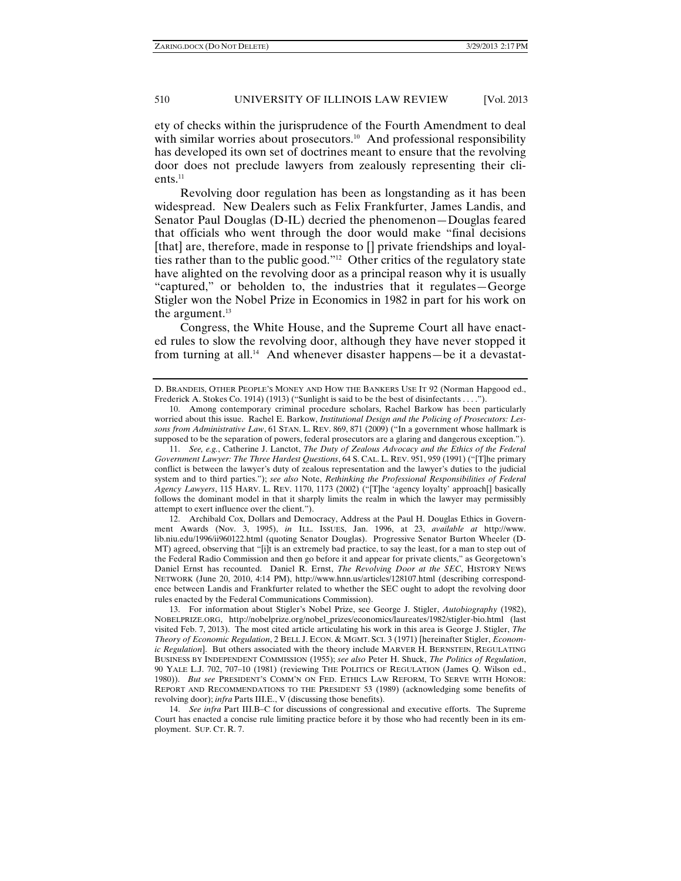ety of checks within the jurisprudence of the Fourth Amendment to deal with similar worries about prosecutors.[10] And professional responsibility has developed its own set of doctrines meant to ensure that the revolving door does not preclude lawyers from zealously representing their clients.[11]

Revolving door regulation has been as longstanding as it has been widespread. New Dealers such as Felix Frankfurter, James Landis, and Senator Paul Douglas (D-IL) decried the phenomenon—Douglas feared that officials who went through the door would make "final decisions [that] are, therefore, made in response to [] private friendships and loyalties rather than to the public good."[12] Other critics of the regulatory state have alighted on the revolving door as a principal reason why it is usually "captured," or beholden to, the industries that it regulates—George Stigler won the Nobel Prize in Economics in 1982 in part for his work on the argument.[13]

Congress, the White House, and the Supreme Court all have enacted rules to slow the revolving door, although they have never stopped it from turning at all.[14] And whenever disaster happens—be it a devastat-

---

D. BRANDEIS, OTHER PEOPLE'S MONEY AND HOW THE BANKERS USE IT 92 (Norman Hapgood ed., Frederick A. Stokes Co. 1914) (1913) ("Sunlight is said to be the best of disinfectants . . . .").

10. Among contemporary criminal procedure scholars, Rachel Barkow has been particularly worried about this issue. Rachel E. Barkow, *Institutional Design and the Policing of Prosecutors: Lessons from Administrative Law*, 61 STAN. L. REV. 869, 871 (2009) ("In a government whose hallmark is supposed to be the separation of powers, federal prosecutors are a glaring and dangerous exception.").

11. *See, e.g.*, Catherine J. Lanctot, *The Duty of Zealous Advocacy and the Ethics of the Federal Government Lawyer: The Three Hardest Questions*, 64 S. CAL. L. REV. 951, 959 (1991) ("[T]he primary conflict is between the lawyer's duty of zealous representation and the lawyer's duties to the judicial system and to third parties."); *see also* Note, *Rethinking the Professional Responsibilities of Federal Agency Lawyers*, 115 HARV. L. REV. 1170, 1173 (2002) ("[T]he 'agency loyalty' approach[] basically follows the dominant model in that it sharply limits the realm in which the lawyer may permissibly attempt to exert influence over the client.").

12. Archibald Cox, Dollars and Democracy, Address at the Paul H. Douglas Ethics in Government Awards (Nov. 3, 1995), *in* ILL. ISSUES, Jan. 1996, at 23, *available at* http://www.lib.niu.edu/1996/ii960122.html (quoting Senator Douglas). Progressive Senator Burton Wheeler (D-MT) agreed, observing that "[i]t is an extremely bad practice, to say the least, for a man to step out of the Federal Radio Commission and then go before it and appear for private clients," as Georgetown's Daniel Ernst has recounted. Daniel R. Ernst, *The Revolving Door at the SEC*, HISTORY NEWS NETWORK (June 20, 2010, 4:14 PM), http://www.hnn.us/articles/128107.html (describing correspondence between Landis and Frankfurter related to whether the SEC ought to adopt the revolving door rules enacted by the Federal Communications Commission).

13. For information about Stigler's Nobel Prize, see George J. Stigler, *Autobiography* (1982), NOBELPRIZE.ORG, http://nobelprize.org/nobel_prizes/economics/laureates/1982/stigler-bio.html (last visited Feb. 7, 2013). The most cited article articulating his work in this area is George J. Stigler, *The Theory of Economic Regulation*, 2 BELL J. ECON. & MGMT. SCI. 3 (1971) [hereinafter Stigler, *Economic Regulation*]. But others associated with the theory include MARVER H. BERNSTEIN, REGULATING BUSINESS BY INDEPENDENT COMMISSION (1955); *see also* Peter H. Shuck, *The Politics of Regulation*, 90 YALE L.J. 702, 707–10 (1981) (reviewing THE POLITICS OF REGULATION (James Q. Wilson ed., 1980)). *But see* PRESIDENT'S COMM'N ON FED. ETHICS LAW REFORM, TO SERVE WITH HONOR: REPORT AND RECOMMENDATIONS TO THE PRESIDENT 53 (1989) (acknowledging some benefits of revolving door); *infra* Parts III.E., V (discussing those benefits).

14. *See infra* Part III.B–C for discussions of congressional and executive efforts. The Supreme Court has enacted a concise rule limiting practice before it by those who had recently been in its employment. SUP. CT. R. 7.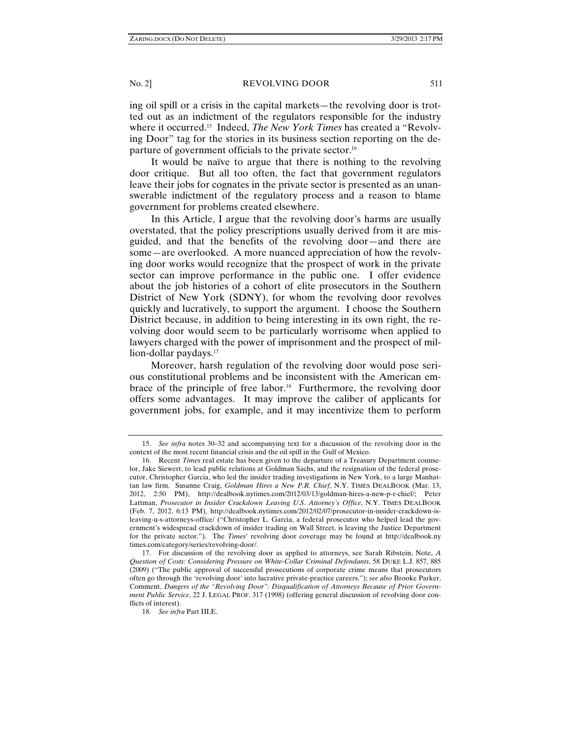ing oil spill or a crisis in the capital markets—the revolving door is trotted out as an indictment of the regulators responsible for the industry where it occurred.[15] Indeed, *The New York Times* has created a "Revolving Door" tag for the stories in its business section reporting on the departure of government officials to the private sector.[16]

It would be naïve to argue that there is nothing to the revolving door critique. But all too often, the fact that government regulators leave their jobs for cognates in the private sector is presented as an unanswerable indictment of the regulatory process and a reason to blame government for problems created elsewhere.

In this Article, I argue that the revolving door's harms are usually overstated, that the policy prescriptions usually derived from it are misguided, and that the benefits of the revolving door—and there are some—are overlooked. A more nuanced appreciation of how the revolving door works would recognize that the prospect of work in the private sector can improve performance in the public one. I offer evidence about the job histories of a cohort of elite prosecutors in the Southern District of New York (SDNY), for whom the revolving door revolves quickly and lucratively, to support the argument. I choose the Southern District because, in addition to being interesting in its own right, the revolving door would seem to be particularly worrisome when applied to lawyers charged with the power of imprisonment and the prospect of million-dollar paydays.[17]

Moreover, harsh regulation of the revolving door would pose serious constitutional problems and be inconsistent with the American embrace of the principle of free labor.[18] Furthermore, the revolving door offers some advantages. It may improve the caliber of applicants for government jobs, for example, and it may incentivize them to perform

---

15. *See infra* notes 30–32 and accompanying text for a discussion of the revolving door in the context of the most recent financial crisis and the oil spill in the Gulf of Mexico.

16. Recent *Times* real estate has been given to the departure of a Treasury Department counselor, Jake Siewert, to lead public relations at Goldman Sachs, and the resignation of the federal prosecutor, Christopher Garcia, who led the insider trading investigations in New York, to a large Manhattan law firm. Susanne Craig, *Goldman Hires a New P.R. Chief*, N.Y. TIMES DEALBOOK (Mar. 13, 2012, 2:50 PM), http://dealbook.nytimes.com/2012/03/13/goldman-hires-a-new-p-r-chief/; Peter Lattman, *Prosecutor in Insider Crackdown Leaving U.S. Attorney's Office*, N.Y. TIMES DEALBOOK (Feb. 7, 2012, 6:13 PM), http://dealbook.nytimes.com/2012/02/07/prosecutor-in-insider-crackdown-is-leaving-u-s-attorneys-office/ ("Christopher L. Garcia, a federal prosecutor who helped lead the government's widespread crackdown of insider trading on Wall Street, is leaving the Justice Department for the private sector."). The *Times*' revolving door coverage may be found at http://dealbook.nytimes.com/category/series/revolving-door/.

17. For discussion of the revolving door as applied to attorneys, see Sarah Ribstein, Note, *A Question of Costs: Considering Pressure on White-Collar Criminal Defendants*, 58 DUKE L.J. 857, 885 (2009) ("The public approval of successful prosecutions of corporate crime means that prosecutors often go through the 'revolving door' into lucrative private-practice careers."); *see also* Brooke Parker, Comment, *Dangers of the "Revolving Door": Disqualification of Attorneys Because of Prior Government Public Service*, 22 J. LEGAL PROF. 317 (1998) (offering general discussion of revolving door conflicts of interest).

18. *See infra* Part III.E.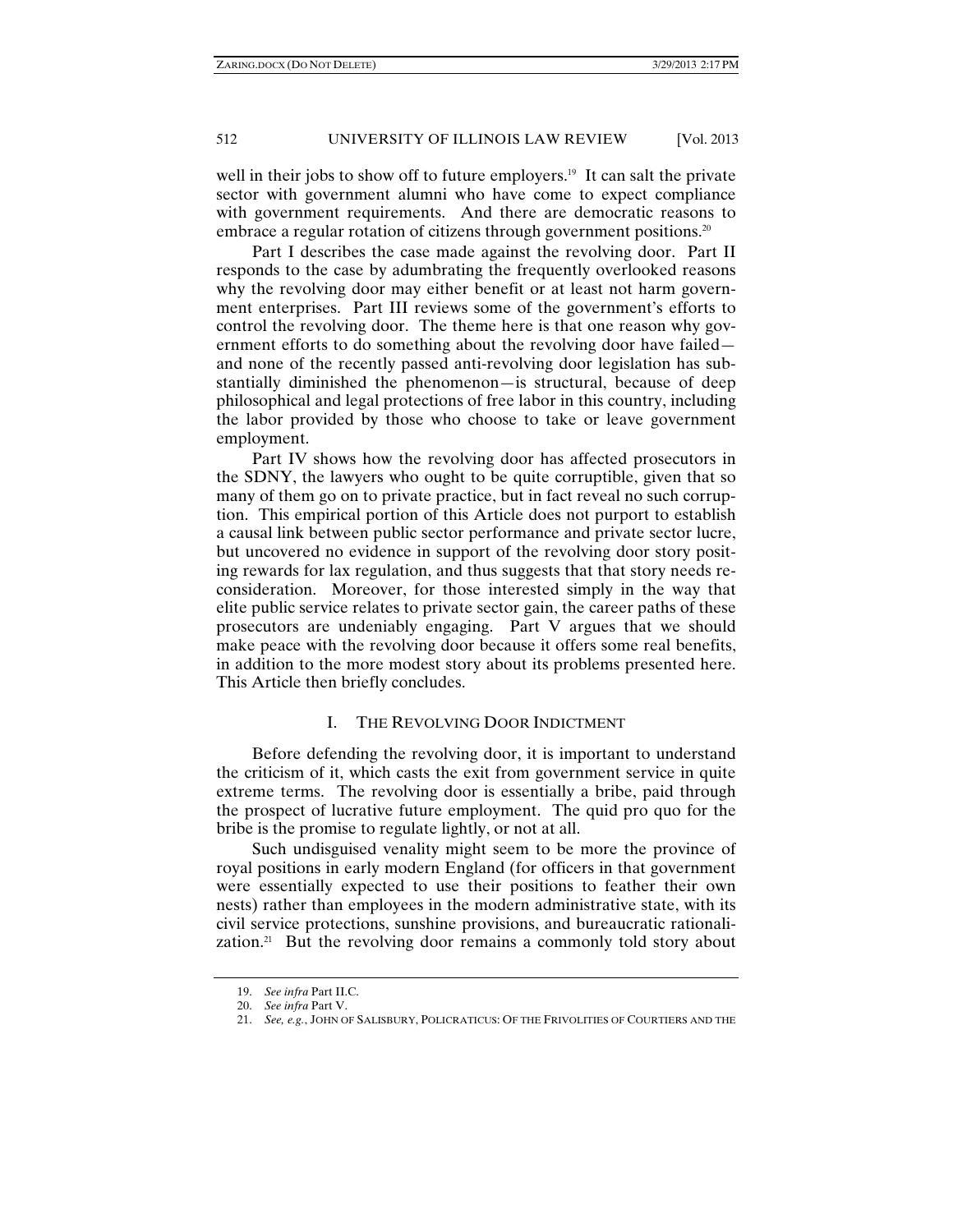well in their jobs to show off to future employers.[19] It can salt the private sector with government alumni who have come to expect compliance with government requirements. And there are democratic reasons to embrace a regular rotation of citizens through government positions.[20]

Part I describes the case made against the revolving door. Part II responds to the case by adumbrating the frequently overlooked reasons why the revolving door may either benefit or at least not harm government enterprises. Part III reviews some of the government's efforts to control the revolving door. The theme here is that one reason why government efforts to do something about the revolving door have failed—and none of the recently passed anti-revolving door legislation has substantially diminished the phenomenon—is structural, because of deep philosophical and legal protections of free labor in this country, including the labor provided by those who choose to take or leave government employment.

Part IV shows how the revolving door has affected prosecutors in the SDNY, the lawyers who ought to be quite corruptible, given that so many of them go on to private practice, but in fact reveal no such corruption. This empirical portion of this Article does not purport to establish a causal link between public sector performance and private sector lucre, but uncovered no evidence in support of the revolving door story positing rewards for lax regulation, and thus suggests that that story needs reconsideration. Moreover, for those interested simply in the way that elite public service relates to private sector gain, the career paths of these prosecutors are undeniably engaging. Part V argues that we should make peace with the revolving door because it offers some real benefits, in addition to the more modest story about its problems presented here. This Article then briefly concludes.

## I. THE REVOLVING DOOR INDICTMENT

Before defending the revolving door, it is important to understand the criticism of it, which casts the exit from government service in quite extreme terms. The revolving door is essentially a bribe, paid through the prospect of lucrative future employment. The quid pro quo for the bribe is the promise to regulate lightly, or not at all.

Such undisguised venality might seem to be more the province of royal positions in early modern England (for officers in that government were essentially expected to use their positions to feather their own nests) rather than employees in the modern administrative state, with its civil service protections, sunshine provisions, and bureaucratic rationalization.[21] But the revolving door remains a commonly told story about

---

19. *See infra* Part II.C.

20. *See infra* Part V.

21. *See, e.g.*, JOHN OF SALISBURY, POLICRATICUS: OF THE FRIVOLITIES OF COURTIERS AND THE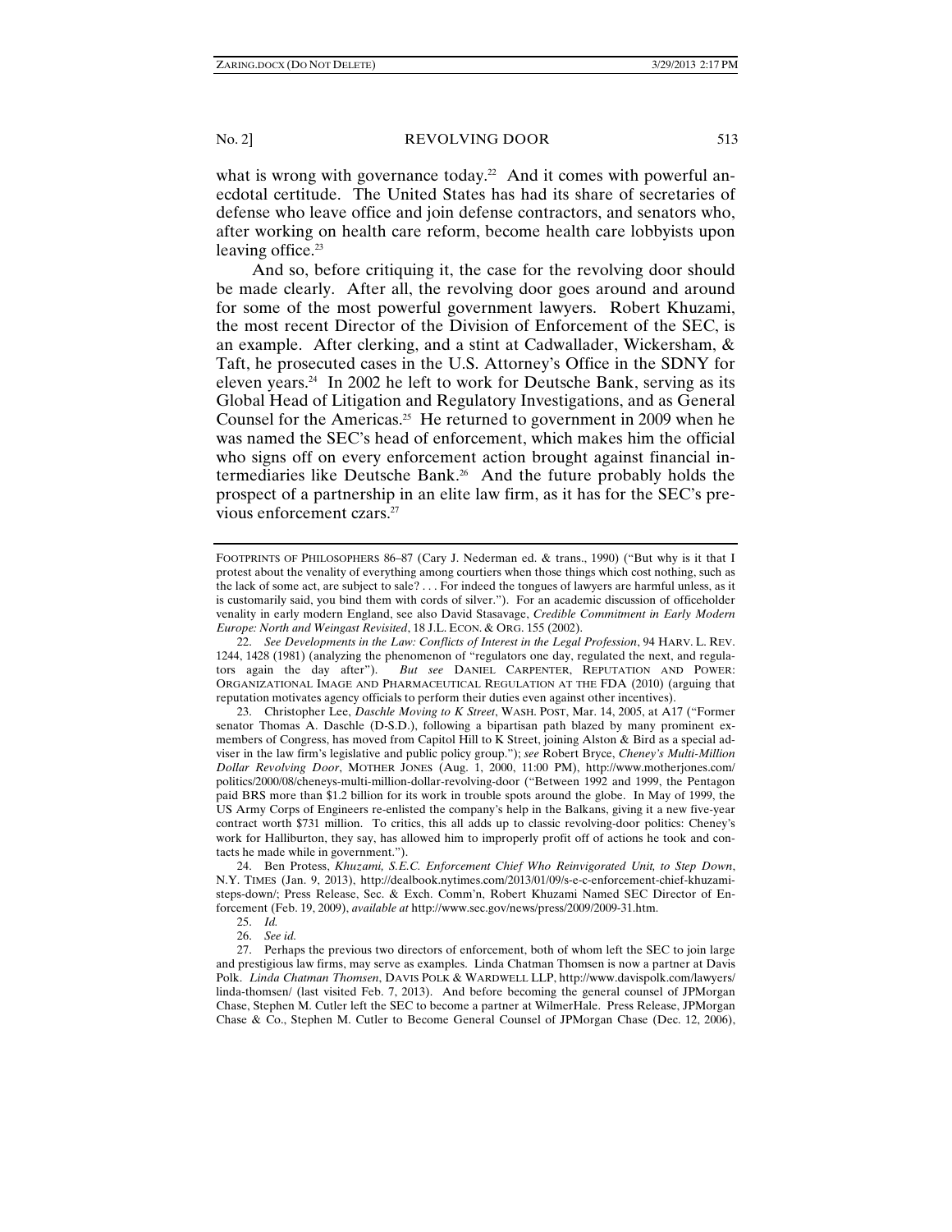what is wrong with governance today.[22] And it comes with powerful anecdotal certitude. The United States has had its share of secretaries of defense who leave office and join defense contractors, and senators who, after working on health care reform, become health care lobbyists upon leaving office.[23]

And so, before critiquing it, the case for the revolving door should be made clearly. After all, the revolving door goes around and around for some of the most powerful government lawyers. Robert Khuzami, the most recent Director of the Division of Enforcement of the SEC, is an example. After clerking, and a stint at Cadwallader, Wickersham, & Taft, he prosecuted cases in the U.S. Attorney's Office in the SDNY for eleven years.[24] In 2002 he left to work for Deutsche Bank, serving as its Global Head of Litigation and Regulatory Investigations, and as General Counsel for the Americas.[25] He returned to government in 2009 when he was named the SEC's head of enforcement, which makes him the official who signs off on every enforcement action brought against financial intermediaries like Deutsche Bank.[26] And the future probably holds the prospect of a partnership in an elite law firm, as it has for the SEC's previous enforcement czars.[27]

---

FOOTPRINTS OF PHILOSOPHERS 86–87 (Cary J. Nederman ed. & trans., 1990) ("But why is it that I protest about the venality of everything among courtiers when those things which cost nothing, such as the lack of some act, are subject to sale? . . . For indeed the tongues of lawyers are harmful unless, as it is customarily said, you bind them with cords of silver."). For an academic discussion of officeholder venality in early modern England, see also David Stasavage, *Credible Commitment in Early Modern Europe: North and Weingast Revisited*, 18 J.L. ECON. & ORG. 155 (2002).

22. *See Developments in the Law: Conflicts of Interest in the Legal Profession*, 94 HARV. L. REV. 1244, 1428 (1981) (analyzing the phenomenon of "regulators one day, regulated the next, and regulators again the day after"). *But see* DANIEL CARPENTER, REPUTATION AND POWER: ORGANIZATIONAL IMAGE AND PHARMACEUTICAL REGULATION AT THE FDA (2010) (arguing that reputation motivates agency officials to perform their duties even against other incentives).

23. Christopher Lee, *Daschle Moving to K Street*, WASH. POST, Mar. 14, 2005, at A17 ("Former senator Thomas A. Daschle (D-S.D.), following a bipartisan path blazed by many prominent ex-members of Congress, has moved from Capitol Hill to K Street, joining Alston & Bird as a special adviser in the law firm's legislative and public policy group."); *see* Robert Bryce, *Cheney's Multi-Million Dollar Revolving Door*, MOTHER JONES (Aug. 1, 2000, 11:00 PM), http://www.motherjones.com/politics/2000/08/cheneys-multi-million-dollar-revolving-door ("Between 1992 and 1999, the Pentagon paid BRS more than $1.2 billion for its work in trouble spots around the globe. In May of 1999, the US Army Corps of Engineers re-enlisted the company's help in the Balkans, giving it a new five-year contract worth $731 million. To critics, this all adds up to classic revolving-door politics: Cheney's work for Halliburton, they say, has allowed him to improperly profit off of actions he took and contacts he made while in government.").

24. Ben Protess, *Khuzami, S.E.C. Enforcement Chief Who Reinvigorated Unit, to Step Down*, N.Y. TIMES (Jan. 9, 2013), http://dealbook.nytimes.com/2013/01/09/s-e-c-enforcement-chief-khuzami-steps-down/; Press Release, Sec. & Exch. Comm'n, Robert Khuzami Named SEC Director of Enforcement (Feb. 19, 2009), *available at* http://www.sec.gov/news/press/2009/2009-31.htm.

25. *Id.*

26. *See id.*

27. Perhaps the previous two directors of enforcement, both of whom left the SEC to join large and prestigious law firms, may serve as examples. Linda Chatman Thomsen is now a partner at Davis Polk. *Linda Chatman Thomsen*, DAVIS POLK & WARDWELL LLP, http://www.davispolk.com/lawyers/linda-thomsen/ (last visited Feb. 7, 2013). And before becoming the general counsel of JPMorgan Chase, Stephen M. Cutler left the SEC to become a partner at WilmerHale. Press Release, JPMorgan Chase & Co., Stephen M. Cutler to Become General Counsel of JPMorgan Chase (Dec. 12, 2006),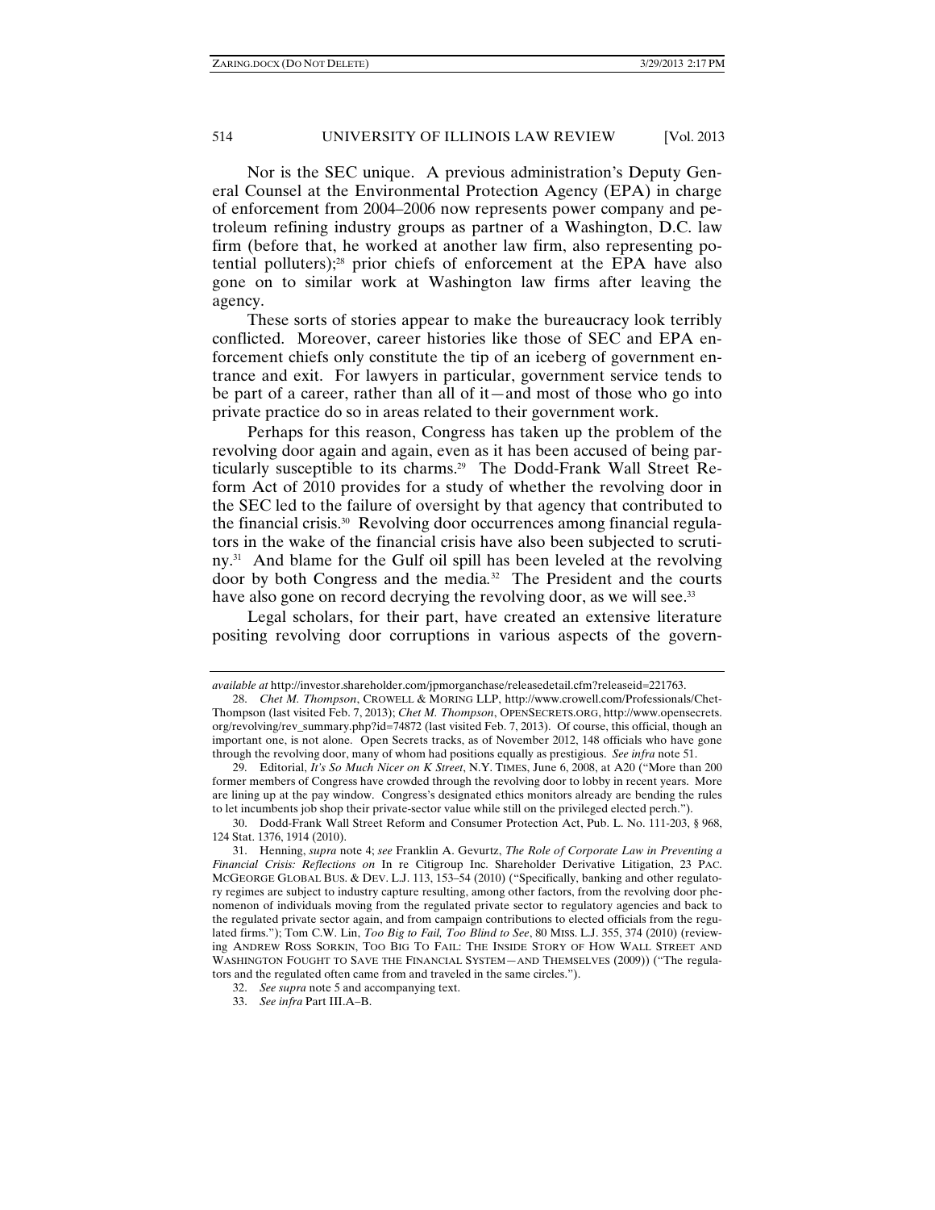Nor is the SEC unique. A previous administration's Deputy General Counsel at the Environmental Protection Agency (EPA) in charge of enforcement from 2004–2006 now represents power company and petroleum refining industry groups as partner of a Washington, D.C. law firm (before that, he worked at another law firm, also representing potential polluters);[28] prior chiefs of enforcement at the EPA have also gone on to similar work at Washington law firms after leaving the agency.

These sorts of stories appear to make the bureaucracy look terribly conflicted. Moreover, career histories like those of SEC and EPA enforcement chiefs only constitute the tip of an iceberg of government entrance and exit. For lawyers in particular, government service tends to be part of a career, rather than all of it—and most of those who go into private practice do so in areas related to their government work.

Perhaps for this reason, Congress has taken up the problem of the revolving door again and again, even as it has been accused of being particularly susceptible to its charms.[29] The Dodd-Frank Wall Street Reform Act of 2010 provides for a study of whether the revolving door in the SEC led to the failure of oversight by that agency that contributed to the financial crisis.[30] Revolving door occurrences among financial regulators in the wake of the financial crisis have also been subjected to scrutiny.[31] And blame for the Gulf oil spill has been leveled at the revolving door by both Congress and the media.[32] The President and the courts have also gone on record decrying the revolving door, as we will see.[33]

Legal scholars, for their part, have created an extensive literature positing revolving door corruptions in various aspects of the govern-

---

*available at* http://investor.shareholder.com/jpmorganchase/releasedetail.cfm?releaseid=221763.

28. *Chet M. Thompson*, CROWELL & MORING LLP, http://www.crowell.com/Professionals/Chet-Thompson (last visited Feb. 7, 2013); *Chet M. Thompson*, OPENSECRETS.ORG, http://www.opensecrets.org/revolving/rev_summary.php?id=74872 (last visited Feb. 7, 2013). Of course, this official, though an important one, is not alone. Open Secrets tracks, as of November 2012, 148 officials who have gone through the revolving door, many of whom had positions equally as prestigious. *See infra* note 51.

29. Editorial, *It's So Much Nicer on K Street*, N.Y. TIMES, June 6, 2008, at A20 ("More than 200 former members of Congress have crowded through the revolving door to lobby in recent years. More are lining up at the pay window. Congress's designated ethics monitors already are bending the rules to let incumbents job shop their private-sector value while still on the privileged elected perch.").

30. Dodd-Frank Wall Street Reform and Consumer Protection Act, Pub. L. No. 111-203, § 968, 124 Stat. 1376, 1914 (2010).

31. Henning, *supra* note 4; *see* Franklin A. Gevurtz, *The Role of Corporate Law in Preventing a Financial Crisis: Reflections on* In re Citigroup Inc. Shareholder Derivative Litigation, 23 PAC. MCGEORGE GLOBAL BUS. & DEV. L.J. 113, 153–54 (2010) ("Specifically, banking and other regulatory regimes are subject to industry capture resulting, among other factors, from the revolving door phenomenon of individuals moving from the regulated private sector to regulatory agencies and back to the regulated private sector again, and from campaign contributions to elected officials from the regulated firms."); Tom C.W. Lin, *Too Big to Fail, Too Blind to See*, 80 MISS. L.J. 355, 374 (2010) (reviewing ANDREW ROSS SORKIN, TOO BIG TO FAIL: THE INSIDE STORY OF HOW WALL STREET AND WASHINGTON FOUGHT TO SAVE THE FINANCIAL SYSTEM—AND THEMSELVES (2009)) ("The regulators and the regulated often came from and traveled in the same circles.").

32. *See supra* note 5 and accompanying text.

33. *See infra* Part III.A–B.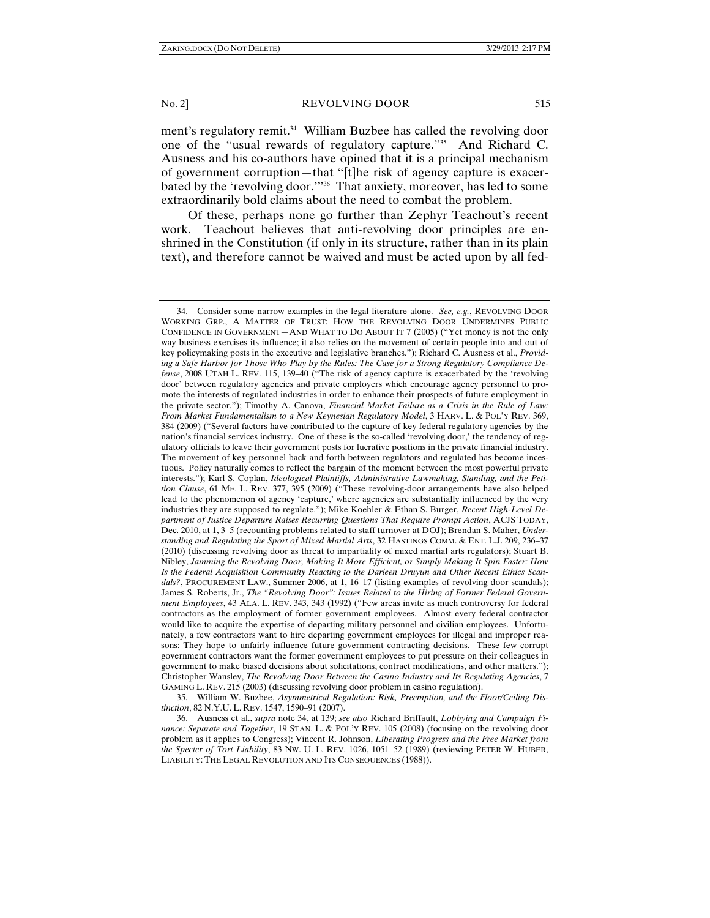ment's regulatory remit.[34] William Buzbee has called the revolving door one of the "usual rewards of regulatory capture."[35] And Richard C. Ausness and his co-authors have opined that it is a principal mechanism of government corruption—that "[t]he risk of agency capture is exacerbated by the 'revolving door.'"[36] That anxiety, moreover, has led to some extraordinarily bold claims about the need to combat the problem.

Of these, perhaps none go further than Zephyr Teachout's recent work. Teachout believes that anti-revolving door principles are enshrined in the Constitution (if only in its structure, rather than in its plain text), and therefore cannot be waived and must be acted upon by all fed-

---

34. Consider some narrow examples in the legal literature alone. *See, e.g.*, REVOLVING DOOR WORKING GRP., A MATTER OF TRUST: HOW THE REVOLVING DOOR UNDERMINES PUBLIC CONFIDENCE IN GOVERNMENT—AND WHAT TO DO ABOUT IT 7 (2005) ("Yet money is not the only way business exercises its influence; it also relies on the movement of certain people into and out of key policymaking posts in the executive and legislative branches."); Richard C. Ausness et al., *Providing a Safe Harbor for Those Who Play by the Rules: The Case for a Strong Regulatory Compliance Defense*, 2008 UTAH L. REV. 115, 139–40 ("The risk of agency capture is exacerbated by the 'revolving door' between regulatory agencies and private employers which encourage agency personnel to promote the interests of regulated industries in order to enhance their prospects of future employment in the private sector."); Timothy A. Canova, *Financial Market Failure as a Crisis in the Rule of Law: From Market Fundamentalism to a New Keynesian Regulatory Model*, 3 HARV. L. & POL'Y REV. 369, 384 (2009) ("Several factors have contributed to the capture of key federal regulatory agencies by the nation's financial services industry. One of these is the so-called 'revolving door,' the tendency of regulatory officials to leave their government posts for lucrative positions in the private financial industry. The movement of key personnel back and forth between regulators and regulated has become incestuous. Policy naturally comes to reflect the bargain of the moment between the most powerful private interests."); Karl S. Coplan, *Ideological Plaintiffs, Administrative Lawmaking, Standing, and the Petition Clause*, 61 ME. L. REV. 377, 395 (2009) ("These revolving-door arrangements have also helped lead to the phenomenon of agency 'capture,' where agencies are substantially influenced by the very industries they are supposed to regulate."); Mike Koehler & Ethan S. Burger, *Recent High-Level Department of Justice Departure Raises Recurring Questions That Require Prompt Action*, ACJS TODAY, Dec. 2010, at 1, 3–5 (recounting problems related to staff turnover at DOJ); Brendan S. Maher, *Understanding and Regulating the Sport of Mixed Martial Arts*, 32 HASTINGS COMM. & ENT. L.J. 209, 236–37 (2010) (discussing revolving door as threat to impartiality of mixed martial arts regulators); Stuart B. Nibley, *Jamming the Revolving Door, Making It More Efficient, or Simply Making It Spin Faster: How Is the Federal Acquisition Community Reacting to the Darleen Druyun and Other Recent Ethics Scandals?*, PROCUREMENT LAW., Summer 2006, at 1, 16–17 (listing examples of revolving door scandals); James S. Roberts, Jr., *The "Revolving Door": Issues Related to the Hiring of Former Federal Government Employees*, 43 ALA. L. REV. 343, 343 (1992) ("Few areas invite as much controversy for federal contractors as the employment of former government employees. Almost every federal contractor would like to acquire the expertise of departing military personnel and civilian employees. Unfortunately, a few contractors want to hire departing government employees for illegal and improper reasons: They hope to unfairly influence future government contracting decisions. These few corrupt government contractors want the former government employees to put pressure on their colleagues in government to make biased decisions about solicitations, contract modifications, and other matters."); Christopher Wansley, *The Revolving Door Between the Casino Industry and Its Regulating Agencies*, 7 GAMING L. REV. 215 (2003) (discussing revolving door problem in casino regulation).

35. William W. Buzbee, *Asymmetrical Regulation: Risk, Preemption, and the Floor/Ceiling Distinction*, 82 N.Y.U. L. REV. 1547, 1590–91 (2007).

36. Ausness et al., *supra* note 34, at 139; *see also* Richard Briffault, *Lobbying and Campaign Finance: Separate and Together*, 19 STAN. L. & POL'Y REV. 105 (2008) (focusing on the revolving door problem as it applies to Congress); Vincent R. Johnson, *Liberating Progress and the Free Market from the Specter of Tort Liability*, 83 NW. U. L. REV. 1026, 1051–52 (1989) (reviewing PETER W. HUBER, LIABILITY: THE LEGAL REVOLUTION AND ITS CONSEQUENCES (1988)).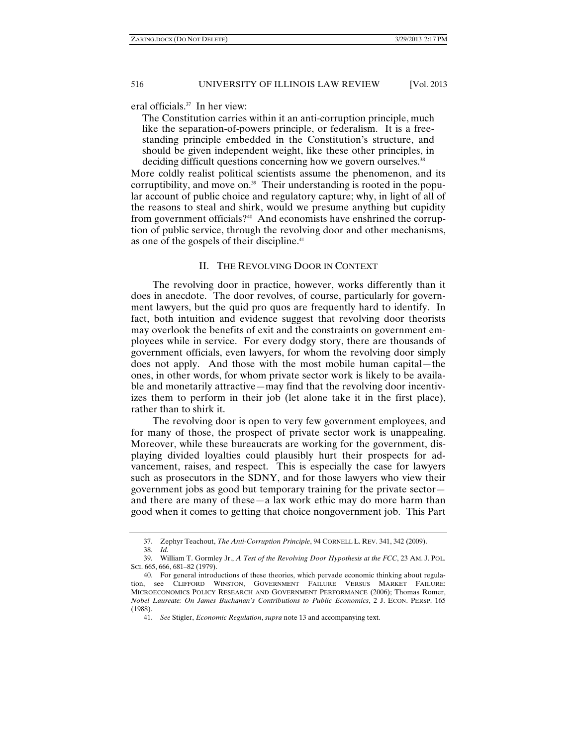eral officials.[37] In her view:

> The Constitution carries within it an anti-corruption principle, much like the separation-of-powers principle, or federalism. It is a free-standing principle embedded in the Constitution's structure, and should be given independent weight, like these other principles, in deciding difficult questions concerning how we govern ourselves.[38]

More coldly realist political scientists assume the phenomenon, and its corruptibility, and move on.[39] Their understanding is rooted in the popular account of public choice and regulatory capture; why, in light of all of the reasons to steal and shirk, would we presume anything but cupidity from government officials?[40] And economists have enshrined the corruption of public service, through the revolving door and other mechanisms, as one of the gospels of their discipline.[41]

## II. THE REVOLVING DOOR IN CONTEXT

The revolving door in practice, however, works differently than it does in anecdote. The door revolves, of course, particularly for government lawyers, but the quid pro quos are frequently hard to identify. In fact, both intuition and evidence suggest that revolving door theorists may overlook the benefits of exit and the constraints on government employees while in service. For every dodgy story, there are thousands of government officials, even lawyers, for whom the revolving door simply does not apply. And those with the most mobile human capital—the ones, in other words, for whom private sector work is likely to be available and monetarily attractive—may find that the revolving door incentivizes them to perform in their job (let alone take it in the first place), rather than to shirk it.

The revolving door is open to very few government employees, and for many of those, the prospect of private sector work is unappealing. Moreover, while these bureaucrats are working for the government, displaying divided loyalties could plausibly hurt their prospects for advancement, raises, and respect. This is especially the case for lawyers such as prosecutors in the SDNY, and for those lawyers who view their government jobs as good but temporary training for the private sector—and there are many of these—a lax work ethic may do more harm than good when it comes to getting that choice nongovernment job. This Part

---

37. Zephyr Teachout, *The Anti-Corruption Principle*, 94 CORNELL L. REV. 341, 342 (2009).

38. *Id.*

39. William T. Gormley Jr., *A Test of the Revolving Door Hypothesis at the FCC*, 23 AM. J. POL. SCI. 665, 666, 681–82 (1979).

40. For general introductions of these theories, which pervade economic thinking about regulation, see CLIFFORD WINSTON, GOVERNMENT FAILURE VERSUS MARKET FAILURE: MICROECONOMICS POLICY RESEARCH AND GOVERNMENT PERFORMANCE (2006); Thomas Romer, *Nobel Laureate: On James Buchanan's Contributions to Public Economics*, 2 J. ECON. PERSP. 165 (1988).

41. *See* Stigler, *Economic Regulation*, *supra* note 13 and accompanying text.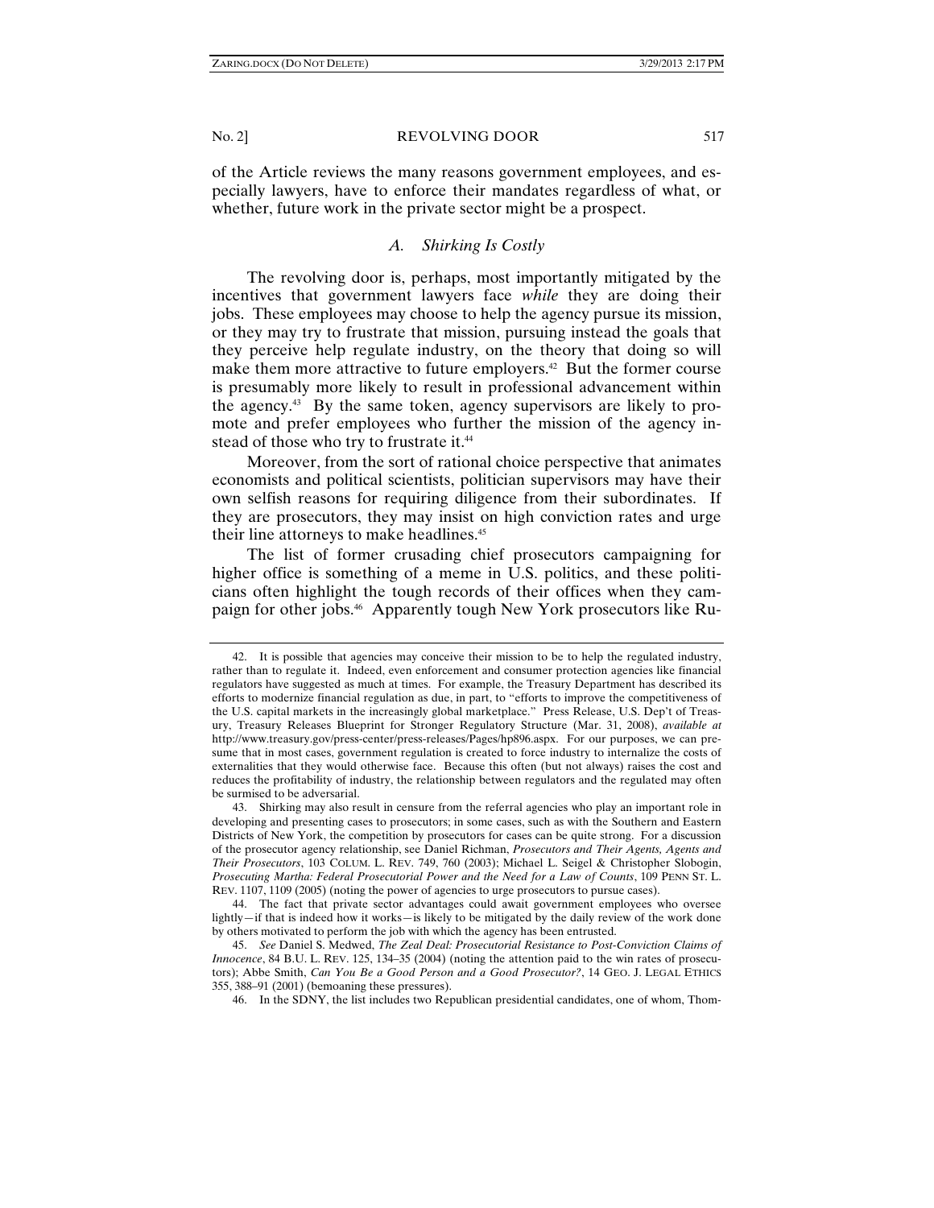of the Article reviews the many reasons government employees, and especially lawyers, have to enforce their mandates regardless of what, or whether, future work in the private sector might be a prospect.

### *A. Shirking Is Costly*

The revolving door is, perhaps, most importantly mitigated by the incentives that government lawyers face *while* they are doing their jobs. These employees may choose to help the agency pursue its mission, or they may try to frustrate that mission, pursuing instead the goals that they perceive help regulate industry, on the theory that doing so will make them more attractive to future employers.[42] But the former course is presumably more likely to result in professional advancement within the agency.[43] By the same token, agency supervisors are likely to promote and prefer employees who further the mission of the agency instead of those who try to frustrate it.[44]

Moreover, from the sort of rational choice perspective that animates economists and political scientists, politician supervisors may have their own selfish reasons for requiring diligence from their subordinates. If they are prosecutors, they may insist on high conviction rates and urge their line attorneys to make headlines.[45]

The list of former crusading chief prosecutors campaigning for higher office is something of a meme in U.S. politics, and these politicians often highlight the tough records of their offices when they campaign for other jobs.[46] Apparently tough New York prosecutors like Ru-

---

42. It is possible that agencies may conceive their mission to be to help the regulated industry, rather than to regulate it. Indeed, even enforcement and consumer protection agencies like financial regulators have suggested as much at times. For example, the Treasury Department has described its efforts to modernize financial regulation as due, in part, to "efforts to improve the competitiveness of the U.S. capital markets in the increasingly global marketplace." Press Release, U.S. Dep't of Treasury, Treasury Releases Blueprint for Stronger Regulatory Structure (Mar. 31, 2008), *available at* http://www.treasury.gov/press-center/press-releases/Pages/hp896.aspx. For our purposes, we can presume that in most cases, government regulation is created to force industry to internalize the costs of externalities that they would otherwise face. Because this often (but not always) raises the cost and reduces the profitability of industry, the relationship between regulators and the regulated may often be surmised to be adversarial.

43. Shirking may also result in censure from the referral agencies who play an important role in developing and presenting cases to prosecutors; in some cases, such as with the Southern and Eastern Districts of New York, the competition by prosecutors for cases can be quite strong. For a discussion of the prosecutor agency relationship, see Daniel Richman, *Prosecutors and Their Agents, Agents and Their Prosecutors*, 103 COLUM. L. REV. 749, 760 (2003); Michael L. Seigel & Christopher Slobogin, *Prosecuting Martha: Federal Prosecutorial Power and the Need for a Law of Counts*, 109 PENN ST. L. REV. 1107, 1109 (2005) (noting the power of agencies to urge prosecutors to pursue cases).

44. The fact that private sector advantages could await government employees who oversee lightly—if that is indeed how it works—is likely to be mitigated by the daily review of the work done by others motivated to perform the job with which the agency has been entrusted.

45. *See* Daniel S. Medwed, *The Zeal Deal: Prosecutorial Resistance to Post-Conviction Claims of Innocence*, 84 B.U. L. REV. 125, 134–35 (2004) (noting the attention paid to the win rates of prosecutors); Abbe Smith, *Can You Be a Good Person and a Good Prosecutor?*, 14 GEO. J. LEGAL ETHICS 355, 388–91 (2001) (bemoaning these pressures).

46. In the SDNY, the list includes two Republican presidential candidates, one of whom, Thom-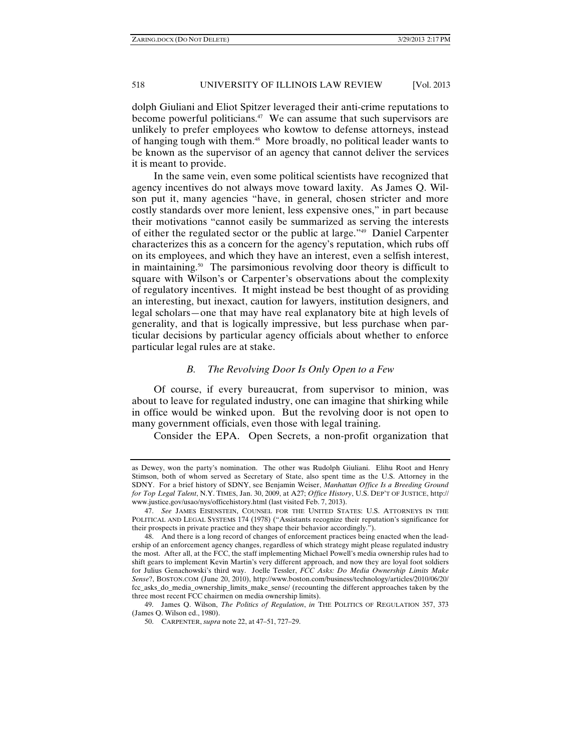dolph Giuliani and Eliot Spitzer leveraged their anti-crime reputations to become powerful politicians.[47] We can assume that such supervisors are unlikely to prefer employees who kowtow to defense attorneys, instead of hanging tough with them.[48] More broadly, no political leader wants to be known as the supervisor of an agency that cannot deliver the services it is meant to provide.

In the same vein, even some political scientists have recognized that agency incentives do not always move toward laxity. As James Q. Wilson put it, many agencies "have, in general, chosen stricter and more costly standards over more lenient, less expensive ones," in part because their motivations "cannot easily be summarized as serving the interests of either the regulated sector or the public at large."[49] Daniel Carpenter characterizes this as a concern for the agency's reputation, which rubs off on its employees, and which they have an interest, even a selfish interest, in maintaining.[50] The parsimonious revolving door theory is difficult to square with Wilson's or Carpenter's observations about the complexity of regulatory incentives. It might instead be best thought of as providing an interesting, but inexact, caution for lawyers, institution designers, and legal scholars—one that may have real explanatory bite at high levels of generality, and that is logically impressive, but less purchase when particular decisions by particular agency officials about whether to enforce particular legal rules are at stake.

### *B. The Revolving Door Is Only Open to a Few*

Of course, if every bureaucrat, from supervisor to minion, was about to leave for regulated industry, one can imagine that shirking while in office would be winked upon. But the revolving door is not open to many government officials, even those with legal training.

Consider the EPA. Open Secrets, a non-profit organization that

---

as Dewey, won the party's nomination. The other was Rudolph Giuliani. Elihu Root and Henry Stimson, both of whom served as Secretary of State, also spent time as the U.S. Attorney in the SDNY. For a brief history of SDNY, see Benjamin Weiser, *Manhattan Office Is a Breeding Ground for Top Legal Talent*, N.Y. TIMES, Jan. 30, 2009, at A27; *Office History*, U.S. DEP'T OF JUSTICE, http://www.justice.gov/usao/nys/officehistory.html (last visited Feb. 7, 2013).

47. *See* JAMES EISENSTEIN, COUNSEL FOR THE UNITED STATES: U.S. ATTORNEYS IN THE POLITICAL AND LEGAL SYSTEMS 174 (1978) ("Assistants recognize their reputation's significance for their prospects in private practice and they shape their behavior accordingly.").

48. And there is a long record of changes of enforcement practices being enacted when the leadership of an enforcement agency changes, regardless of which strategy might please regulated industry the most. After all, at the FCC, the staff implementing Michael Powell's media ownership rules had to shift gears to implement Kevin Martin's very different approach, and now they are loyal foot soldiers for Julius Genachowski's third way. Joelle Tessler, *FCC Asks: Do Media Ownership Limits Make Sense*?, BOSTON.COM (June 20, 2010), http://www.boston.com/business/technology/articles/2010/06/20/fcc_asks_do_media_ownership_limits_make_sense/ (recounting the different approaches taken by the three most recent FCC chairmen on media ownership limits).

49. James Q. Wilson, *The Politics of Regulation*, *in* THE POLITICS OF REGULATION 357, 373 (James Q. Wilson ed., 1980).

50. CARPENTER, *supra* note 22, at 47–51, 727–29.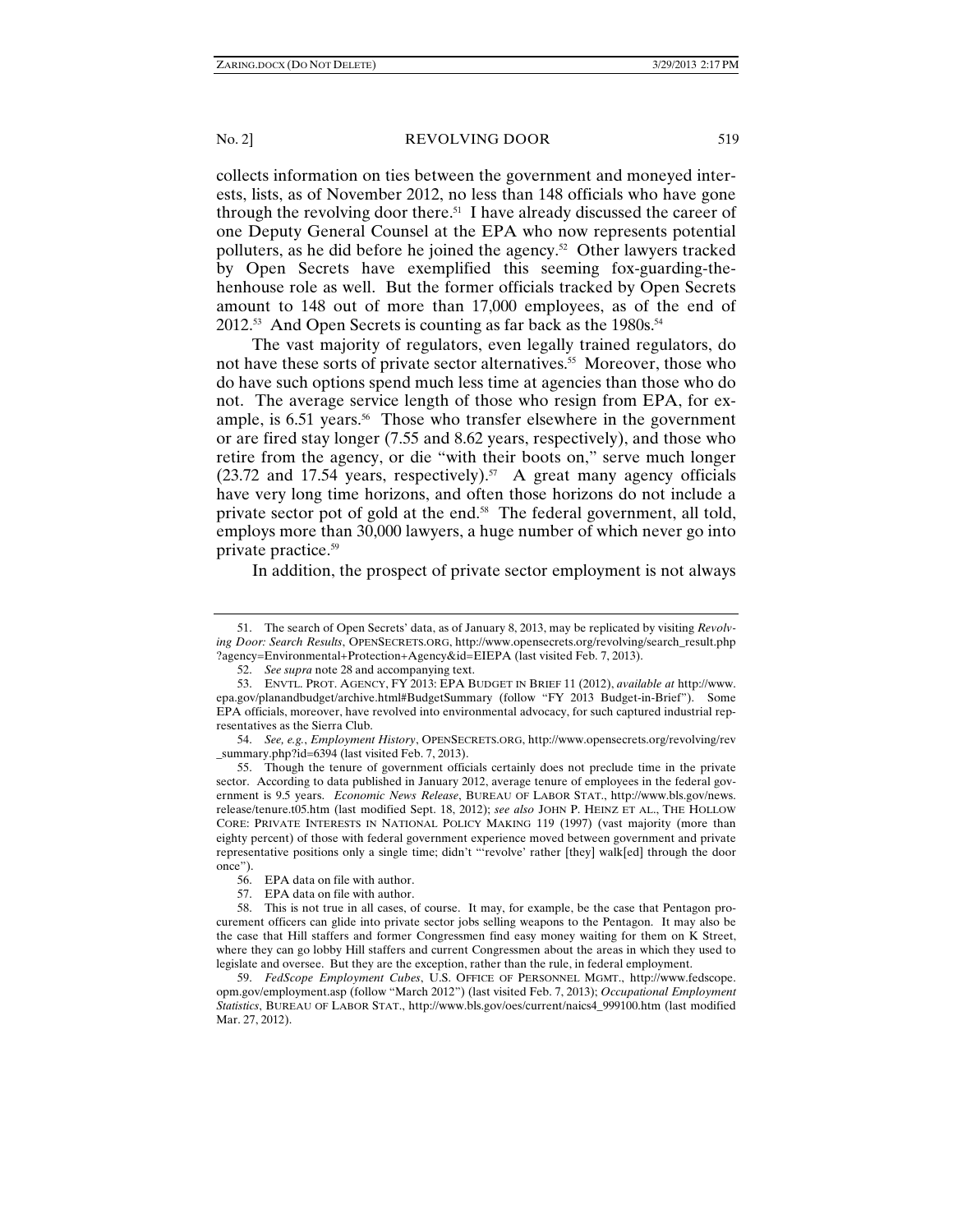collects information on ties between the government and moneyed interests, lists, as of November 2012, no less than 148 officials who have gone through the revolving door there.[51] I have already discussed the career of one Deputy General Counsel at the EPA who now represents potential polluters, as he did before he joined the agency.[52] Other lawyers tracked by Open Secrets have exemplified this seeming fox-guarding-the-henhouse role as well. But the former officials tracked by Open Secrets amount to 148 out of more than 17,000 employees, as of the end of 2012.[53] And Open Secrets is counting as far back as the 1980s.[54]

The vast majority of regulators, even legally trained regulators, do not have these sorts of private sector alternatives.[55] Moreover, those who do have such options spend much less time at agencies than those who do not. The average service length of those who resign from EPA, for example, is 6.51 years.[56] Those who transfer elsewhere in the government or are fired stay longer (7.55 and 8.62 years, respectively), and those who retire from the agency, or die "with their boots on," serve much longer (23.72 and 17.54 years, respectively).[57] A great many agency officials have very long time horizons, and often those horizons do not include a private sector pot of gold at the end.[58] The federal government, all told, employs more than 30,000 lawyers, a huge number of which never go into private practice.[59]

In addition, the prospect of private sector employment is not always

---

51. The search of Open Secrets' data, as of January 8, 2013, may be replicated by visiting *Revolving Door: Search Results*, OPENSECRETS.ORG, http://www.opensecrets.org/revolving/search_result.php?agency=Environmental+Protection+Agency&id=EIEPA (last visited Feb. 7, 2013).

52. *See supra* note 28 and accompanying text.

53. ENVTL. PROT. AGENCY, FY 2013: EPA BUDGET IN BRIEF 11 (2012), *available at* http://www.epa.gov/planandbudget/archive.html#BudgetSummary (follow "FY 2013 Budget-in-Brief"). Some EPA officials, moreover, have revolved into environmental advocacy, for such captured industrial representatives as the Sierra Club.

54. *See, e.g.*, *Employment History*, OPENSECRETS.ORG, http://www.opensecrets.org/revolving/rev_summary.php?id=6394 (last visited Feb. 7, 2013).

55. Though the tenure of government officials certainly does not preclude time in the private sector. According to data published in January 2012, average tenure of employees in the federal government is 9.5 years. *Economic News Release*, BUREAU OF LABOR STAT., http://www.bls.gov/news.release/tenure.t05.htm (last modified Sept. 18, 2012); *see also* JOHN P. HEINZ ET AL., THE HOLLOW CORE: PRIVATE INTERESTS IN NATIONAL POLICY MAKING 119 (1997) (vast majority (more than eighty percent) of those with federal government experience moved between government and private representative positions only a single time; didn't "'revolve' rather [they] walk[ed] through the door once").

56. EPA data on file with author.

57. EPA data on file with author.

58. This is not true in all cases, of course. It may, for example, be the case that Pentagon procurement officers can glide into private sector jobs selling weapons to the Pentagon. It may also be the case that Hill staffers and former Congressmen find easy money waiting for them on K Street, where they can go lobby Hill staffers and current Congressmen about the areas in which they used to legislate and oversee. But they are the exception, rather than the rule, in federal employment.

59. *FedScope Employment Cubes*, U.S. OFFICE OF PERSONNEL MGMT., http://www.fedscope.opm.gov/employment.asp (follow "March 2012") (last visited Feb. 7, 2013); *Occupational Employment Statistics*, BUREAU OF LABOR STAT., http://www.bls.gov/oes/current/naics4_999100.htm (last modified Mar. 27, 2012).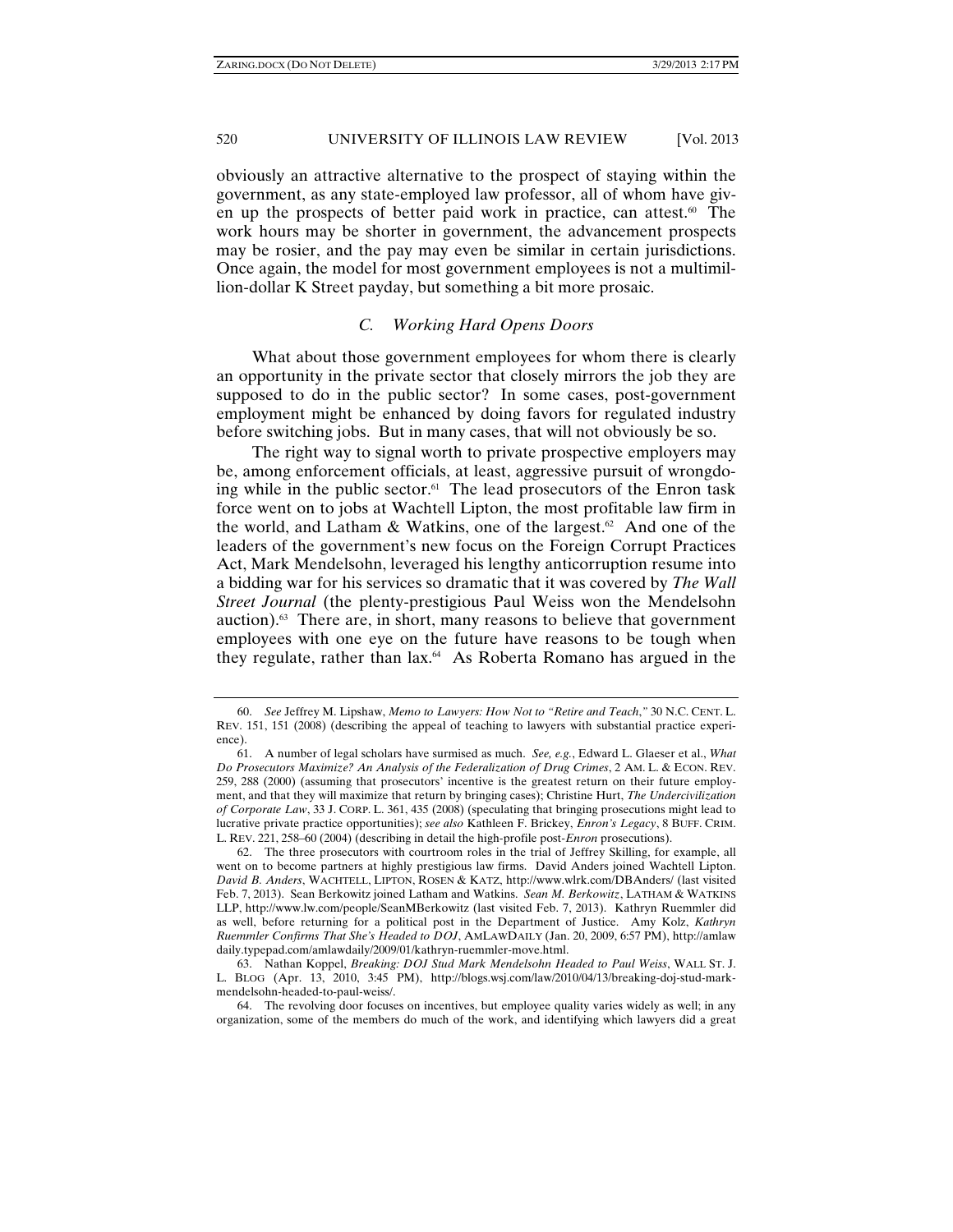obviously an attractive alternative to the prospect of staying within the government, as any state-employed law professor, all of whom have given up the prospects of better paid work in practice, can attest.[60] The work hours may be shorter in government, the advancement prospects may be rosier, and the pay may even be similar in certain jurisdictions. Once again, the model for most government employees is not a multimillion-dollar K Street payday, but something a bit more prosaic.

### *C. Working Hard Opens Doors*

What about those government employees for whom there is clearly an opportunity in the private sector that closely mirrors the job they are supposed to do in the public sector? In some cases, post-government employment might be enhanced by doing favors for regulated industry before switching jobs. But in many cases, that will not obviously be so.

The right way to signal worth to private prospective employers may be, among enforcement officials, at least, aggressive pursuit of wrongdoing while in the public sector.[61] The lead prosecutors of the Enron task force went on to jobs at Wachtell Lipton, the most profitable law firm in the world, and Latham & Watkins, one of the largest.[62] And one of the leaders of the government's new focus on the Foreign Corrupt Practices Act, Mark Mendelsohn, leveraged his lengthy anticorruption resume into a bidding war for his services so dramatic that it was covered by *The Wall Street Journal* (the plenty-prestigious Paul Weiss won the Mendelsohn auction).[63] There are, in short, many reasons to believe that government employees with one eye on the future have reasons to be tough when they regulate, rather than lax.[64] As Roberta Romano has argued in the

---

60. *See* Jeffrey M. Lipshaw, *Memo to Lawyers: How Not to "Retire and Teach*,*"* 30 N.C. CENT. L. REV. 151, 151 (2008) (describing the appeal of teaching to lawyers with substantial practice experience).

61. A number of legal scholars have surmised as much. *See, e.g.*, Edward L. Glaeser et al., *What Do Prosecutors Maximize? An Analysis of the Federalization of Drug Crimes*, 2 AM. L. & ECON. REV. 259, 288 (2000) (assuming that prosecutors' incentive is the greatest return on their future employment, and that they will maximize that return by bringing cases); Christine Hurt, *The Undercivilization of Corporate Law*, 33 J. CORP. L. 361, 435 (2008) (speculating that bringing prosecutions might lead to lucrative private practice opportunities); *see also* Kathleen F. Brickey, *Enron's Legacy*, 8 BUFF. CRIM. L. REV. 221, 258–60 (2004) (describing in detail the high-profile post-*Enron* prosecutions).

62. The three prosecutors with courtroom roles in the trial of Jeffrey Skilling, for example, all went on to become partners at highly prestigious law firms. David Anders joined Wachtell Lipton. *David B. Anders*, WACHTELL, LIPTON, ROSEN & KATZ, http://www.wlrk.com/DBAnders/ (last visited Feb. 7, 2013). Sean Berkowitz joined Latham and Watkins. *Sean M. Berkowitz*, LATHAM & WATKINS LLP, http://www.lw.com/people/SeanMBerkowitz (last visited Feb. 7, 2013). Kathryn Ruemmler did as well, before returning for a political post in the Department of Justice. Amy Kolz, *Kathryn Ruemmler Confirms That She's Headed to DOJ*, AMLAWDAILY (Jan. 20, 2009, 6:57 PM), http://amlawdaily.typepad.com/amlawdaily/2009/01/kathryn-ruemmler-move.html.

63. Nathan Koppel, *Breaking: DOJ Stud Mark Mendelsohn Headed to Paul Weiss*, WALL ST. J. L. BLOG (Apr. 13, 2010, 3:45 PM), http://blogs.wsj.com/law/2010/04/13/breaking-doj-stud-mark-mendelsohn-headed-to-paul-weiss/.

64. The revolving door focuses on incentives, but employee quality varies widely as well; in any organization, some of the members do much of the work, and identifying which lawyers did a great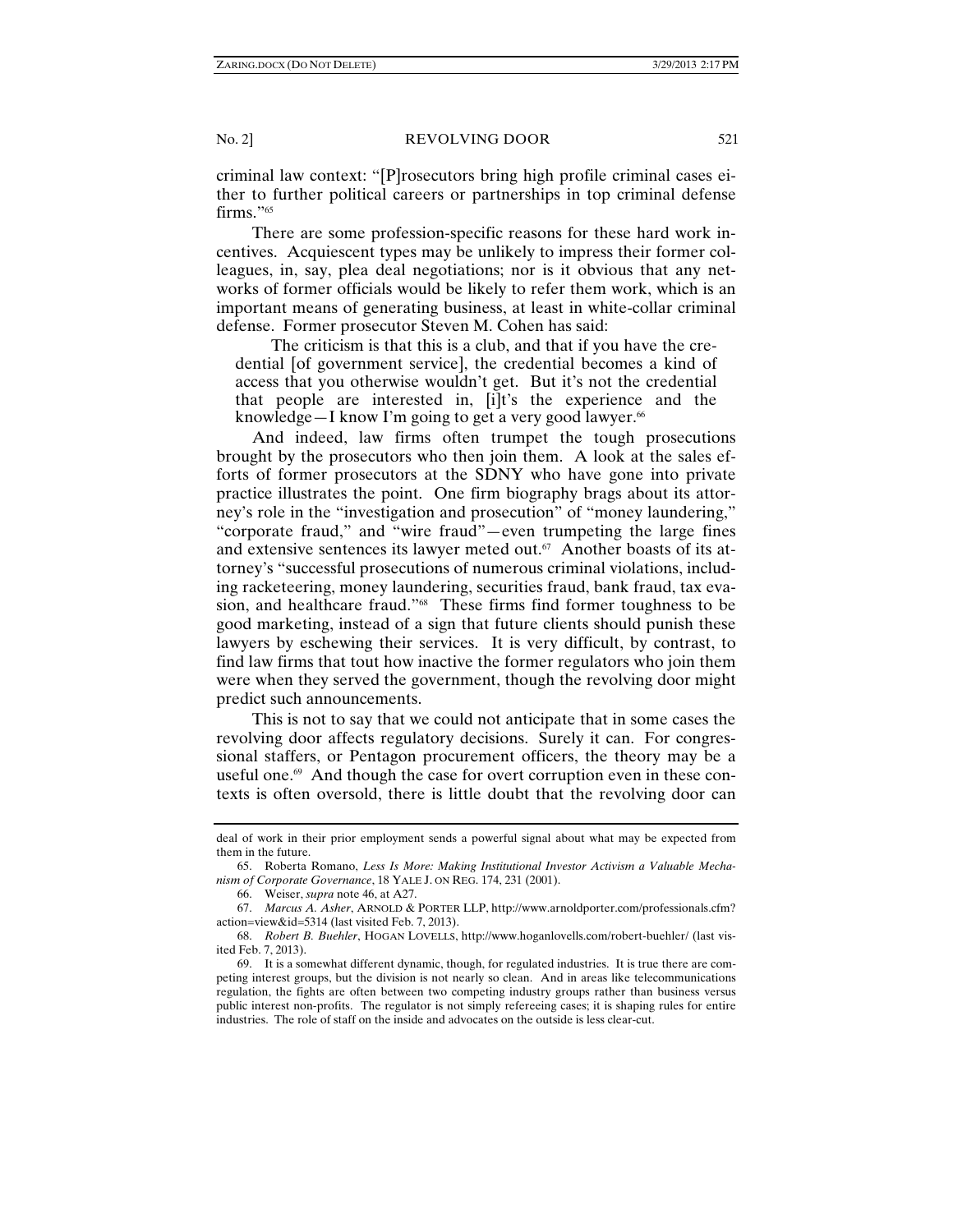criminal law context: "[P]rosecutors bring high profile criminal cases either to further political careers or partnerships in top criminal defense firms."[65]

There are some profession-specific reasons for these hard work incentives. Acquiescent types may be unlikely to impress their former colleagues, in, say, plea deal negotiations; nor is it obvious that any networks of former officials would be likely to refer them work, which is an important means of generating business, at least in white-collar criminal defense. Former prosecutor Steven M. Cohen has said:

> The criticism is that this is a club, and that if you have the credential [of government service], the credential becomes a kind of access that you otherwise wouldn't get. But it's not the credential that people are interested in, [i]t's the experience and the knowledge—I know I'm going to get a very good lawyer.[66]

And indeed, law firms often trumpet the tough prosecutions brought by the prosecutors who then join them. A look at the sales efforts of former prosecutors at the SDNY who have gone into private practice illustrates the point. One firm biography brags about its attorney's role in the "investigation and prosecution" of "money laundering," "corporate fraud," and "wire fraud"—even trumpeting the large fines and extensive sentences its lawyer meted out.[67] Another boasts of its attorney's "successful prosecutions of numerous criminal violations, including racketeering, money laundering, securities fraud, bank fraud, tax evasion, and healthcare fraud."[68] These firms find former toughness to be good marketing, instead of a sign that future clients should punish these lawyers by eschewing their services. It is very difficult, by contrast, to find law firms that tout how inactive the former regulators who join them were when they served the government, though the revolving door might predict such announcements.

This is not to say that we could not anticipate that in some cases the revolving door affects regulatory decisions. Surely it can. For congressional staffers, or Pentagon procurement officers, the theory may be a useful one.[69] And though the case for overt corruption even in these contexts is often oversold, there is little doubt that the revolving door can

---

deal of work in their prior employment sends a powerful signal about what may be expected from them in the future.

65. Roberta Romano, *Less Is More: Making Institutional Investor Activism a Valuable Mechanism of Corporate Governance*, 18 YALE J. ON REG. 174, 231 (2001).

66. Weiser, *supra* note 46, at A27.

67. *Marcus A. Asher*, ARNOLD & PORTER LLP, http://www.arnoldporter.com/professionals.cfm?action=view&id=5314 (last visited Feb. 7, 2013).

68. *Robert B. Buehler*, HOGAN LOVELLS, http://www.hoganlovells.com/robert-buehler/ (last visited Feb. 7, 2013).

69. It is a somewhat different dynamic, though, for regulated industries. It is true there are competing interest groups, but the division is not nearly so clean. And in areas like telecommunications regulation, the fights are often between two competing industry groups rather than business versus public interest non-profits. The regulator is not simply refereeing cases; it is shaping rules for entire industries. The role of staff on the inside and advocates on the outside is less clear-cut.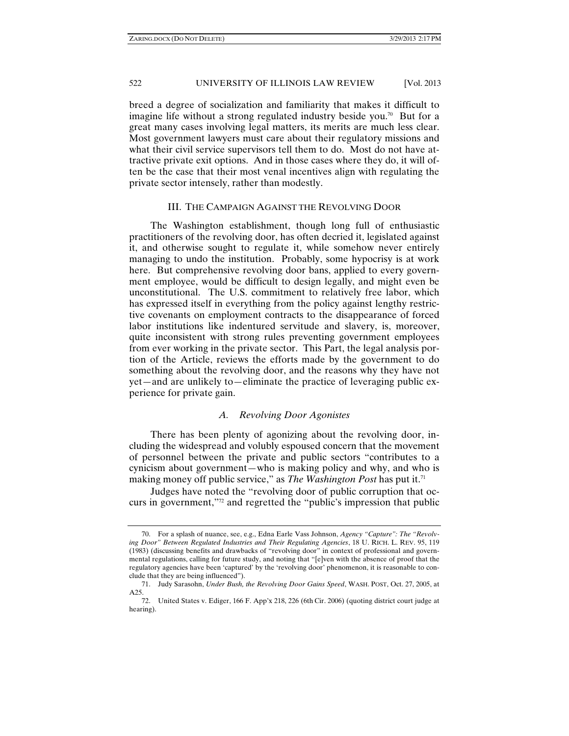breed a degree of socialization and familiarity that makes it difficult to imagine life without a strong regulated industry beside you.[70] But for a great many cases involving legal matters, its merits are much less clear. Most government lawyers must care about their regulatory missions and what their civil service supervisors tell them to do. Most do not have attractive private exit options. And in those cases where they do, it will often be the case that their most venal incentives align with regulating the private sector intensely, rather than modestly.

## III. The Campaign Against the Revolving Door

The Washington establishment, though long full of enthusiastic practitioners of the revolving door, has often decried it, legislated against it, and otherwise sought to regulate it, while somehow never entirely managing to undo the institution. Probably, some hypocrisy is at work here. But comprehensive revolving door bans, applied to every government employee, would be difficult to design legally, and might even be unconstitutional. The U.S. commitment to relatively free labor, which has expressed itself in everything from the policy against lengthy restrictive covenants on employment contracts to the disappearance of forced labor institutions like indentured servitude and slavery, is, moreover, quite inconsistent with strong rules preventing government employees from ever working in the private sector. This Part, the legal analysis portion of the Article, reviews the efforts made by the government to do something about the revolving door, and the reasons why they have not yet—and are unlikely to—eliminate the practice of leveraging public experience for private gain.

### A. *Revolving Door Agonistes*

There has been plenty of agonizing about the revolving door, including the widespread and volubly espoused concern that the movement of personnel between the private and public sectors "contributes to a cynicism about government—who is making policy and why, and who is making money off public service," as *The Washington Post* has put it.[71]

Judges have noted the "revolving door of public corruption that occurs in government,"[72] and regretted the "public's impression that public

---

70. For a splash of nuance, see, e.g., Edna Earle Vass Johnson, *Agency "Capture": The "Revolving Door" Between Regulated Industries and Their Regulating Agencies*, 18 U. RICH. L. REV. 95, 119 (1983) (discussing benefits and drawbacks of "revolving door" in context of professional and governmental regulations, calling for future study, and noting that "[e]ven with the absence of proof that the regulatory agencies have been 'captured' by the 'revolving door' phenomenon, it is reasonable to conclude that they are being influenced").

71. Judy Sarasohn, *Under Bush, the Revolving Door Gains Speed*, WASH. POST, Oct. 27, 2005, at A25.

72. United States v. Ediger, 166 F. App'x 218, 226 (6th Cir. 2006) (quoting district court judge at hearing).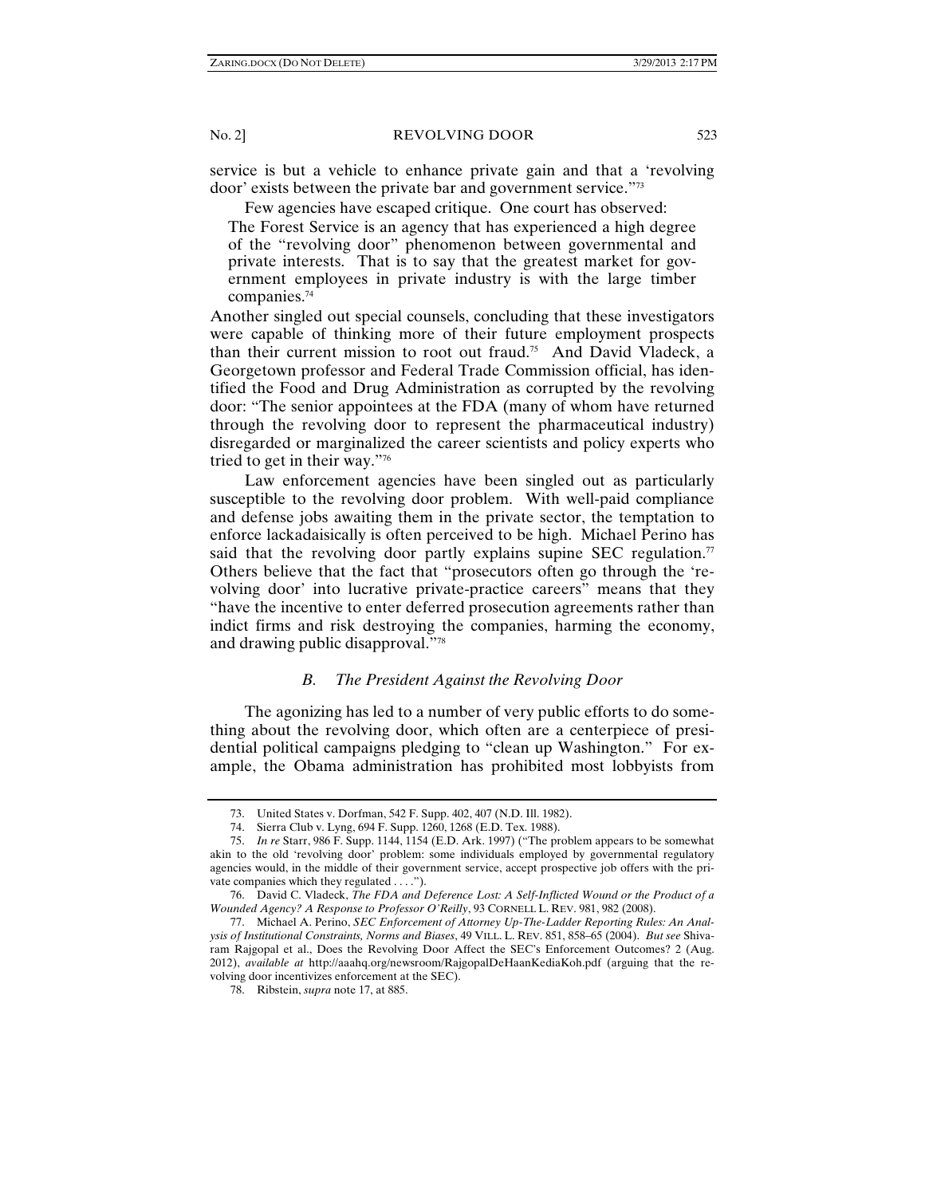service is but a vehicle to enhance private gain and that a 'revolving door' exists between the private bar and government service."[73]

Few agencies have escaped critique. One court has observed:

> The Forest Service is an agency that has experienced a high degree of the "revolving door" phenomenon between governmental and private interests. That is to say that the greatest market for government employees in private industry is with the large timber companies.[74]

Another singled out special counsels, concluding that these investigators were capable of thinking more of their future employment prospects than their current mission to root out fraud.[75] And David Vladeck, a Georgetown professor and Federal Trade Commission official, has identified the Food and Drug Administration as corrupted by the revolving door: "The senior appointees at the FDA (many of whom have returned through the revolving door to represent the pharmaceutical industry) disregarded or marginalized the career scientists and policy experts who tried to get in their way."[76]

Law enforcement agencies have been singled out as particularly susceptible to the revolving door problem. With well-paid compliance and defense jobs awaiting them in the private sector, the temptation to enforce lackadaisically is often perceived to be high. Michael Perino has said that the revolving door partly explains supine SEC regulation.[77] Others believe that the fact that "prosecutors often go through the 'revolving door' into lucrative private-practice careers" means that they "have the incentive to enter deferred prosecution agreements rather than indict firms and risk destroying the companies, harming the economy, and drawing public disapproval."[78]

### *B. The President Against the Revolving Door*

The agonizing has led to a number of very public efforts to do something about the revolving door, which often are a centerpiece of presidential political campaigns pledging to "clean up Washington." For example, the Obama administration has prohibited most lobbyists from

---

73. United States v. Dorfman, 542 F. Supp. 402, 407 (N.D. Ill. 1982).

74. Sierra Club v. Lyng, 694 F. Supp. 1260, 1268 (E.D. Tex. 1988).

75. *In re* Starr, 986 F. Supp. 1144, 1154 (E.D. Ark. 1997) ("The problem appears to be somewhat akin to the old 'revolving door' problem: some individuals employed by governmental regulatory agencies would, in the middle of their government service, accept prospective job offers with the private companies which they regulated . . . .").

76. David C. Vladeck, *The FDA and Deference Lost: A Self-Inflicted Wound or the Product of a Wounded Agency? A Response to Professor O'Reilly*, 93 CORNELL L. REV. 981, 982 (2008).

77. Michael A. Perino, *SEC Enforcement of Attorney Up-The-Ladder Reporting Rules: An Analysis of Institutional Constraints, Norms and Biases*, 49 VILL. L. REV. 851, 858–65 (2004). *But see* Shivaram Rajgopal et al., Does the Revolving Door Affect the SEC's Enforcement Outcomes? 2 (Aug. 2012), *available at* http://aaahq.org/newsroom/RajgopalDeHaanKediaKoh.pdf (arguing that the revolving door incentivizes enforcement at the SEC).

78. Ribstein, *supra* note 17, at 885.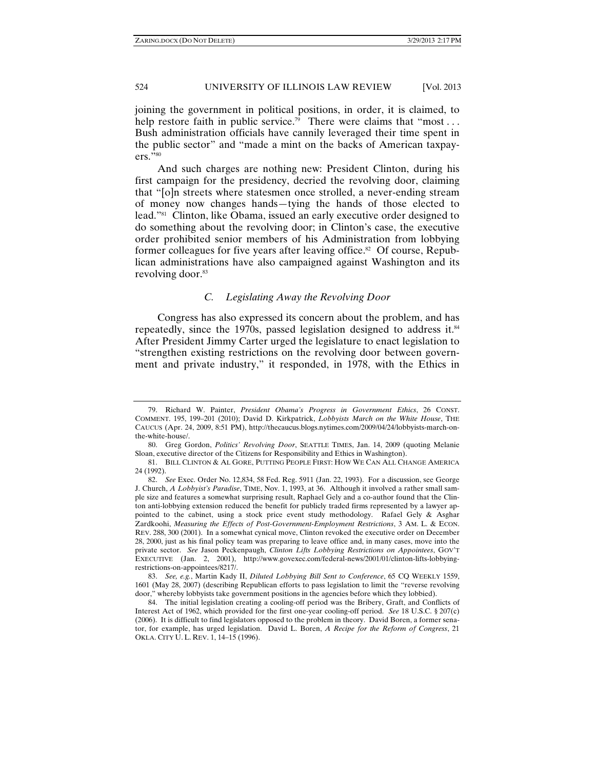joining the government in political positions, in order, it is claimed, to help restore faith in public service.[79] There were claims that "most . . . Bush administration officials have cannily leveraged their time spent in the public sector" and "made a mint on the backs of American taxpayers."[80]

And such charges are nothing new: President Clinton, during his first campaign for the presidency, decried the revolving door, claiming that "[o]n streets where statesmen once strolled, a never-ending stream of money now changes hands—tying the hands of those elected to lead."[81] Clinton, like Obama, issued an early executive order designed to do something about the revolving door; in Clinton's case, the executive order prohibited senior members of his Administration from lobbying former colleagues for five years after leaving office.[82] Of course, Republican administrations have also campaigned against Washington and its revolving door.[83]

### *C. Legislating Away the Revolving Door*

Congress has also expressed its concern about the problem, and has repeatedly, since the 1970s, passed legislation designed to address it.[84] After President Jimmy Carter urged the legislature to enact legislation to "strengthen existing restrictions on the revolving door between government and private industry," it responded, in 1978, with the Ethics in

---

79. Richard W. Painter, *President Obama's Progress in Government Ethics*, 26 CONST. COMMENT. 195, 199–201 (2010); David D. Kirkpatrick, *Lobbyists March on the White House*, THE CAUCUS (Apr. 24, 2009, 8:51 PM), http://thecaucus.blogs.nytimes.com/2009/04/24/lobbyists-march-on-the-white-house/.

80. Greg Gordon, *Politics' Revolving Door*, SEATTLE TIMES, Jan. 14, 2009 (quoting Melanie Sloan, executive director of the Citizens for Responsibility and Ethics in Washington).

81. BILL CLINTON & AL GORE, PUTTING PEOPLE FIRST: HOW WE CAN ALL CHANGE AMERICA 24 (1992).

82. *See* Exec. Order No. 12,834, 58 Fed. Reg. 5911 (Jan. 22, 1993). For a discussion, see George J. Church, *A Lobbyist's Paradise*, TIME, Nov. 1, 1993, at 36. Although it involved a rather small sample size and features a somewhat surprising result, Raphael Gely and a co-author found that the Clinton anti-lobbying extension reduced the benefit for publicly traded firms represented by a lawyer appointed to the cabinet, using a stock price event study methodology. Rafael Gely & Asghar Zardkoohi, *Measuring the Effects of Post-Government-Employment Restrictions*, 3 AM. L. & ECON. REV. 288, 300 (2001). In a somewhat cynical move, Clinton revoked the executive order on December 28, 2000, just as his final policy team was preparing to leave office and, in many cases, move into the private sector. *See* Jason Peckenpaugh, *Clinton Lifts Lobbying Restrictions on Appointees*, GOV'T EXECUTIVE (Jan. 2, 2001), http://www.govexec.com/federal-news/2001/01/clinton-lifts-lobbying-restrictions-on-appointees/8217/.

83. *See, e.g.*, Martin Kady II, *Diluted Lobbying Bill Sent to Conference*, 65 CQ WEEKLY 1559, 1601 (May 28, 2007) (describing Republican efforts to pass legislation to limit the "reverse revolving door," whereby lobbyists take government positions in the agencies before which they lobbied).

84. The initial legislation creating a cooling-off period was the Bribery, Graft, and Conflicts of Interest Act of 1962, which provided for the first one-year cooling-off period. *See* 18 U.S.C. § 207(c) (2006). It is difficult to find legislators opposed to the problem in theory. David Boren, a former senator, for example, has urged legislation. David L. Boren, *A Recipe for the Reform of Congress*, 21 OKLA. CITY U. L. REV. 1, 14–15 (1996).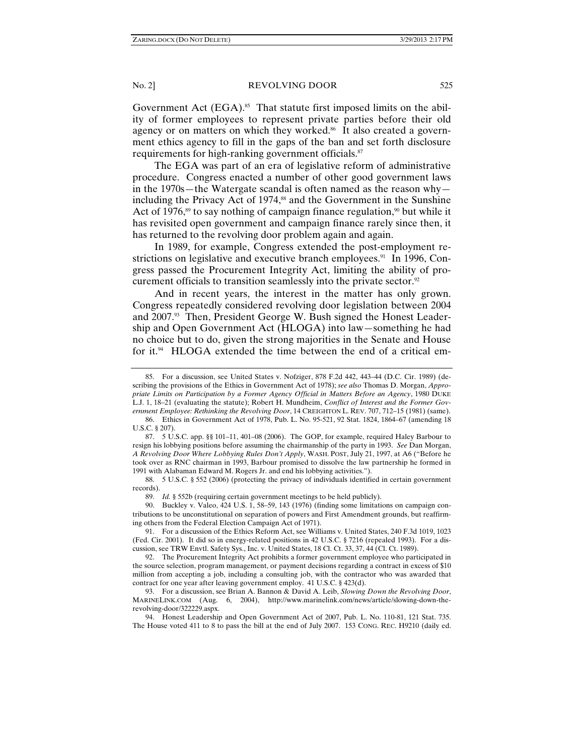Government Act (EGA).[85] That statute first imposed limits on the ability of former employees to represent private parties before their old agency or on matters on which they worked.[86] It also created a government ethics agency to fill in the gaps of the ban and set forth disclosure requirements for high-ranking government officials.[87]

The EGA was part of an era of legislative reform of administrative procedure. Congress enacted a number of other good government laws in the 1970s—the Watergate scandal is often named as the reason why—including the Privacy Act of 1974,[88] and the Government in the Sunshine Act of 1976,[89] to say nothing of campaign finance regulation,[90] but while it has revisited open government and campaign finance rarely since then, it has returned to the revolving door problem again and again.

In 1989, for example, Congress extended the post-employment restrictions on legislative and executive branch employees.[91] In 1996, Congress passed the Procurement Integrity Act, limiting the ability of procurement officials to transition seamlessly into the private sector.[92]

And in recent years, the interest in the matter has only grown. Congress repeatedly considered revolving door legislation between 2004 and 2007.[93] Then, President George W. Bush signed the Honest Leadership and Open Government Act (HLOGA) into law—something he had no choice but to do, given the strong majorities in the Senate and House for it.[94] HLOGA extended the time between the end of a critical em-

---

85. For a discussion, see United States v. Nofziger, 878 F.2d 442, 443–44 (D.C. Cir. 1989) (describing the provisions of the Ethics in Government Act of 1978); *see also* Thomas D. Morgan, *Appropriate Limits on Participation by a Former Agency Official in Matters Before an Agency*, 1980 DUKE L.J. 1, 18–21 (evaluating the statute); Robert H. Mundheim, *Conflict of Interest and the Former Government Employee: Rethinking the Revolving Door*, 14 CREIGHTON L. REV. 707, 712–15 (1981) (same).

86. Ethics in Government Act of 1978, Pub. L. No. 95-521, 92 Stat. 1824, 1864–67 (amending 18 U.S.C. § 207).

87. 5 U.S.C. app. §§ 101–11, 401–08 (2006). The GOP, for example, required Haley Barbour to resign his lobbying positions before assuming the chairmanship of the party in 1993. *See* Dan Morgan, *A Revolving Door Where Lobbying Rules Don't Apply*, WASH. POST, July 21, 1997, at A6 ("Before he took over as RNC chairman in 1993, Barbour promised to dissolve the law partnership he formed in 1991 with Alabaman Edward M. Rogers Jr. and end his lobbying activities.").

88. 5 U.S.C. § 552 (2006) (protecting the privacy of individuals identified in certain government records).

89. *Id.* § 552b (requiring certain government meetings to be held publicly).

90. Buckley v. Valeo, 424 U.S. 1, 58–59, 143 (1976) (finding some limitations on campaign contributions to be unconstitutional on separation of powers and First Amendment grounds, but reaffirming others from the Federal Election Campaign Act of 1971).

91. For a discussion of the Ethics Reform Act, see Williams v. United States, 240 F.3d 1019, 1023 (Fed. Cir. 2001). It did so in energy-related positions in 42 U.S.C. § 7216 (repealed 1993). For a discussion, see TRW Envtl. Safety Sys., Inc. v. United States, 18 Cl. Ct. 33, 37, 44 (Cl. Ct. 1989).

92. The Procurement Integrity Act prohibits a former government employee who participated in the source selection, program management, or payment decisions regarding a contract in excess of $10 million from accepting a job, including a consulting job, with the contractor who was awarded that contract for one year after leaving government employ. 41 U.S.C. § 423(d).

93. For a discussion, see Brian A. Bannon & David A. Leib, *Slowing Down the Revolving Door*, MARINELINK.COM (Aug. 6, 2004), http://www.marinelink.com/news/article/slowing-down-the-revolving-door/322229.aspx.

94. Honest Leadership and Open Government Act of 2007, Pub. L. No. 110-81, 121 Stat. 735. The House voted 411 to 8 to pass the bill at the end of July 2007. 153 CONG. REC. H9210 (daily ed.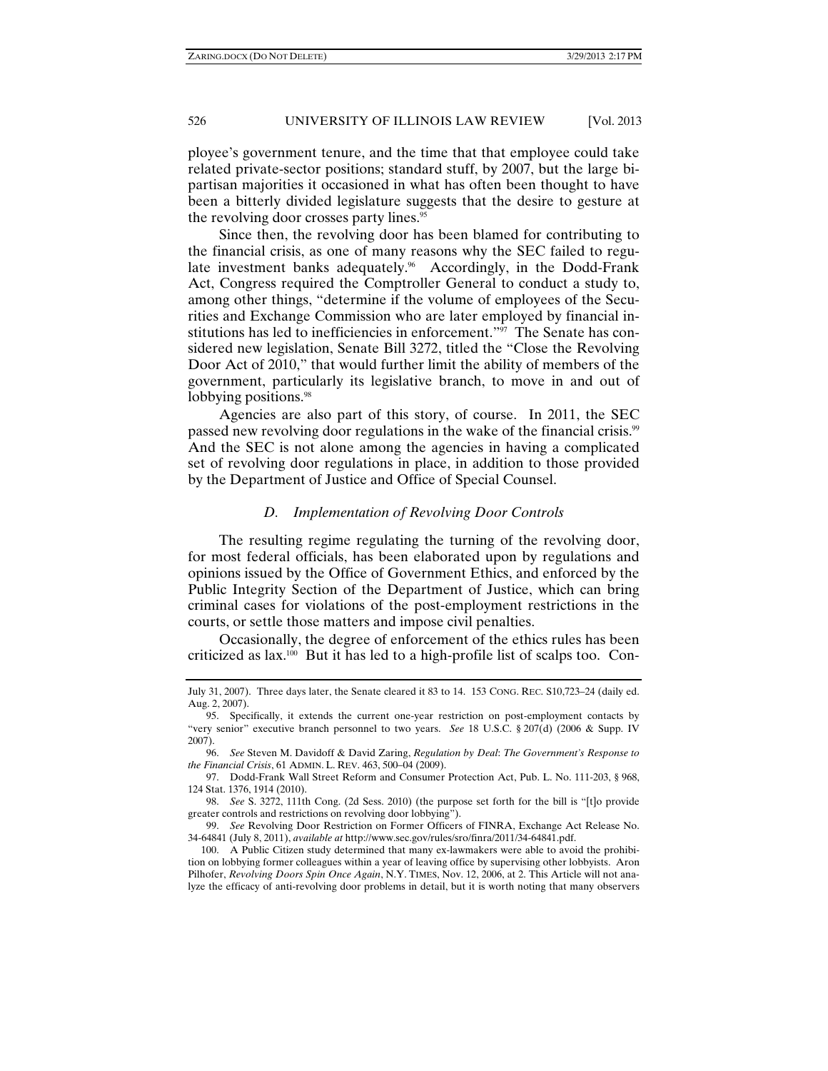ployee's government tenure, and the time that that employee could take related private-sector positions; standard stuff, by 2007, but the large bipartisan majorities it occasioned in what has often been thought to have been a bitterly divided legislature suggests that the desire to gesture at the revolving door crosses party lines.[95]

Since then, the revolving door has been blamed for contributing to the financial crisis, as one of many reasons why the SEC failed to regulate investment banks adequately.[96] Accordingly, in the Dodd-Frank Act, Congress required the Comptroller General to conduct a study to, among other things, "determine if the volume of employees of the Securities and Exchange Commission who are later employed by financial institutions has led to inefficiencies in enforcement."[97] The Senate has considered new legislation, Senate Bill 3272, titled the "Close the Revolving Door Act of 2010," that would further limit the ability of members of the government, particularly its legislative branch, to move in and out of lobbying positions.[98]

Agencies are also part of this story, of course. In 2011, the SEC passed new revolving door regulations in the wake of the financial crisis.[99] And the SEC is not alone among the agencies in having a complicated set of revolving door regulations in place, in addition to those provided by the Department of Justice and Office of Special Counsel.

### *D. Implementation of Revolving Door Controls*

The resulting regime regulating the turning of the revolving door, for most federal officials, has been elaborated upon by regulations and opinions issued by the Office of Government Ethics, and enforced by the Public Integrity Section of the Department of Justice, which can bring criminal cases for violations of the post-employment restrictions in the courts, or settle those matters and impose civil penalties.

Occasionally, the degree of enforcement of the ethics rules has been criticized as lax.[100] But it has led to a high-profile list of scalps too. Con-

---

July 31, 2007). Three days later, the Senate cleared it 83 to 14. 153 CONG. REC. S10,723–24 (daily ed. Aug. 2, 2007).

95. Specifically, it extends the current one-year restriction on post-employment contacts by "very senior" executive branch personnel to two years. *See* 18 U.S.C. § 207(d) (2006 & Supp. IV 2007).

96. *See* Steven M. Davidoff & David Zaring, *Regulation by Deal*: *The Government's Response to the Financial Crisis*, 61 ADMIN. L. REV. 463, 500–04 (2009).

97. Dodd-Frank Wall Street Reform and Consumer Protection Act, Pub. L. No. 111-203, § 968, 124 Stat. 1376, 1914 (2010).

98. *See* S. 3272, 111th Cong. (2d Sess. 2010) (the purpose set forth for the bill is "[t]o provide greater controls and restrictions on revolving door lobbying").

99. *See* Revolving Door Restriction on Former Officers of FINRA, Exchange Act Release No. 34-64841 (July 8, 2011), *available at* http://www.sec.gov/rules/sro/finra/2011/34-64841.pdf.

100. A Public Citizen study determined that many ex-lawmakers were able to avoid the prohibition on lobbying former colleagues within a year of leaving office by supervising other lobbyists. Aron Pilhofer, *Revolving Doors Spin Once Again*, N.Y. TIMES, Nov. 12, 2006, at 2. This Article will not analyze the efficacy of anti-revolving door problems in detail, but it is worth noting that many observers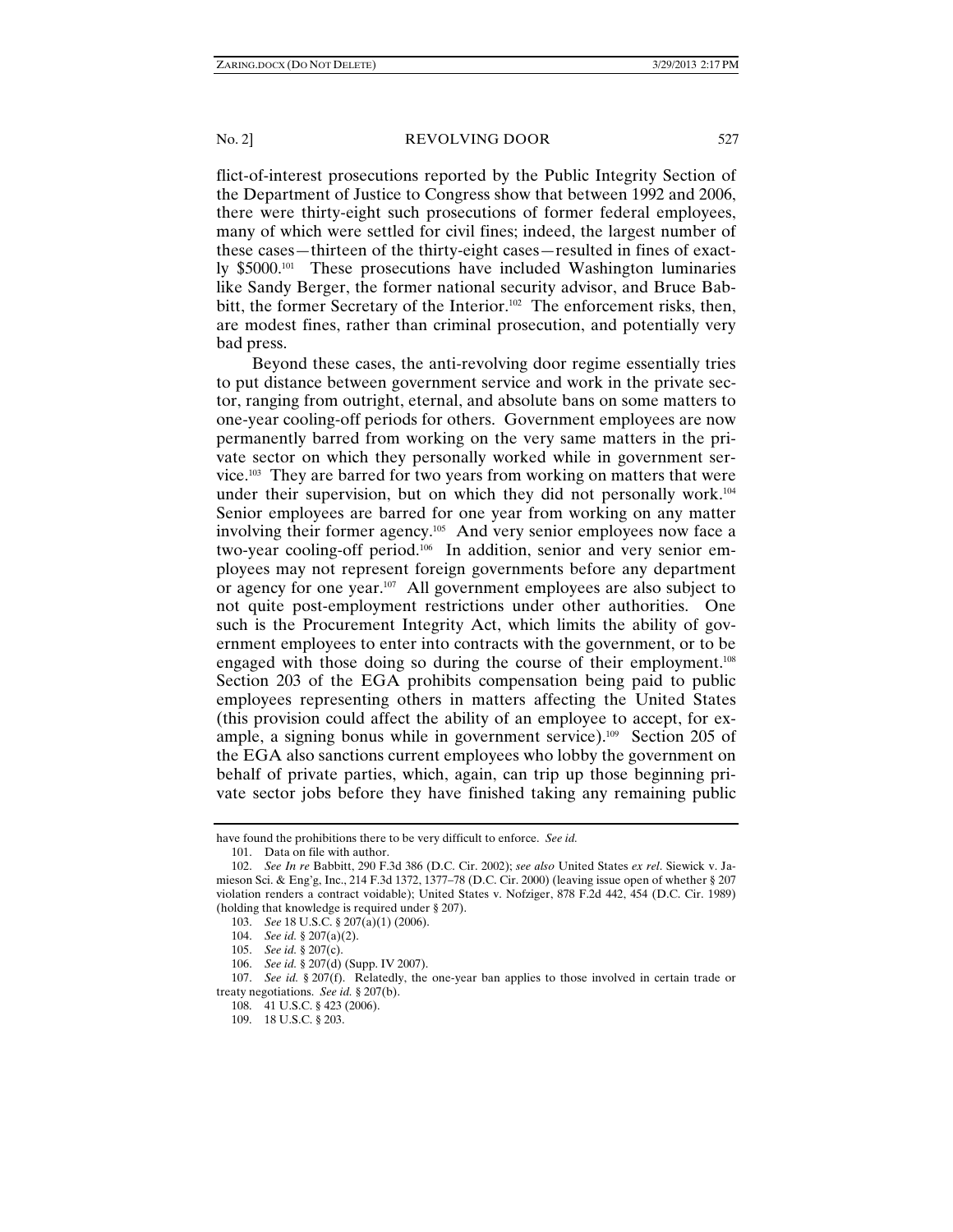flict-of-interest prosecutions reported by the Public Integrity Section of the Department of Justice to Congress show that between 1992 and 2006, there were thirty-eight such prosecutions of former federal employees, many of which were settled for civil fines; indeed, the largest number of these cases—thirteen of the thirty-eight cases—resulted in fines of exactly $5000.[101] These prosecutions have included Washington luminaries like Sandy Berger, the former national security advisor, and Bruce Babbitt, the former Secretary of the Interior.[102] The enforcement risks, then, are modest fines, rather than criminal prosecution, and potentially very bad press.

Beyond these cases, the anti-revolving door regime essentially tries to put distance between government service and work in the private sector, ranging from outright, eternal, and absolute bans on some matters to one-year cooling-off periods for others. Government employees are now permanently barred from working on the very same matters in the private sector on which they personally worked while in government service.[103] They are barred for two years from working on matters that were under their supervision, but on which they did not personally work.[104] Senior employees are barred for one year from working on any matter involving their former agency.[105] And very senior employees now face a two-year cooling-off period.[106] In addition, senior and very senior employees may not represent foreign governments before any department or agency for one year.[107] All government employees are also subject to not quite post-employment restrictions under other authorities. One such is the Procurement Integrity Act, which limits the ability of government employees to enter into contracts with the government, or to be engaged with those doing so during the course of their employment.[108] Section 203 of the EGA prohibits compensation being paid to public employees representing others in matters affecting the United States (this provision could affect the ability of an employee to accept, for example, a signing bonus while in government service).[109] Section 205 of the EGA also sanctions current employees who lobby the government on behalf of private parties, which, again, can trip up those beginning private sector jobs before they have finished taking any remaining public

---

have found the prohibitions there to be very difficult to enforce. *See id.*

101. Data on file with author.

102. *See In re* Babbitt, 290 F.3d 386 (D.C. Cir. 2002); *see also* United States *ex rel*. Siewick v. Jamieson Sci. & Eng'g, Inc., 214 F.3d 1372, 1377–78 (D.C. Cir. 2000) (leaving issue open of whether § 207 violation renders a contract voidable); United States v. Nofziger, 878 F.2d 442, 454 (D.C. Cir. 1989) (holding that knowledge is required under § 207).

103. *See* 18 U.S.C. § 207(a)(1) (2006).

104. *See id.* § 207(a)(2).

105. *See id.* § 207(c).

106. *See id.* § 207(d) (Supp. IV 2007).

107. *See id.* § 207(f). Relatedly, the one-year ban applies to those involved in certain trade or treaty negotiations. *See id.* § 207(b).

108. 41 U.S.C. § 423 (2006).

109. 18 U.S.C. § 203.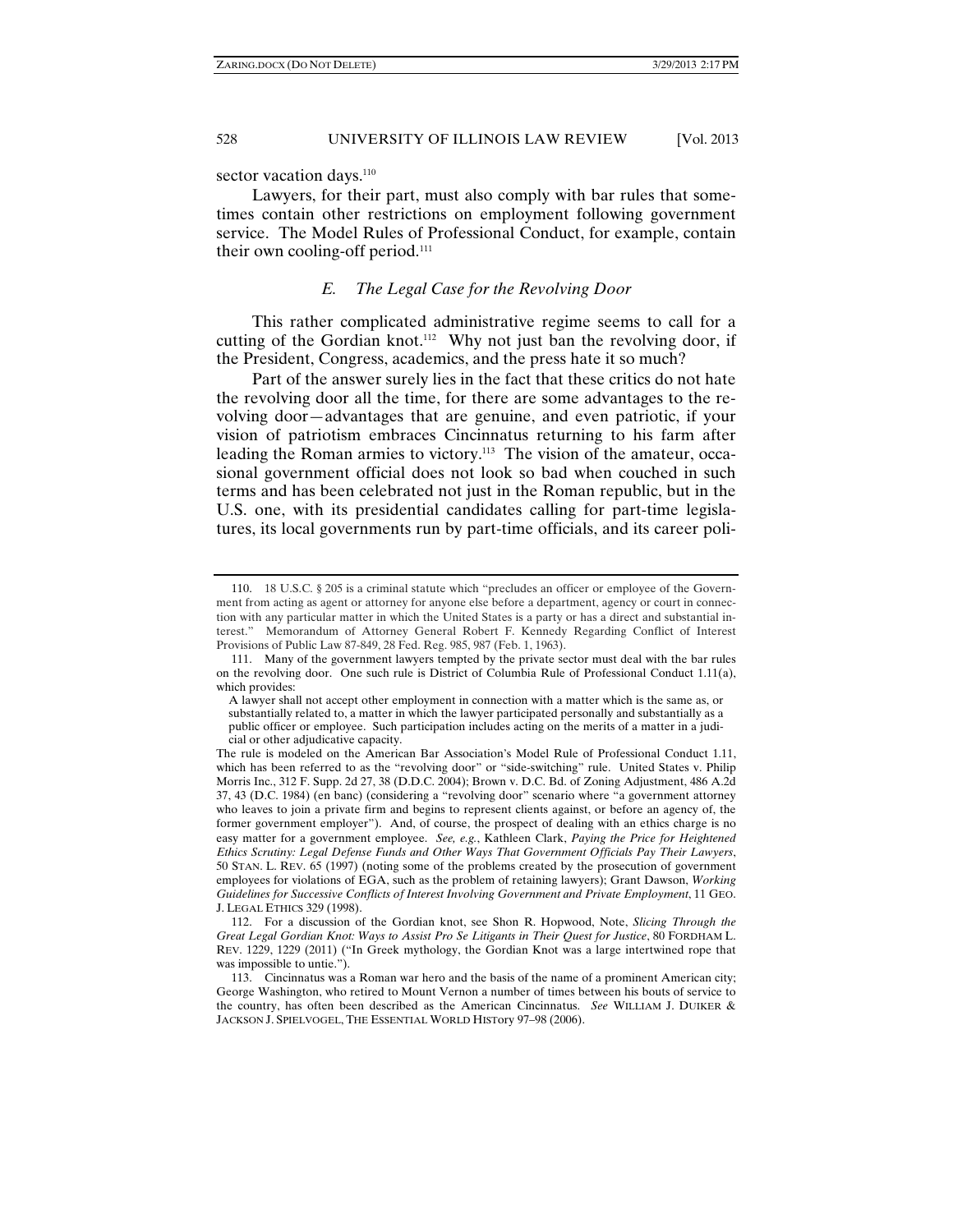sector vacation days.[110]

Lawyers, for their part, must also comply with bar rules that sometimes contain other restrictions on employment following government service. The Model Rules of Professional Conduct, for example, contain their own cooling-off period.[111]

### *E. The Legal Case for the Revolving Door*

This rather complicated administrative regime seems to call for a cutting of the Gordian knot.[112] Why not just ban the revolving door, if the President, Congress, academics, and the press hate it so much?

Part of the answer surely lies in the fact that these critics do not hate the revolving door all the time, for there are some advantages to the revolving door—advantages that are genuine, and even patriotic, if your vision of patriotism embraces Cincinnatus returning to his farm after leading the Roman armies to victory.[113] The vision of the amateur, occasional government official does not look so bad when couched in such terms and has been celebrated not just in the Roman republic, but in the U.S. one, with its presidential candidates calling for part-time legislatures, its local governments run by part-time officials, and its career poli-

---

110. 18 U.S.C. § 205 is a criminal statute which "precludes an officer or employee of the Government from acting as agent or attorney for anyone else before a department, agency or court in connection with any particular matter in which the United States is a party or has a direct and substantial interest." Memorandum of Attorney General Robert F. Kennedy Regarding Conflict of Interest Provisions of Public Law 87-849, 28 Fed. Reg. 985, 987 (Feb. 1, 1963).

111. Many of the government lawyers tempted by the private sector must deal with the bar rules on the revolving door. One such rule is District of Columbia Rule of Professional Conduct 1.11(a), which provides:

> A lawyer shall not accept other employment in connection with a matter which is the same as, or substantially related to, a matter in which the lawyer participated personally and substantially as a public officer or employee. Such participation includes acting on the merits of a matter in a judicial or other adjudicative capacity.

The rule is modeled on the American Bar Association's Model Rule of Professional Conduct 1.11, which has been referred to as the "revolving door" or "side-switching" rule. United States v. Philip Morris Inc., 312 F. Supp. 2d 27, 38 (D.D.C. 2004); Brown v. D.C. Bd. of Zoning Adjustment, 486 A.2d 37, 43 (D.C. 1984) (en banc) (considering a "revolving door" scenario where "a government attorney who leaves to join a private firm and begins to represent clients against, or before an agency of, the former government employer"). And, of course, the prospect of dealing with an ethics charge is no easy matter for a government employee. *See, e.g.*, Kathleen Clark, *Paying the Price for Heightened Ethics Scrutiny: Legal Defense Funds and Other Ways That Government Officials Pay Their Lawyers*, 50 STAN. L. REV. 65 (1997) (noting some of the problems created by the prosecution of government employees for violations of EGA, such as the problem of retaining lawyers); Grant Dawson, *Working Guidelines for Successive Conflicts of Interest Involving Government and Private Employment*, 11 GEO. J. LEGAL ETHICS 329 (1998).

112. For a discussion of the Gordian knot, see Shon R. Hopwood, Note, *Slicing Through the Great Legal Gordian Knot: Ways to Assist Pro Se Litigants in Their Quest for Justice*, 80 FORDHAM L. REV. 1229, 1229 (2011) ("In Greek mythology, the Gordian Knot was a large intertwined rope that was impossible to untie.").

113. Cincinnatus was a Roman war hero and the basis of the name of a prominent American city; George Washington, who retired to Mount Vernon a number of times between his bouts of service to the country, has often been described as the American Cincinnatus. *See* WILLIAM J. DUIKER & JACKSON J. SPIELVOGEL, THE ESSENTIAL WORLD HISTory 97–98 (2006).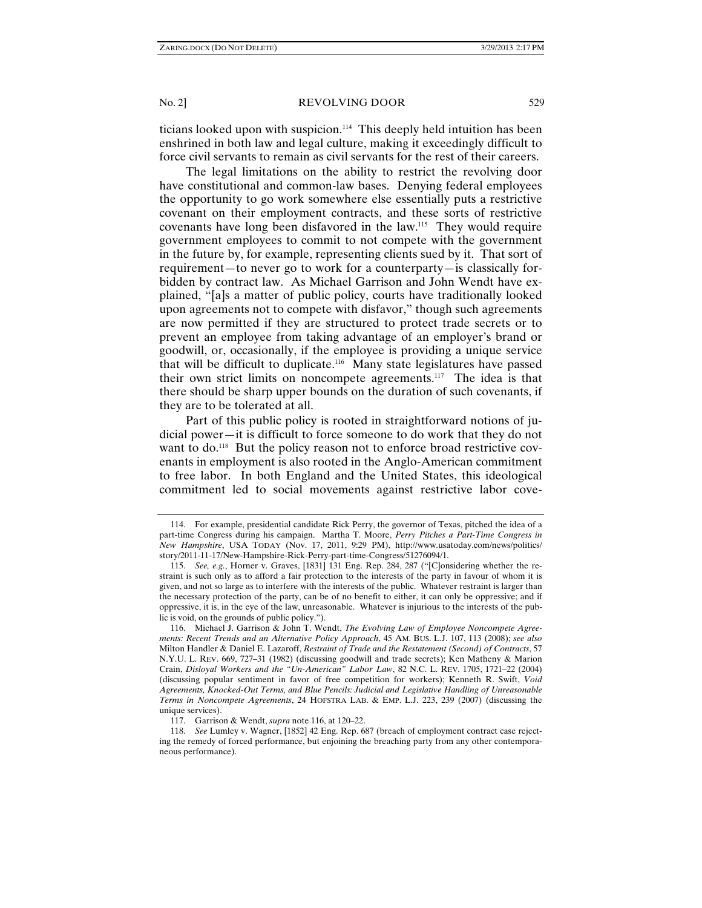ticians looked upon with suspicion.[114] This deeply held intuition has been enshrined in both law and legal culture, making it exceedingly difficult to force civil servants to remain as civil servants for the rest of their careers.

The legal limitations on the ability to restrict the revolving door have constitutional and common-law bases. Denying federal employees the opportunity to go work somewhere else essentially puts a restrictive covenant on their employment contracts, and these sorts of restrictive covenants have long been disfavored in the law.[115] They would require government employees to commit to not compete with the government in the future by, for example, representing clients sued by it. That sort of requirement—to never go to work for a counterparty—is classically forbidden by contract law. As Michael Garrison and John Wendt have explained, "[a]s a matter of public policy, courts have traditionally looked upon agreements not to compete with disfavor," though such agreements are now permitted if they are structured to protect trade secrets or to prevent an employee from taking advantage of an employer's brand or goodwill, or, occasionally, if the employee is providing a unique service that will be difficult to duplicate.[116] Many state legislatures have passed their own strict limits on noncompete agreements.[117] The idea is that there should be sharp upper bounds on the duration of such covenants, if they are to be tolerated at all.

Part of this public policy is rooted in straightforward notions of judicial power—it is difficult to force someone to do work that they do not want to do.[118] But the policy reason not to enforce broad restrictive covenants in employment is also rooted in the Anglo-American commitment to free labor. In both England and the United States, this ideological commitment led to social movements against restrictive labor cove-

---

114. For example, presidential candidate Rick Perry, the governor of Texas, pitched the idea of a part-time Congress during his campaign. Martha T. Moore, *Perry Pitches a Part-Time Congress in New Hampshire*, USA TODAY (Nov. 17, 2011, 9:29 PM), http://www.usatoday.com/news/politics/story/2011-11-17/New-Hampshire-Rick-Perry-part-time-Congress/51276094/1.

115. *See, e.g.*, Horner v. Graves, [1831] 131 Eng. Rep. 284, 287 ("[C]onsidering whether the restraint is such only as to afford a fair protection to the interests of the party in favour of whom it is given, and not so large as to interfere with the interests of the public. Whatever restraint is larger than the necessary protection of the party, can be of no benefit to either, it can only be oppressive; and if oppressive, it is, in the eye of the law, unreasonable. Whatever is injurious to the interests of the public is void, on the grounds of public policy.").

116. Michael J. Garrison & John T. Wendt, *The Evolving Law of Employee Noncompete Agreements: Recent Trends and an Alternative Policy Approach*, 45 AM. BUS. L.J. 107, 113 (2008); *see also* Milton Handler & Daniel E. Lazaroff, *Restraint of Trade and the Restatement (Second) of Contracts*, 57 N.Y.U. L. REV. 669, 727–31 (1982) (discussing goodwill and trade secrets); Ken Matheny & Marion Crain, *Disloyal Workers and the "Un-American" Labor Law*, 82 N.C. L. REV. 1705, 1721–22 (2004) (discussing popular sentiment in favor of free competition for workers); Kenneth R. Swift, *Void Agreements, Knocked-Out Terms, and Blue Pencils: Judicial and Legislative Handling of Unreasonable Terms in Noncompete Agreements*, 24 HOFSTRA LAB. & EMP. L.J. 223, 239 (2007) (discussing the unique services).

117. Garrison & Wendt, *supra* note 116, at 120–22.

118. *See* Lumley v. Wagner, [1852] 42 Eng. Rep. 687 (breach of employment contract case rejecting the remedy of forced performance, but enjoining the breaching party from any other contemporaneous performance).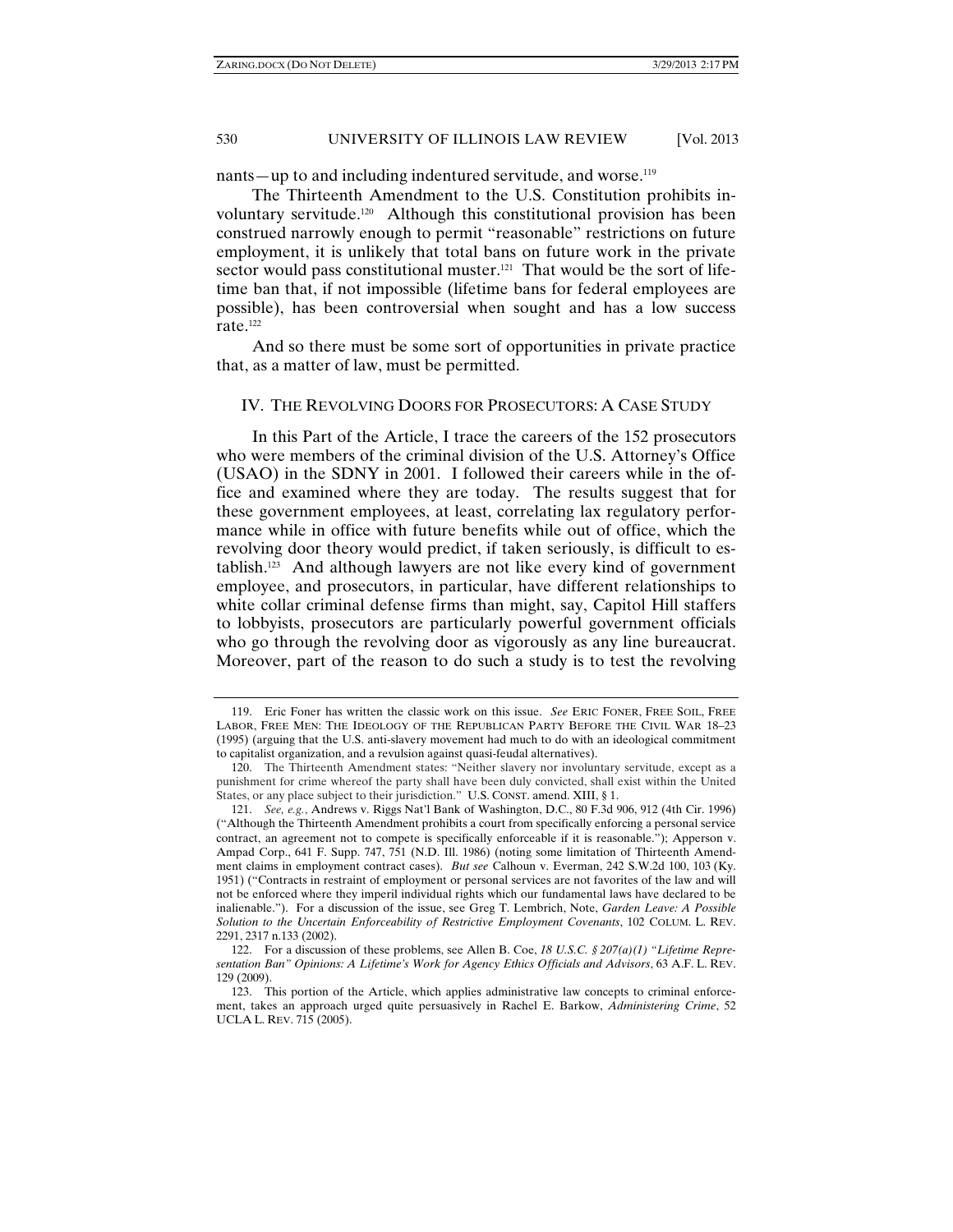nants—up to and including indentured servitude, and worse.[119]

The Thirteenth Amendment to the U.S. Constitution prohibits involuntary servitude.[120] Although this constitutional provision has been construed narrowly enough to permit "reasonable" restrictions on future employment, it is unlikely that total bans on future work in the private sector would pass constitutional muster.[121] That would be the sort of lifetime ban that, if not impossible (lifetime bans for federal employees are possible), has been controversial when sought and has a low success rate.[122]

And so there must be some sort of opportunities in private practice that, as a matter of law, must be permitted.

## IV. The Revolving Doors for Prosecutors: A Case Study

In this Part of the Article, I trace the careers of the 152 prosecutors who were members of the criminal division of the U.S. Attorney's Office (USAO) in the SDNY in 2001. I followed their careers while in the office and examined where they are today. The results suggest that for these government employees, at least, correlating lax regulatory performance while in office with future benefits while out of office, which the revolving door theory would predict, if taken seriously, is difficult to establish.[123] And although lawyers are not like every kind of government employee, and prosecutors, in particular, have different relationships to white collar criminal defense firms than might, say, Capitol Hill staffers to lobbyists, prosecutors are particularly powerful government officials who go through the revolving door as vigorously as any line bureaucrat. Moreover, part of the reason to do such a study is to test the revolving

---

119. Eric Foner has written the classic work on this issue. *See* Eric Foner, Free Soil, Free Labor, Free Men: The Ideology of the Republican Party Before the Civil War 18–23 (1995) (arguing that the U.S. anti-slavery movement had much to do with an ideological commitment to capitalist organization, and a revulsion against quasi-feudal alternatives).

120. The Thirteenth Amendment states: "Neither slavery nor involuntary servitude, except as a punishment for crime whereof the party shall have been duly convicted, shall exist within the United States, or any place subject to their jurisdiction." U.S. Const. amend. XIII, § 1.

121. *See, e.g.*, Andrews v. Riggs Nat'l Bank of Washington, D.C., 80 F.3d 906, 912 (4th Cir. 1996) ("Although the Thirteenth Amendment prohibits a court from specifically enforcing a personal service contract, an agreement not to compete is specifically enforceable if it is reasonable."); Apperson v. Ampad Corp., 641 F. Supp. 747, 751 (N.D. Ill. 1986) (noting some limitation of Thirteenth Amendment claims in employment contract cases). *But see* Calhoun v. Everman, 242 S.W.2d 100, 103 (Ky. 1951) ("Contracts in restraint of employment or personal services are not favorites of the law and will not be enforced where they imperil individual rights which our fundamental laws have declared to be inalienable."). For a discussion of the issue, see Greg T. Lembrich, Note, *Garden Leave: A Possible Solution to the Uncertain Enforceability of Restrictive Employment Covenants*, 102 Colum. L. Rev. 2291, 2317 n.133 (2002).

122. For a discussion of these problems, see Allen B. Coe, *18 U.S.C. § 207(a)(1) "Lifetime Representation Ban" Opinions: A Lifetime's Work for Agency Ethics Officials and Advisors*, 63 A.F. L. Rev. 129 (2009).

123. This portion of the Article, which applies administrative law concepts to criminal enforcement, takes an approach urged quite persuasively in Rachel E. Barkow, *Administering Crime*, 52 UCLA L. Rev. 715 (2005).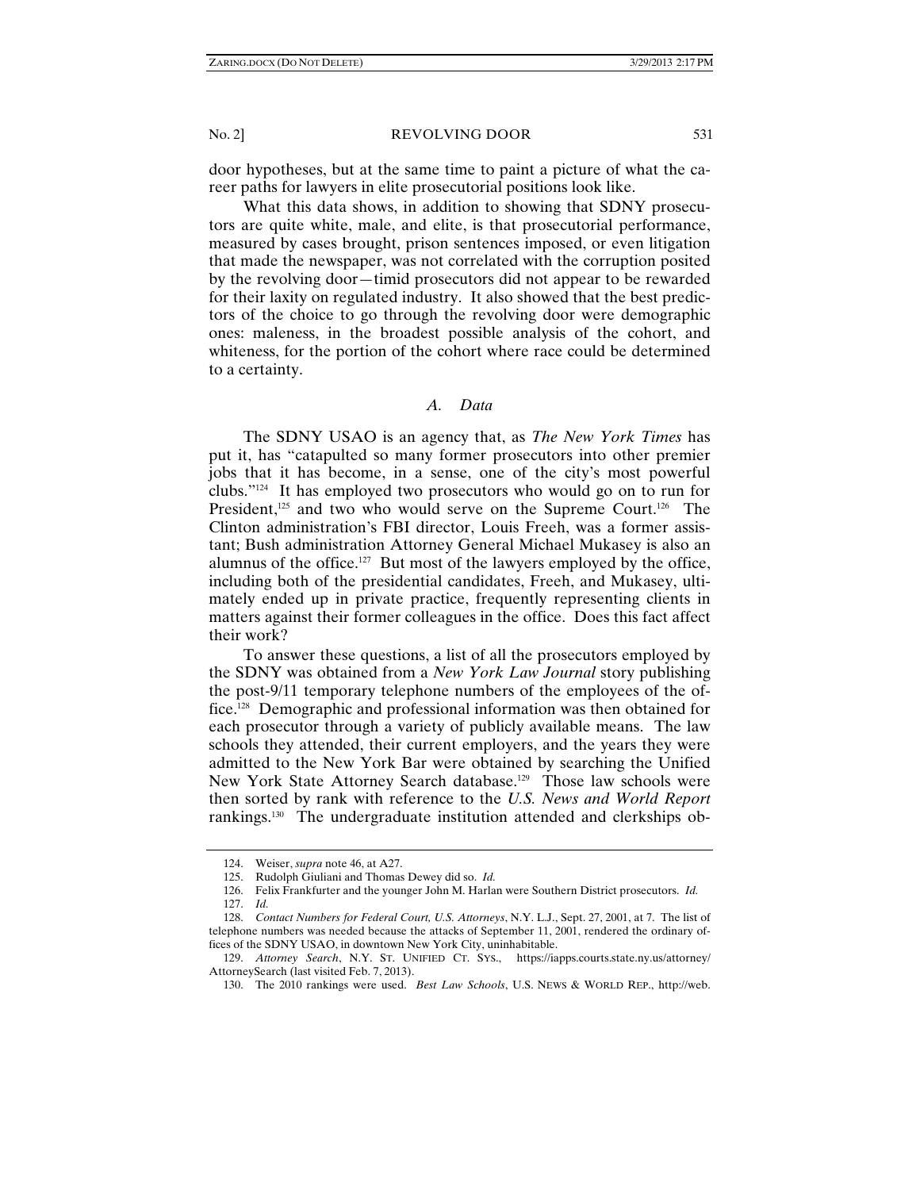door hypotheses, but at the same time to paint a picture of what the career paths for lawyers in elite prosecutorial positions look like.

What this data shows, in addition to showing that SDNY prosecutors are quite white, male, and elite, is that prosecutorial performance, measured by cases brought, prison sentences imposed, or even litigation that made the newspaper, was not correlated with the corruption posited by the revolving door—timid prosecutors did not appear to be rewarded for their laxity on regulated industry. It also showed that the best predictors of the choice to go through the revolving door were demographic ones: maleness, in the broadest possible analysis of the cohort, and whiteness, for the portion of the cohort where race could be determined to a certainty.

### *A. Data*

The SDNY USAO is an agency that, as *The New York Times* has put it, has "catapulted so many former prosecutors into other premier jobs that it has become, in a sense, one of the city's most powerful clubs."[124] It has employed two prosecutors who would go on to run for President,[125] and two who would serve on the Supreme Court.[126] The Clinton administration's FBI director, Louis Freeh, was a former assistant; Bush administration Attorney General Michael Mukasey is also an alumnus of the office.[127] But most of the lawyers employed by the office, including both of the presidential candidates, Freeh, and Mukasey, ultimately ended up in private practice, frequently representing clients in matters against their former colleagues in the office. Does this fact affect their work?

To answer these questions, a list of all the prosecutors employed by the SDNY was obtained from a *New York Law Journal* story publishing the post-9/11 temporary telephone numbers of the employees of the office.[128] Demographic and professional information was then obtained for each prosecutor through a variety of publicly available means. The law schools they attended, their current employers, and the years they were admitted to the New York Bar were obtained by searching the Unified New York State Attorney Search database.[129] Those law schools were then sorted by rank with reference to the *U.S. News and World Report* rankings.[130] The undergraduate institution attended and clerkships ob-

---

124. Weiser, *supra* note 46, at A27.

125. Rudolph Giuliani and Thomas Dewey did so. *Id.*

126. Felix Frankfurter and the younger John M. Harlan were Southern District prosecutors. *Id.*

127. *Id.*

128. *Contact Numbers for Federal Court, U.S. Attorneys*, N.Y. L.J., Sept. 27, 2001, at 7. The list of telephone numbers was needed because the attacks of September 11, 2001, rendered the ordinary offices of the SDNY USAO, in downtown New York City, uninhabitable.

129. *Attorney Search*, N.Y. ST. UNIFIED CT. SYS., https://iapps.courts.state.ny.us/attorney/AttorneySearch (last visited Feb. 7, 2013).

130. The 2010 rankings were used. *Best Law Schools*, U.S. NEWS & WORLD REP., http://web.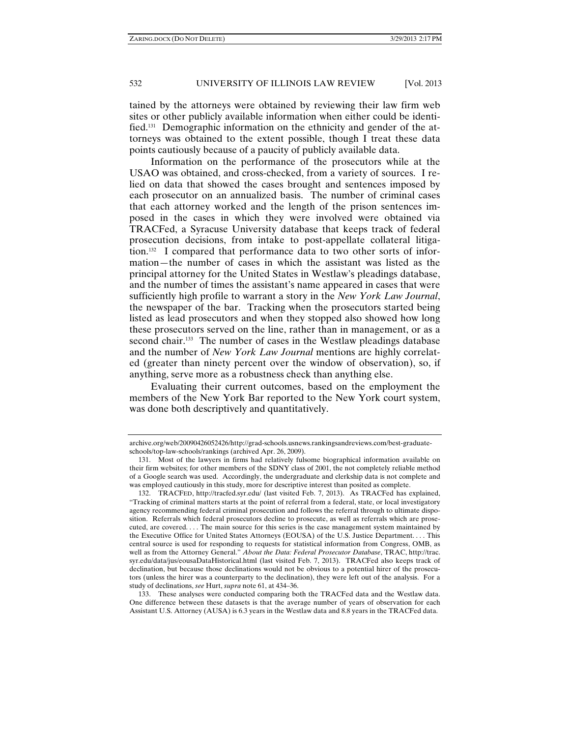tained by the attorneys were obtained by reviewing their law firm web sites or other publicly available information when either could be identified.[131] Demographic information on the ethnicity and gender of the attorneys was obtained to the extent possible, though I treat these data points cautiously because of a paucity of publicly available data.

Information on the performance of the prosecutors while at the USAO was obtained, and cross-checked, from a variety of sources. I relied on data that showed the cases brought and sentences imposed by each prosecutor on an annualized basis. The number of criminal cases that each attorney worked and the length of the prison sentences imposed in the cases in which they were involved were obtained via TRACFed, a Syracuse University database that keeps track of federal prosecution decisions, from intake to post-appellate collateral litigation.[132] I compared that performance data to two other sorts of information—the number of cases in which the assistant was listed as the principal attorney for the United States in Westlaw's pleadings database, and the number of times the assistant's name appeared in cases that were sufficiently high profile to warrant a story in the *New York Law Journal*, the newspaper of the bar. Tracking when the prosecutors started being listed as lead prosecutors and when they stopped also showed how long these prosecutors served on the line, rather than in management, or as a second chair.[133] The number of cases in the Westlaw pleadings database and the number of *New York Law Journal* mentions are highly correlated (greater than ninety percent over the window of observation), so, if anything, serve more as a robustness check than anything else.

Evaluating their current outcomes, based on the employment the members of the New York Bar reported to the New York court system, was done both descriptively and quantitatively.

---

archive.org/web/20090426052426/http://grad-schools.usnews.rankingsandreviews.com/best-graduate-schools/top-law-schools/rankings (archived Apr. 26, 2009).

131. Most of the lawyers in firms had relatively fulsome biographical information available on their firm websites; for other members of the SDNY class of 2001, the not completely reliable method of a Google search was used. Accordingly, the undergraduate and clerkship data is not complete and was employed cautiously in this study, more for descriptive interest than posited as complete.

132. TRACFED, http://tracfed.syr.edu/ (last visited Feb. 7, 2013). As TRACFed has explained, "Tracking of criminal matters starts at the point of referral from a federal, state, or local investigatory agency recommending federal criminal prosecution and follows the referral through to ultimate disposition. Referrals which federal prosecutors decline to prosecute, as well as referrals which are prosecuted, are covered. . . . The main source for this series is the case management system maintained by the Executive Office for United States Attorneys (EOUSA) of the U.S. Justice Department. . . . This central source is used for responding to requests for statistical information from Congress, OMB, as well as from the Attorney General." *About the Data: Federal Prosecutor Database*, TRAC, http://trac.syr.edu/data/jus/eousaDataHistorical.html (last visited Feb. 7, 2013). TRACFed also keeps track of declination, but because those declinations would not be obvious to a potential hirer of the prosecutors (unless the hirer was a counterparty to the declination), they were left out of the analysis. For a study of declinations, *see* Hurt, *supra* note 61, at 434–36.

133. These analyses were conducted comparing both the TRACFed data and the Westlaw data. One difference between these datasets is that the average number of years of observation for each Assistant U.S. Attorney (AUSA) is 6.3 years in the Westlaw data and 8.8 years in the TRACFed data.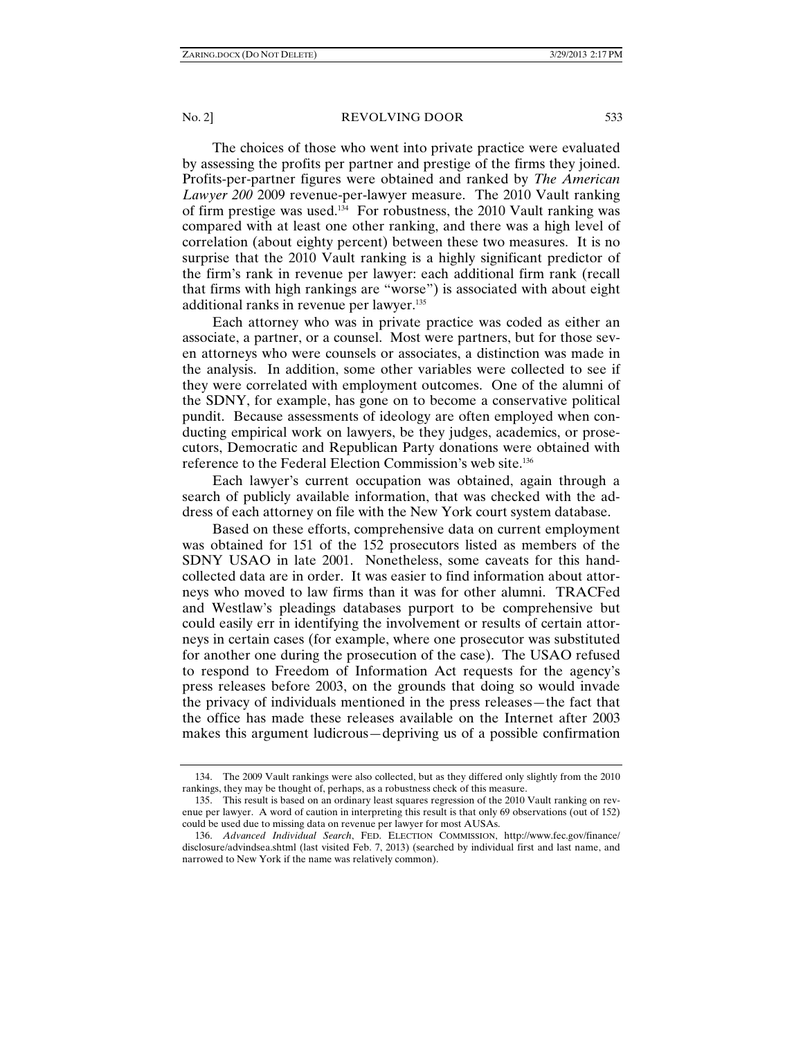The choices of those who went into private practice were evaluated by assessing the profits per partner and prestige of the firms they joined. Profits-per-partner figures were obtained and ranked by *The American Lawyer 200* 2009 revenue-per-lawyer measure. The 2010 Vault ranking of firm prestige was used.[134] For robustness, the 2010 Vault ranking was compared with at least one other ranking, and there was a high level of correlation (about eighty percent) between these two measures. It is no surprise that the 2010 Vault ranking is a highly significant predictor of the firm's rank in revenue per lawyer: each additional firm rank (recall that firms with high rankings are "worse") is associated with about eight additional ranks in revenue per lawyer.[135]

Each attorney who was in private practice was coded as either an associate, a partner, or a counsel. Most were partners, but for those seven attorneys who were counsels or associates, a distinction was made in the analysis. In addition, some other variables were collected to see if they were correlated with employment outcomes. One of the alumni of the SDNY, for example, has gone on to become a conservative political pundit. Because assessments of ideology are often employed when conducting empirical work on lawyers, be they judges, academics, or prosecutors, Democratic and Republican Party donations were obtained with reference to the Federal Election Commission's web site.[136]

Each lawyer's current occupation was obtained, again through a search of publicly available information, that was checked with the address of each attorney on file with the New York court system database.

Based on these efforts, comprehensive data on current employment was obtained for 151 of the 152 prosecutors listed as members of the SDNY USAO in late 2001. Nonetheless, some caveats for this hand-collected data are in order. It was easier to find information about attorneys who moved to law firms than it was for other alumni. TRACFed and Westlaw's pleadings databases purport to be comprehensive but could easily err in identifying the involvement or results of certain attorneys in certain cases (for example, where one prosecutor was substituted for another one during the prosecution of the case). The USAO refused to respond to Freedom of Information Act requests for the agency's press releases before 2003, on the grounds that doing so would invade the privacy of individuals mentioned in the press releases—the fact that the office has made these releases available on the Internet after 2003 makes this argument ludicrous—depriving us of a possible confirmation

---

134. The 2009 Vault rankings were also collected, but as they differed only slightly from the 2010 rankings, they may be thought of, perhaps, as a robustness check of this measure.

135. This result is based on an ordinary least squares regression of the 2010 Vault ranking on revenue per lawyer. A word of caution in interpreting this result is that only 69 observations (out of 152) could be used due to missing data on revenue per lawyer for most AUSAs.

136. *Advanced Individual Search*, FED. ELECTION COMMISSION, http://www.fec.gov/finance/disclosure/advindsea.shtml (last visited Feb. 7, 2013) (searched by individual first and last name, and narrowed to New York if the name was relatively common).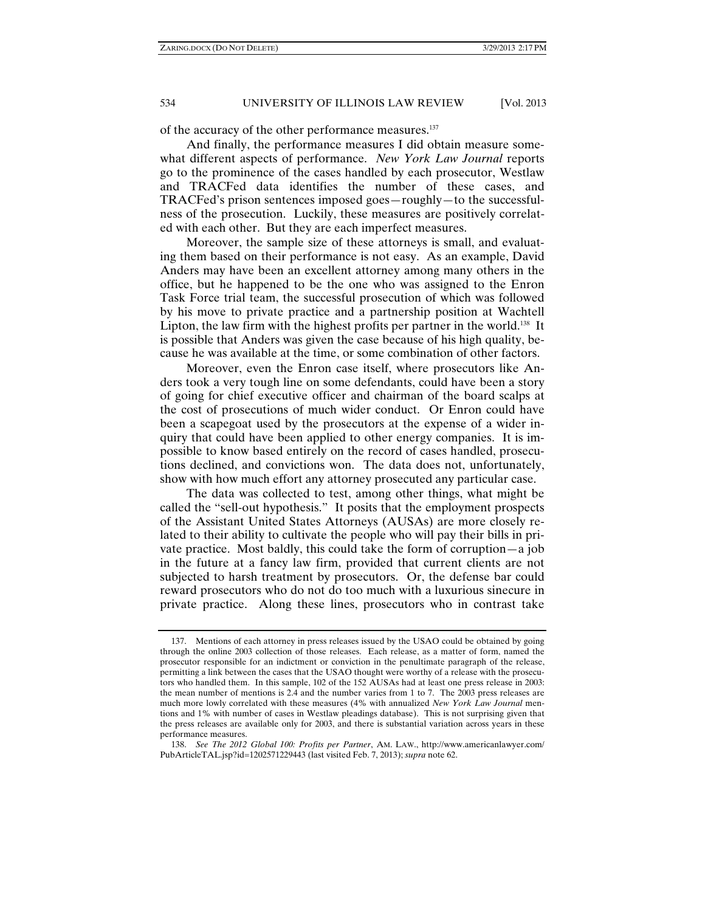of the accuracy of the other performance measures.[137]

And finally, the performance measures I did obtain measure somewhat different aspects of performance. *New York Law Journal* reports go to the prominence of the cases handled by each prosecutor, Westlaw and TRACFed data identifies the number of these cases, and TRACFed's prison sentences imposed goes—roughly—to the successfulness of the prosecution. Luckily, these measures are positively correlated with each other. But they are each imperfect measures.

Moreover, the sample size of these attorneys is small, and evaluating them based on their performance is not easy. As an example, David Anders may have been an excellent attorney among many others in the office, but he happened to be the one who was assigned to the Enron Task Force trial team, the successful prosecution of which was followed by his move to private practice and a partnership position at Wachtell Lipton, the law firm with the highest profits per partner in the world.[138] It is possible that Anders was given the case because of his high quality, because he was available at the time, or some combination of other factors.

Moreover, even the Enron case itself, where prosecutors like Anders took a very tough line on some defendants, could have been a story of going for chief executive officer and chairman of the board scalps at the cost of prosecutions of much wider conduct. Or Enron could have been a scapegoat used by the prosecutors at the expense of a wider inquiry that could have been applied to other energy companies. It is impossible to know based entirely on the record of cases handled, prosecutions declined, and convictions won. The data does not, unfortunately, show with how much effort any attorney prosecuted any particular case.

The data was collected to test, among other things, what might be called the "sell-out hypothesis." It posits that the employment prospects of the Assistant United States Attorneys (AUSAs) are more closely related to their ability to cultivate the people who will pay their bills in private practice. Most baldly, this could take the form of corruption—a job in the future at a fancy law firm, provided that current clients are not subjected to harsh treatment by prosecutors. Or, the defense bar could reward prosecutors who do not do too much with a luxurious sinecure in private practice. Along these lines, prosecutors who in contrast take

---

137. Mentions of each attorney in press releases issued by the USAO could be obtained by going through the online 2003 collection of those releases. Each release, as a matter of form, named the prosecutor responsible for an indictment or conviction in the penultimate paragraph of the release, permitting a link between the cases that the USAO thought were worthy of a release with the prosecutors who handled them. In this sample, 102 of the 152 AUSAs had at least one press release in 2003: the mean number of mentions is 2.4 and the number varies from 1 to 7. The 2003 press releases are much more lowly correlated with these measures (4% with annualized *New York Law Journal* mentions and 1% with number of cases in Westlaw pleadings database). This is not surprising given that the press releases are available only for 2003, and there is substantial variation across years in these performance measures.

138. *See The 2012 Global 100: Profits per Partner*, AM. LAW., http://www.americanlawyer.com/PubArticleTAL.jsp?id=1202571229443 (last visited Feb. 7, 2013); *supra* note 62.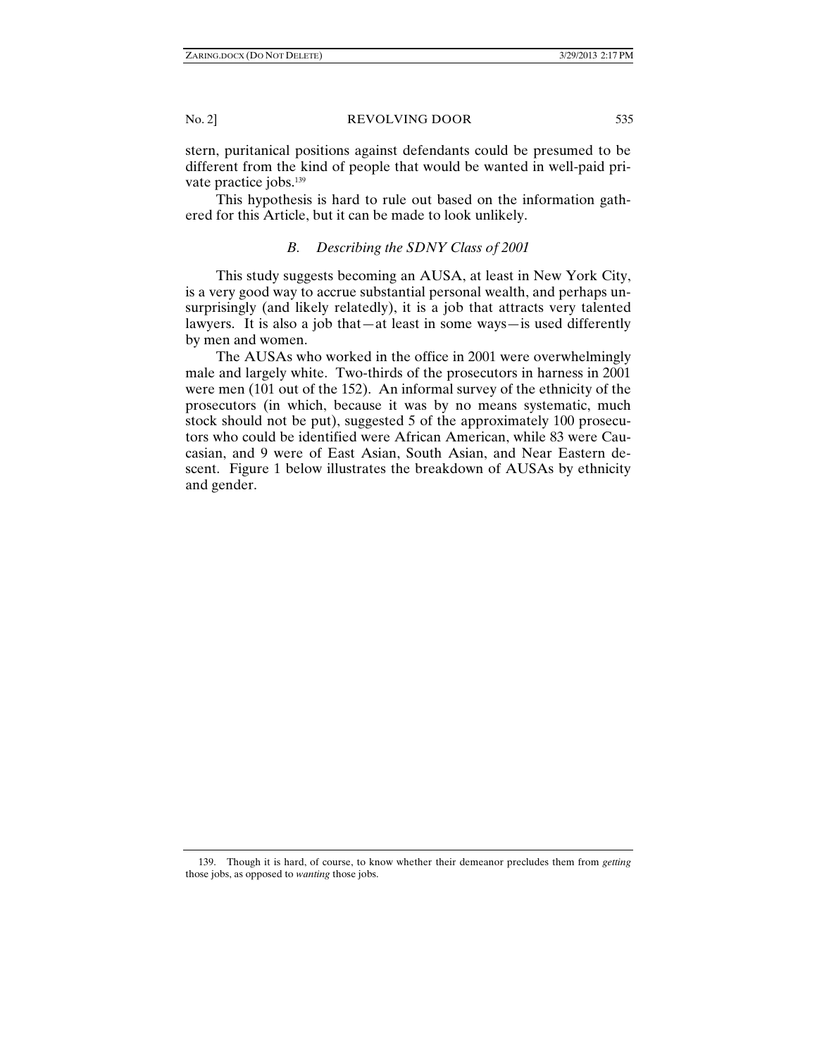stern, puritanical positions against defendants could be presumed to be different from the kind of people that would be wanted in well-paid private practice jobs.[139]

This hypothesis is hard to rule out based on the information gathered for this Article, but it can be made to look unlikely.

### *B. Describing the SDNY Class of 2001*

This study suggests becoming an AUSA, at least in New York City, is a very good way to accrue substantial personal wealth, and perhaps unsurprisingly (and likely relatedly), it is a job that attracts very talented lawyers. It is also a job that—at least in some ways—is used differently by men and women.

The AUSAs who worked in the office in 2001 were overwhelmingly male and largely white. Two-thirds of the prosecutors in harness in 2001 were men (101 out of the 152). An informal survey of the ethnicity of the prosecutors (in which, because it was by no means systematic, much stock should not be put), suggested 5 of the approximately 100 prosecutors who could be identified were African American, while 83 were Caucasian, and 9 were of East Asian, South Asian, and Near Eastern descent. Figure 1 below illustrates the breakdown of AUSAs by ethnicity and gender.

139. Though it is hard, of course, to know whether their demeanor precludes them from *getting* those jobs, as opposed to *wanting* those jobs.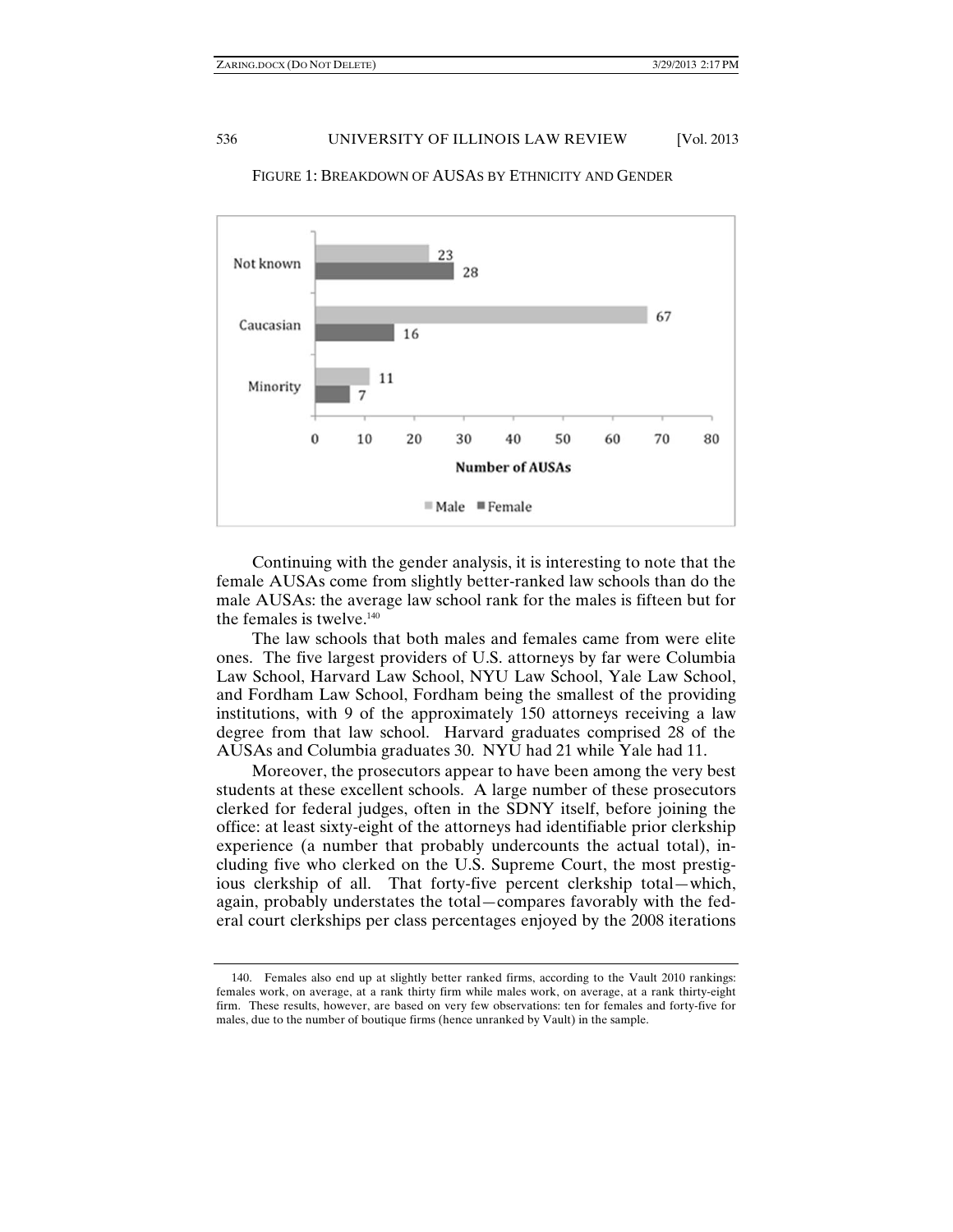FIGURE 1: BREAKDOWN OF AUSAS BY ETHNICITY AND GENDER

| | Male | Female |
|---|---|---|
| Not known | 23 | 28 |
| Caucasian | 67 | 16 |
| Minority | 11 | 7 |

Continuing with the gender analysis, it is interesting to note that the female AUSAs come from slightly better-ranked law schools than do the male AUSAs: the average law school rank for the males is fifteen but for the females is twelve.[140]

The law schools that both males and females came from were elite ones. The five largest providers of U.S. attorneys by far were Columbia Law School, Harvard Law School, NYU Law School, Yale Law School, and Fordham Law School, Fordham being the smallest of the providing institutions, with 9 of the approximately 150 attorneys receiving a law degree from that law school. Harvard graduates comprised 28 of the AUSAs and Columbia graduates 30. NYU had 21 while Yale had 11.

Moreover, the prosecutors appear to have been among the very best students at these excellent schools. A large number of these prosecutors clerked for federal judges, often in the SDNY itself, before joining the office: at least sixty-eight of the attorneys had identifiable prior clerkship experience (a number that probably undercounts the actual total), including five who clerked on the U.S. Supreme Court, the most prestigious clerkship of all. That forty-five percent clerkship total—which, again, probably understates the total—compares favorably with the federal court clerkships per class percentages enjoyed by the 2008 iterations

140. Females also end up at slightly better ranked firms, according to the Vault 2010 rankings: females work, on average, at a rank thirty firm while males work, on average, at a rank thirty-eight firm. These results, however, are based on very few observations: ten for females and forty-five for males, due to the number of boutique firms (hence unranked by Vault) in the sample.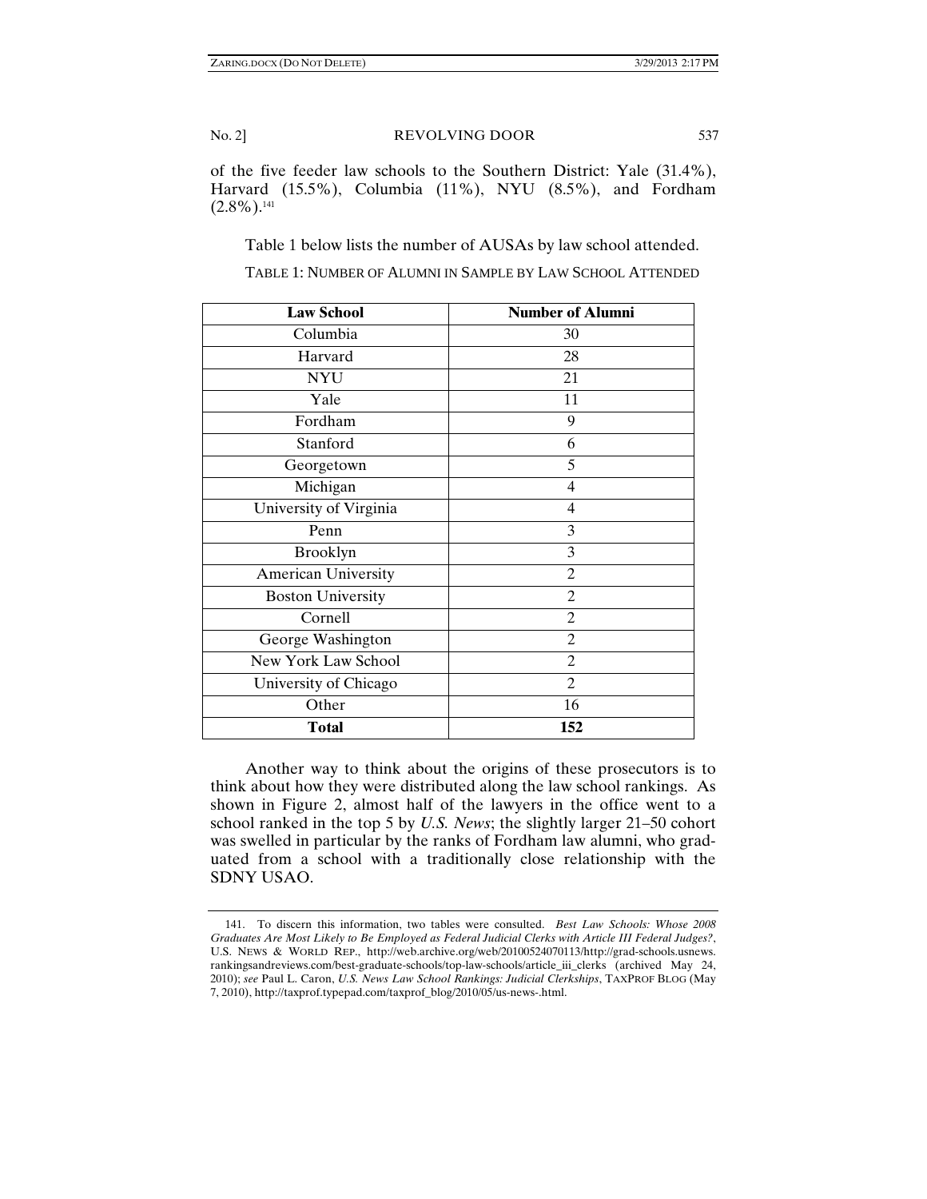of the five feeder law schools to the Southern District: Yale (31.4%), Harvard (15.5%), Columbia (11%), NYU (8.5%), and Fordham (2.8%).[141]

Table 1 below lists the number of AUSAs by law school attended.

TABLE 1: NUMBER OF ALUMNI IN SAMPLE BY LAW SCHOOL ATTENDED

| Law School | Number of Alumni |
|---|---|
| Columbia | 30 |
| Harvard | 28 |
| NYU | 21 |
| Yale | 11 |
| Fordham | 9 |
| Stanford | 6 |
| Georgetown | 5 |
| Michigan | 4 |
| University of Virginia | 4 |
| Penn | 3 |
| Brooklyn | 3 |
| American University | 2 |
| Boston University | 2 |
| Cornell | 2 |
| George Washington | 2 |
| New York Law School | 2 |
| University of Chicago | 2 |
| Other | 16 |
| **Total** | **152** |

Another way to think about the origins of these prosecutors is to think about how they were distributed along the law school rankings. As shown in Figure 2, almost half of the lawyers in the office went to a school ranked in the top 5 by *U.S. News*; the slightly larger 21–50 cohort was swelled in particular by the ranks of Fordham law alumni, who graduated from a school with a traditionally close relationship with the SDNY USAO.

141. To discern this information, two tables were consulted. *Best Law Schools: Whose 2008 Graduates Are Most Likely to Be Employed as Federal Judicial Clerks with Article III Federal Judges?*, U.S. NEWS & WORLD REP., http://web.archive.org/web/20100524070113/http://grad-schools.usnews.rankingsandreviews.com/best-graduate-schools/top-law-schools/article_iii_clerks (archived May 24, 2010); *see* Paul L. Caron, *U.S. News Law School Rankings: Judicial Clerkships*, TAXPROF BLOG (May 7, 2010), http://taxprof.typepad.com/taxprof_blog/2010/05/us-news-.html.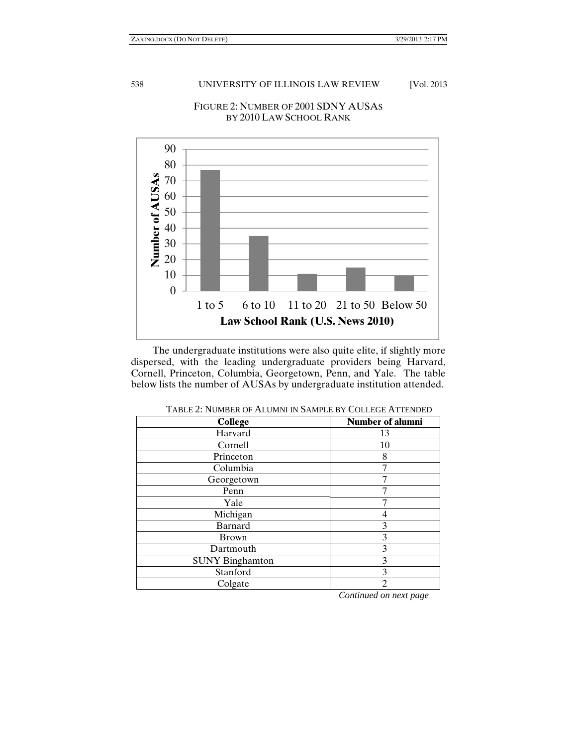FIGURE 2: NUMBER OF 2001 SDNY AUSAS BY 2010 LAW SCHOOL RANK

| Law School Rank (U.S. News 2010) | Number of AUSAs |
| --- | --- |
| 1 to 5 | 77 |
| 6 to 10 | 35 |
| 11 to 20 | 11 |
| 21 to 50 | 15 |
| Below 50 | 10 |

The undergraduate institutions were also quite elite, if slightly more dispersed, with the leading undergraduate providers being Harvard, Cornell, Princeton, Columbia, Georgetown, Penn, and Yale. The table below lists the number of AUSAs by undergraduate institution attended.

TABLE 2: NUMBER OF ALUMNI IN SAMPLE BY COLLEGE ATTENDED

| College | Number of alumni |
| --- | --- |
| Harvard | 13 |
| Cornell | 10 |
| Princeton | 8 |
| Columbia | 7 |
| Georgetown | 7 |
| Penn | 7 |
| Yale | 7 |
| Michigan | 4 |
| Barnard | 3 |
| Brown | 3 |
| Dartmouth | 3 |
| SUNY Binghamton | 3 |
| Stanford | 3 |
| Colgate | 2 |

*Continued on next page*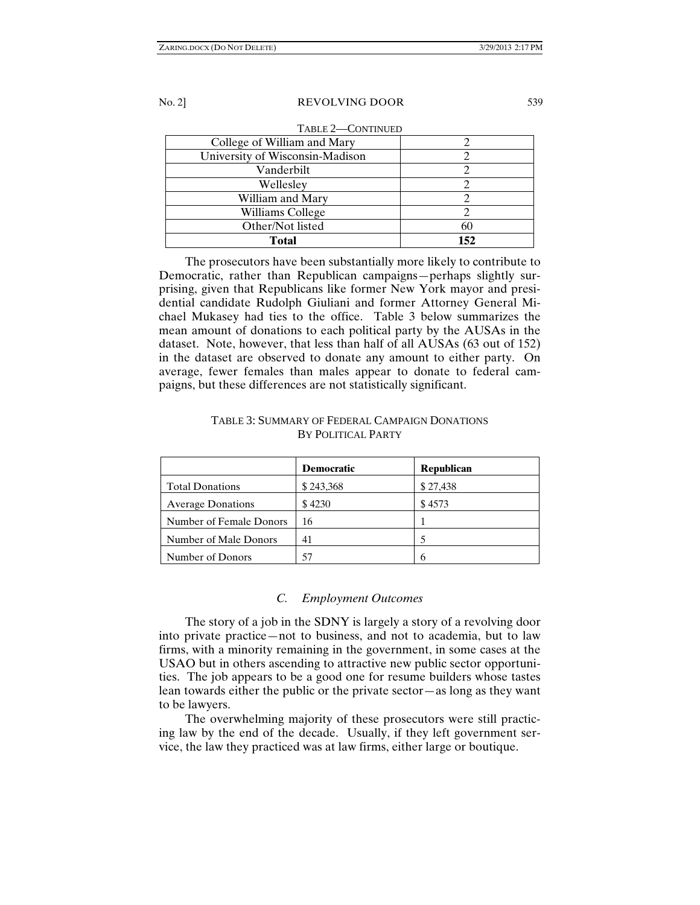TABLE 2—CONTINUED

| | |
|---|---|
| College of William and Mary | 2 |
| University of Wisconsin-Madison | 2 |
| Vanderbilt | 2 |
| Wellesley | 2 |
| William and Mary | 2 |
| Williams College | 2 |
| Other/Not listed | 60 |
| **Total** | **152** |

The prosecutors have been substantially more likely to contribute to Democratic, rather than Republican campaigns—perhaps slightly surprising, given that Republicans like former New York mayor and presidential candidate Rudolph Giuliani and former Attorney General Michael Mukasey had ties to the office. Table 3 below summarizes the mean amount of donations to each political party by the AUSAs in the dataset. Note, however, that less than half of all AUSAs (63 out of 152) in the dataset are observed to donate any amount to either party. On average, fewer females than males appear to donate to federal campaigns, but these differences are not statistically significant.

TABLE 3: SUMMARY OF FEDERAL CAMPAIGN DONATIONS BY POLITICAL PARTY

| | **Democratic** | **Republican** |
|---|---|---|
| Total Donations | $ 243,368 | $ 27,438 |
| Average Donations | $ 4230 | $ 4573 |
| Number of Female Donors | 16 | 1 |
| Number of Male Donors | 41 | 5 |
| Number of Donors | 57 | 6 |

### *C. Employment Outcomes*

The story of a job in the SDNY is largely a story of a revolving door into private practice—not to business, and not to academia, but to law firms, with a minority remaining in the government, in some cases at the USAO but in others ascending to attractive new public sector opportunities. The job appears to be a good one for resume builders whose tastes lean towards either the public or the private sector—as long as they want to be lawyers.

The overwhelming majority of these prosecutors were still practicing law by the end of the decade. Usually, if they left government service, the law they practiced was at law firms, either large or boutique.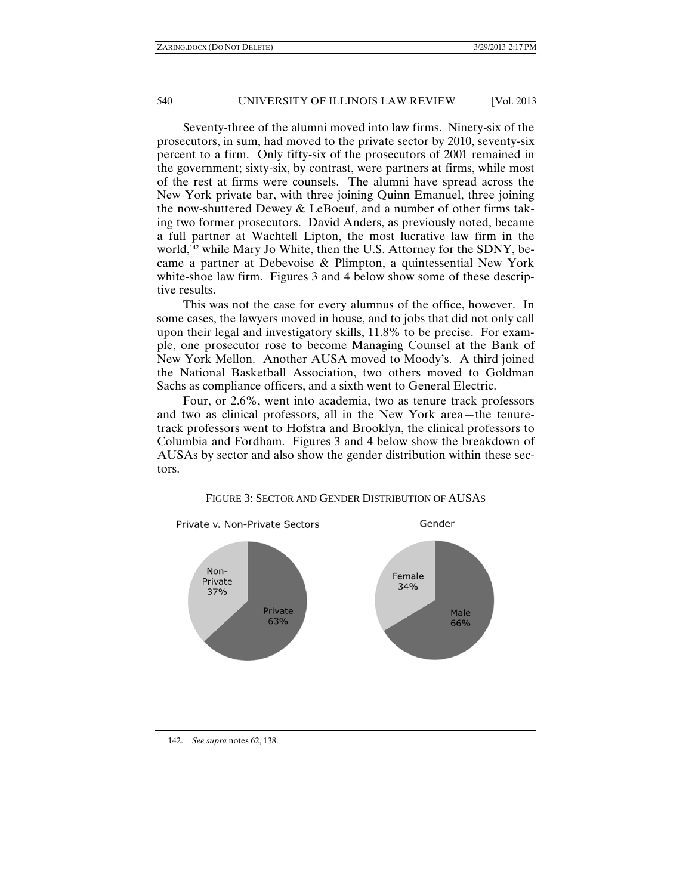Seventy-three of the alumni moved into law firms. Ninety-six of the prosecutors, in sum, had moved to the private sector by 2010, seventy-six percent to a firm. Only fifty-six of the prosecutors of 2001 remained in the government; sixty-six, by contrast, were partners at firms, while most of the rest at firms were counsels. The alumni have spread across the New York private bar, with three joining Quinn Emanuel, three joining the now-shuttered Dewey & LeBoeuf, and a number of other firms taking two former prosecutors. David Anders, as previously noted, became a full partner at Wachtell Lipton, the most lucrative law firm in the world,[142] while Mary Jo White, then the U.S. Attorney for the SDNY, became a partner at Debevoise & Plimpton, a quintessential New York white-shoe law firm. Figures 3 and 4 below show some of these descriptive results.

This was not the case for every alumnus of the office, however. In some cases, the lawyers moved in house, and to jobs that did not only call upon their legal and investigatory skills, 11.8% to be precise. For example, one prosecutor rose to become Managing Counsel at the Bank of New York Mellon. Another AUSA moved to Moody's. A third joined the National Basketball Association, two others moved to Goldman Sachs as compliance officers, and a sixth went to General Electric.

Four, or 2.6%, went into academia, two as tenure track professors and two as clinical professors, all in the New York area—the tenure-track professors went to Hofstra and Brooklyn, the clinical professors to Columbia and Fordham. Figures 3 and 4 below show the breakdown of AUSAs by sector and also show the gender distribution within these sectors.

FIGURE 3: SECTOR AND GENDER DISTRIBUTION OF AUSAS

Private v. Non-Private Sectors

Non-Private 37%

Private 63%

Gender

Female 34%

Male 66%

142. *See supra* notes 62, 138.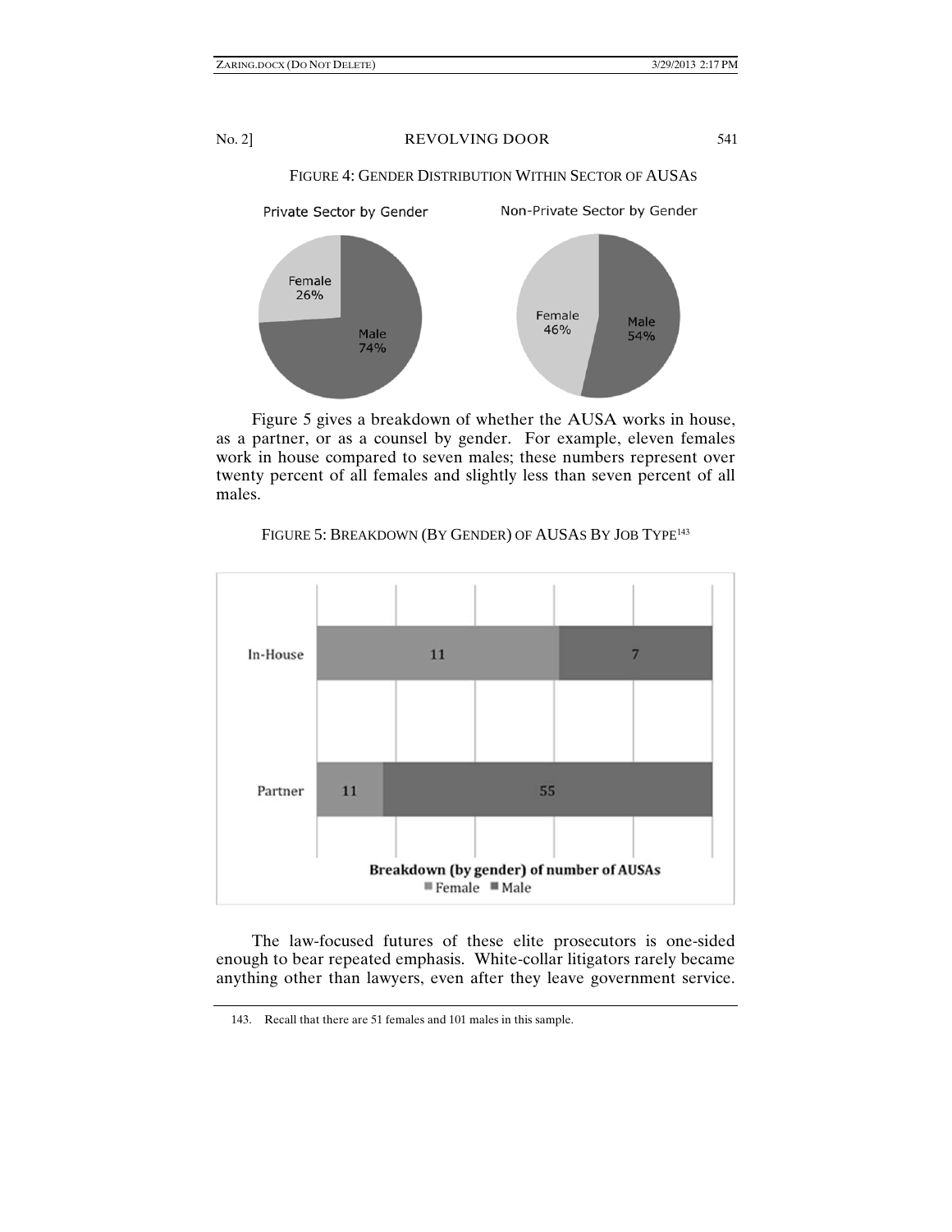FIGURE 4: GENDER DISTRIBUTION WITHIN SECTOR OF AUSAS

Figure 5 gives a breakdown of whether the AUSA works in house, as a partner, or as a counsel by gender. For example, eleven females work in house compared to seven males; these numbers represent over twenty percent of all females and slightly less than seven percent of all males.

FIGURE 5: BREAKDOWN (BY GENDER) OF AUSAS BY JOB TYPE[143]

The law-focused futures of these elite prosecutors is one-sided enough to bear repeated emphasis. White-collar litigators rarely became anything other than lawyers, even after they leave government service.

143. Recall that there are 51 females and 101 males in this sample.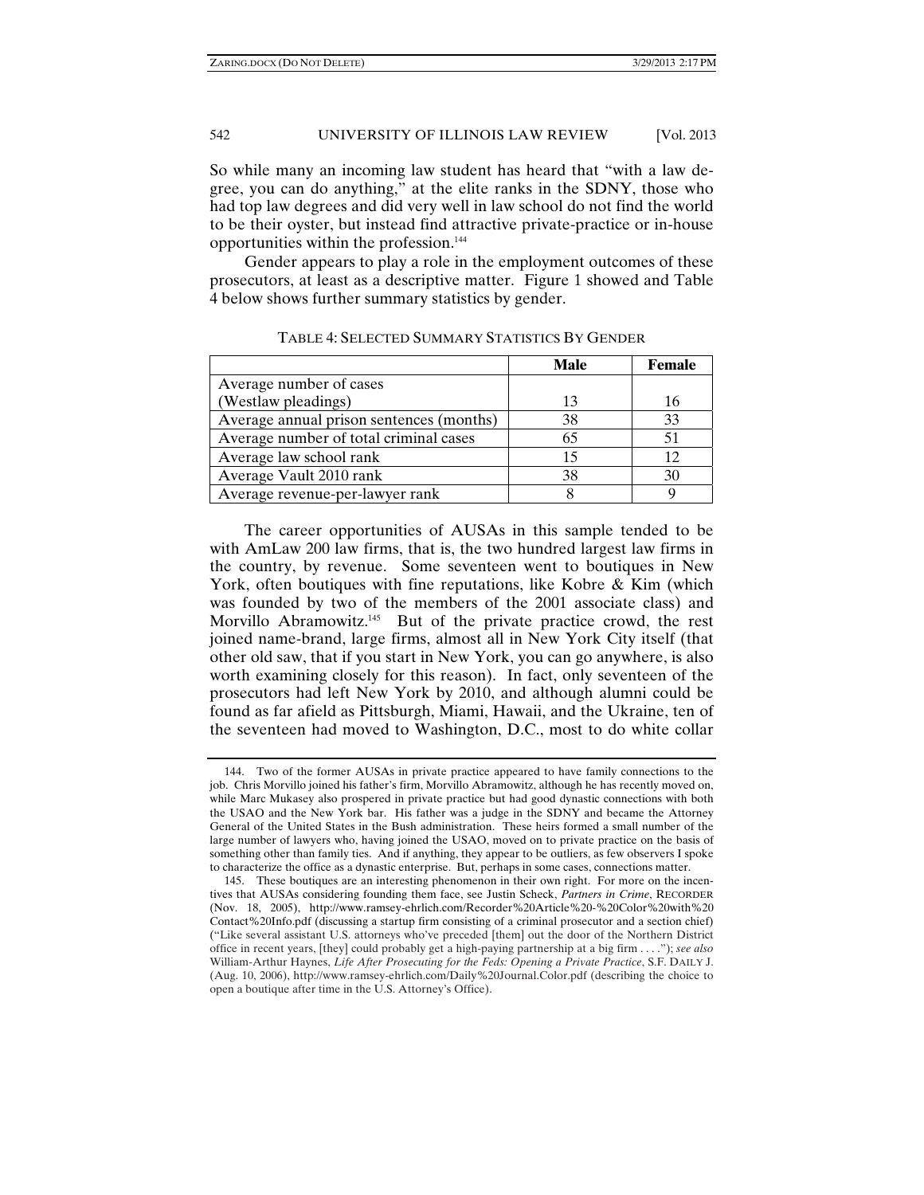So while many an incoming law student has heard that "with a law degree, you can do anything," at the elite ranks in the SDNY, those who had top law degrees and did very well in law school do not find the world to be their oyster, but instead find attractive private-practice or in-house opportunities within the profession.[144]

Gender appears to play a role in the employment outcomes of these prosecutors, at least as a descriptive matter. Figure 1 showed and Table 4 below shows further summary statistics by gender.

TABLE 4: SELECTED SUMMARY STATISTICS BY GENDER

| | **Male** | **Female** |
|---|---|---|
| Average number of cases (Westlaw pleadings) | 13 | 16 |
| Average annual prison sentences (months) | 38 | 33 |
| Average number of total criminal cases | 65 | 51 |
| Average law school rank | 15 | 12 |
| Average Vault 2010 rank | 38 | 30 |
| Average revenue-per-lawyer rank | 8 | 9 |

The career opportunities of AUSAs in this sample tended to be with AmLaw 200 law firms, that is, the two hundred largest law firms in the country, by revenue. Some seventeen went to boutiques in New York, often boutiques with fine reputations, like Kobre & Kim (which was founded by two of the members of the 2001 associate class) and Morvillo Abramowitz.[145] But of the private practice crowd, the rest joined name-brand, large firms, almost all in New York City itself (that other old saw, that if you start in New York, you can go anywhere, is also worth examining closely for this reason). In fact, only seventeen of the prosecutors had left New York by 2010, and although alumni could be found as far afield as Pittsburgh, Miami, Hawaii, and the Ukraine, ten of the seventeen had moved to Washington, D.C., most to do white collar

144. Two of the former AUSAs in private practice appeared to have family connections to the job. Chris Morvillo joined his father's firm, Morvillo Abramowitz, although he has recently moved on, while Marc Mukasey also prospered in private practice but had good dynastic connections with both the USAO and the New York bar. His father was a judge in the SDNY and became the Attorney General of the United States in the Bush administration. These heirs formed a small number of the large number of lawyers who, having joined the USAO, moved on to private practice on the basis of something other than family ties. And if anything, they appear to be outliers, as few observers I spoke to characterize the office as a dynastic enterprise. But, perhaps in some cases, connections matter.

145. These boutiques are an interesting phenomenon in their own right. For more on the incentives that AUSAs considering founding them face, see Justin Scheck, *Partners in Crime*, RECORDER (Nov. 18, 2005), http://www.ramsey-ehrlich.com/Recorder%20Article%20-%20Color%20with%20Contact%20Info.pdf (discussing a startup firm consisting of a criminal prosecutor and a section chief) ("Like several assistant U.S. attorneys who've preceded [them] out the door of the Northern District office in recent years, [they] could probably get a high-paying partnership at a big firm . . . ."); *see also* William-Arthur Haynes, *Life After Prosecuting for the Feds: Opening a Private Practice*, S.F. DAILY J. (Aug. 10, 2006), http://www.ramsey-ehrlich.com/Daily%20Journal.Color.pdf (describing the choice to open a boutique after time in the U.S. Attorney's Office).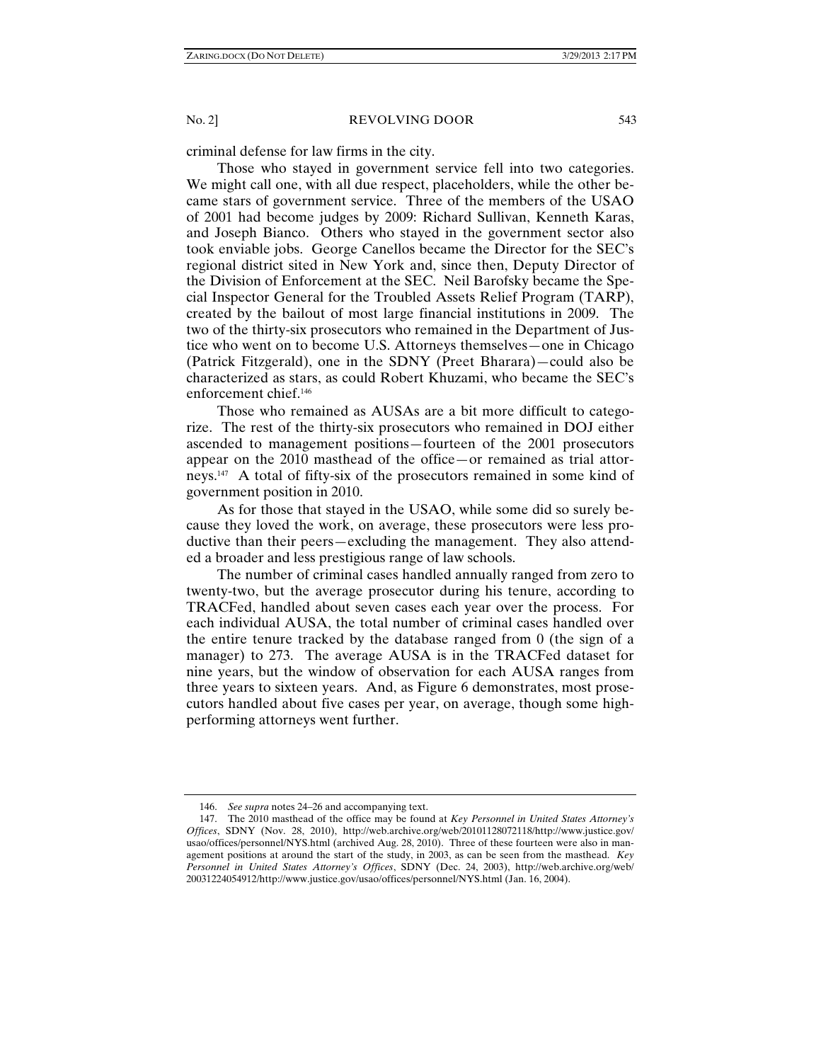criminal defense for law firms in the city.

Those who stayed in government service fell into two categories. We might call one, with all due respect, placeholders, while the other became stars of government service. Three of the members of the USAO of 2001 had become judges by 2009: Richard Sullivan, Kenneth Karas, and Joseph Bianco. Others who stayed in the government sector also took enviable jobs. George Canellos became the Director for the SEC's regional district sited in New York and, since then, Deputy Director of the Division of Enforcement at the SEC. Neil Barofsky became the Special Inspector General for the Troubled Assets Relief Program (TARP), created by the bailout of most large financial institutions in 2009. The two of the thirty-six prosecutors who remained in the Department of Justice who went on to become U.S. Attorneys themselves—one in Chicago (Patrick Fitzgerald), one in the SDNY (Preet Bharara)—could also be characterized as stars, as could Robert Khuzami, who became the SEC's enforcement chief.[146]

Those who remained as AUSAs are a bit more difficult to categorize. The rest of the thirty-six prosecutors who remained in DOJ either ascended to management positions—fourteen of the 2001 prosecutors appear on the 2010 masthead of the office—or remained as trial attorneys.[147] A total of fifty-six of the prosecutors remained in some kind of government position in 2010.

As for those that stayed in the USAO, while some did so surely because they loved the work, on average, these prosecutors were less productive than their peers—excluding the management. They also attended a broader and less prestigious range of law schools.

The number of criminal cases handled annually ranged from zero to twenty-two, but the average prosecutor during his tenure, according to TRACFed, handled about seven cases each year over the process. For each individual AUSA, the total number of criminal cases handled over the entire tenure tracked by the database ranged from 0 (the sign of a manager) to 273. The average AUSA is in the TRACFed dataset for nine years, but the window of observation for each AUSA ranges from three years to sixteen years. And, as Figure 6 demonstrates, most prosecutors handled about five cases per year, on average, though some high-performing attorneys went further.

---

146. *See supra* notes 24–26 and accompanying text.

147. The 2010 masthead of the office may be found at *Key Personnel in United States Attorney's Offices*, SDNY (Nov. 28, 2010), http://web.archive.org/web/20101128072118/http://www.justice.gov/usao/offices/personnel/NYS.html (archived Aug. 28, 2010). Three of these fourteen were also in management positions at around the start of the study, in 2003, as can be seen from the masthead. *Key Personnel in United States Attorney's Offices*, SDNY (Dec. 24, 2003), http://web.archive.org/web/20031224054912/http://www.justice.gov/usao/offices/personnel/NYS.html (Jan. 16, 2004).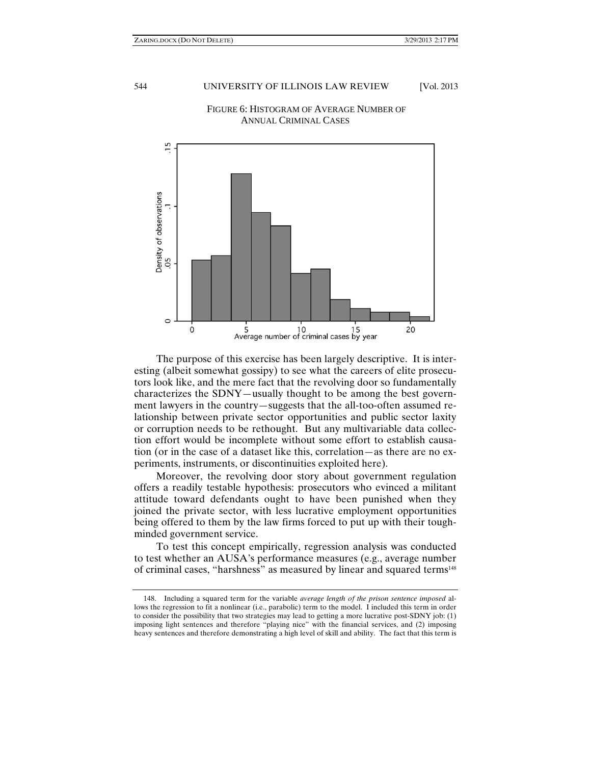FIGURE 6: HISTOGRAM OF AVERAGE NUMBER OF ANNUAL CRIMINAL CASES

The purpose of this exercise has been largely descriptive. It is interesting (albeit somewhat gossipy) to see what the careers of elite prosecutors look like, and the mere fact that the revolving door so fundamentally characterizes the SDNY—usually thought to be among the best government lawyers in the country—suggests that the all-too-often assumed relationship between private sector opportunities and public sector laxity or corruption needs to be rethought. But any multivariable data collection effort would be incomplete without some effort to establish causation (or in the case of a dataset like this, correlation—as there are no experiments, instruments, or discontinuities exploited here).

Moreover, the revolving door story about government regulation offers a readily testable hypothesis: prosecutors who evinced a militant attitude toward defendants ought to have been punished when they joined the private sector, with less lucrative employment opportunities being offered to them by the law firms forced to put up with their tough-minded government service.

To test this concept empirically, regression analysis was conducted to test whether an AUSA's performance measures (e.g., average number of criminal cases, "harshness" as measured by linear and squared terms[148]

148. Including a squared term for the variable *average length of the prison sentence imposed* allows the regression to fit a nonlinear (i.e., parabolic) term to the model. I included this term in order to consider the possibility that two strategies may lead to getting a more lucrative post-SDNY job: (1) imposing light sentences and therefore "playing nice" with the financial services, and (2) imposing heavy sentences and therefore demonstrating a high level of skill and ability. The fact that this term is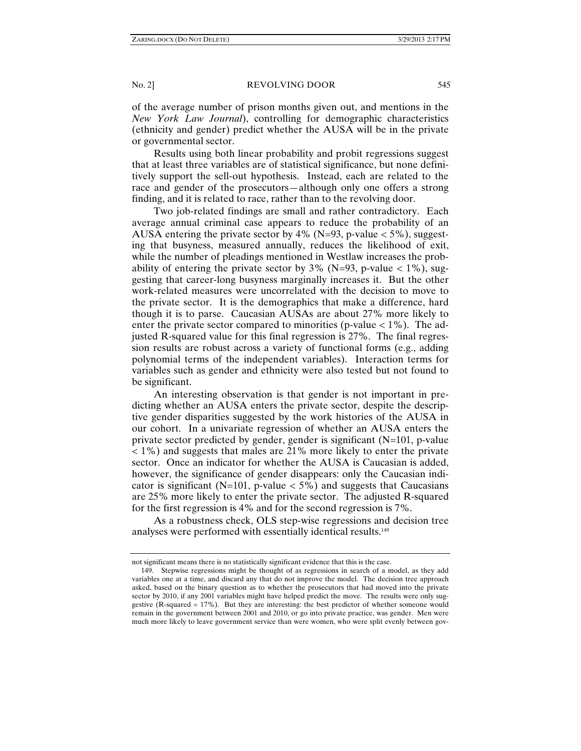of the average number of prison months given out, and mentions in the *New York Law Journal*), controlling for demographic characteristics (ethnicity and gender) predict whether the AUSA will be in the private or governmental sector.

Results using both linear probability and probit regressions suggest that at least three variables are of statistical significance, but none definitively support the sell-out hypothesis. Instead, each are related to the race and gender of the prosecutors—although only one offers a strong finding, and it is related to race, rather than to the revolving door.

Two job-related findings are small and rather contradictory. Each average annual criminal case appears to reduce the probability of an AUSA entering the private sector by 4% (N=93, p-value < 5%), suggesting that busyness, measured annually, reduces the likelihood of exit, while the number of pleadings mentioned in Westlaw increases the probability of entering the private sector by 3% (N=93, p-value < 1%), suggesting that career-long busyness marginally increases it. But the other work-related measures were uncorrelated with the decision to move to the private sector. It is the demographics that make a difference, hard though it is to parse. Caucasian AUSAs are about 27% more likely to enter the private sector compared to minorities (p-value < 1%). The adjusted R-squared value for this final regression is 27%. The final regression results are robust across a variety of functional forms (e.g., adding polynomial terms of the independent variables). Interaction terms for variables such as gender and ethnicity were also tested but not found to be significant.

An interesting observation is that gender is not important in predicting whether an AUSA enters the private sector, despite the descriptive gender disparities suggested by the work histories of the AUSA in our cohort. In a univariate regression of whether an AUSA enters the private sector predicted by gender, gender is significant (N=101, p-value < 1%) and suggests that males are 21% more likely to enter the private sector. Once an indicator for whether the AUSA is Caucasian is added, however, the significance of gender disappears: only the Caucasian indicator is significant (N=101, p-value < 5%) and suggests that Caucasians are 25% more likely to enter the private sector. The adjusted R-squared for the first regression is 4% and for the second regression is 7%.

As a robustness check, OLS step-wise regressions and decision tree analyses were performed with essentially identical results.[149]

---

not significant means there is no statistically significant evidence that this is the case.

149. Stepwise regressions might be thought of as regressions in search of a model, as they add variables one at a time, and discard any that do not improve the model. The decision tree approach asked, based on the binary question as to whether the prosecutors that had moved into the private sector by 2010, if any 2001 variables might have helped predict the move. The results were only suggestive (R-squared = 17%). But they are interesting: the best predictor of whether someone would remain in the government between 2001 and 2010, or go into private practice, was gender. Men were much more likely to leave government service than were women, who were split evenly between gov-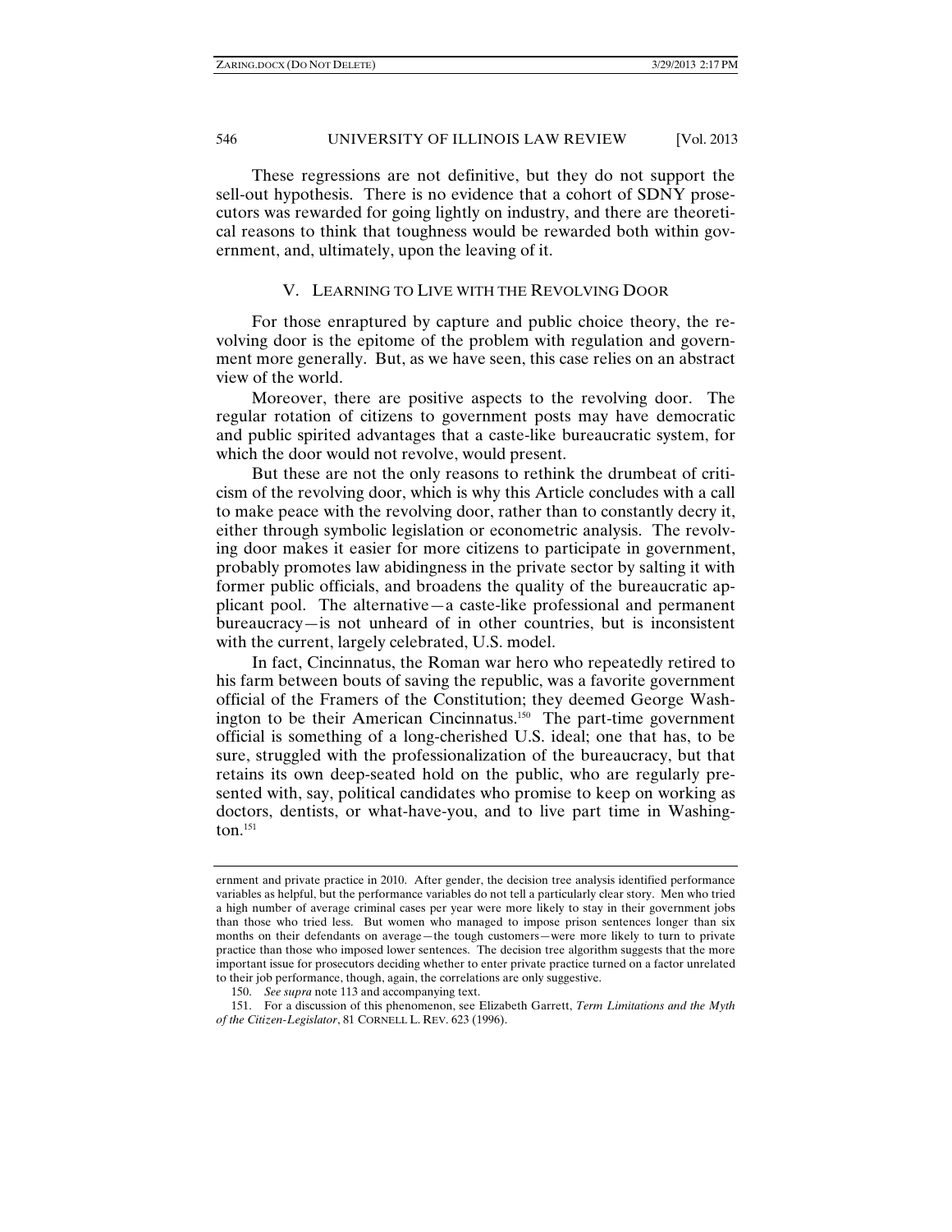These regressions are not definitive, but they do not support the sell-out hypothesis. There is no evidence that a cohort of SDNY prosecutors was rewarded for going lightly on industry, and there are theoretical reasons to think that toughness would be rewarded both within government, and, ultimately, upon the leaving of it.

## V. LEARNING TO LIVE WITH THE REVOLVING DOOR

For those enraptured by capture and public choice theory, the revolving door is the epitome of the problem with regulation and government more generally. But, as we have seen, this case relies on an abstract view of the world.

Moreover, there are positive aspects to the revolving door. The regular rotation of citizens to government posts may have democratic and public spirited advantages that a caste-like bureaucratic system, for which the door would not revolve, would present.

But these are not the only reasons to rethink the drumbeat of criticism of the revolving door, which is why this Article concludes with a call to make peace with the revolving door, rather than to constantly decry it, either through symbolic legislation or econometric analysis. The revolving door makes it easier for more citizens to participate in government, probably promotes law abidingness in the private sector by salting it with former public officials, and broadens the quality of the bureaucratic applicant pool. The alternative—a caste-like professional and permanent bureaucracy—is not unheard of in other countries, but is inconsistent with the current, largely celebrated, U.S. model.

In fact, Cincinnatus, the Roman war hero who repeatedly retired to his farm between bouts of saving the republic, was a favorite government official of the Framers of the Constitution; they deemed George Washington to be their American Cincinnatus.[150] The part-time government official is something of a long-cherished U.S. ideal; one that has, to be sure, struggled with the professionalization of the bureaucracy, but that retains its own deep-seated hold on the public, who are regularly presented with, say, political candidates who promise to keep on working as doctors, dentists, or what-have-you, and to live part time in Washington.[151]

---

ernment and private practice in 2010. After gender, the decision tree analysis identified performance variables as helpful, but the performance variables do not tell a particularly clear story. Men who tried a high number of average criminal cases per year were more likely to stay in their government jobs than those who tried less. But women who managed to impose prison sentences longer than six months on their defendants on average—the tough customers—were more likely to turn to private practice than those who imposed lower sentences. The decision tree algorithm suggests that the more important issue for prosecutors deciding whether to enter private practice turned on a factor unrelated to their job performance, though, again, the correlations are only suggestive.

150. *See supra* note 113 and accompanying text.

151. For a discussion of this phenomenon, see Elizabeth Garrett, *Term Limitations and the Myth of the Citizen-Legislator*, 81 CORNELL L. REV. 623 (1996).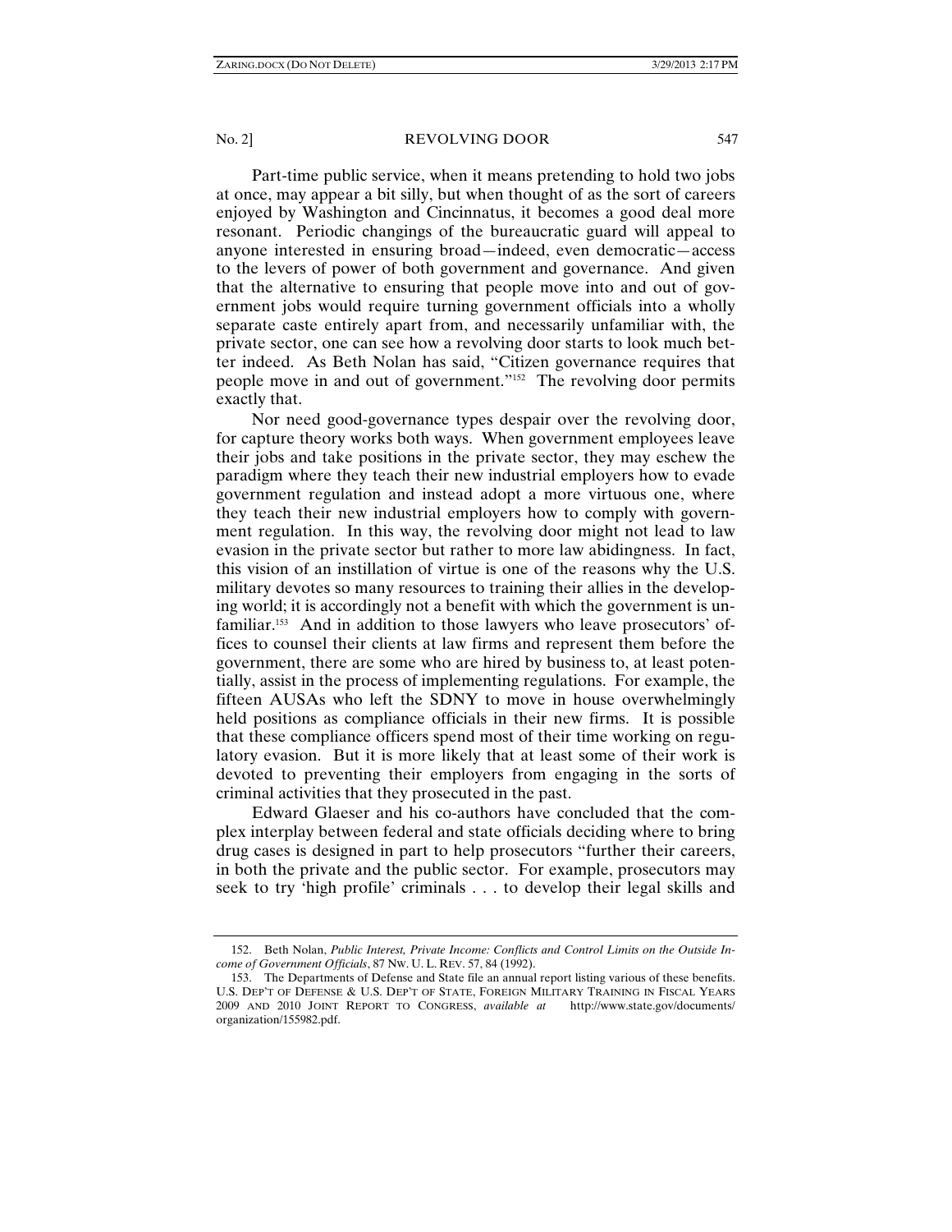Part-time public service, when it means pretending to hold two jobs at once, may appear a bit silly, but when thought of as the sort of careers enjoyed by Washington and Cincinnatus, it becomes a good deal more resonant. Periodic changings of the bureaucratic guard will appeal to anyone interested in ensuring broad—indeed, even democratic—access to the levers of power of both government and governance. And given that the alternative to ensuring that people move into and out of government jobs would require turning government officials into a wholly separate caste entirely apart from, and necessarily unfamiliar with, the private sector, one can see how a revolving door starts to look much better indeed. As Beth Nolan has said, "Citizen governance requires that people move in and out of government."[152] The revolving door permits exactly that.

Nor need good-governance types despair over the revolving door, for capture theory works both ways. When government employees leave their jobs and take positions in the private sector, they may eschew the paradigm where they teach their new industrial employers how to evade government regulation and instead adopt a more virtuous one, where they teach their new industrial employers how to comply with government regulation. In this way, the revolving door might not lead to law evasion in the private sector but rather to more law abidingness. In fact, this vision of an instillation of virtue is one of the reasons why the U.S. military devotes so many resources to training their allies in the developing world; it is accordingly not a benefit with which the government is unfamiliar.[153] And in addition to those lawyers who leave prosecutors' offices to counsel their clients at law firms and represent them before the government, there are some who are hired by business to, at least potentially, assist in the process of implementing regulations. For example, the fifteen AUSAs who left the SDNY to move in house overwhelmingly held positions as compliance officials in their new firms. It is possible that these compliance officers spend most of their time working on regulatory evasion. But it is more likely that at least some of their work is devoted to preventing their employers from engaging in the sorts of criminal activities that they prosecuted in the past.

Edward Glaeser and his co-authors have concluded that the complex interplay between federal and state officials deciding where to bring drug cases is designed in part to help prosecutors "further their careers, in both the private and the public sector. For example, prosecutors may seek to try 'high profile' criminals . . . to develop their legal skills and

---

152. Beth Nolan, *Public Interest, Private Income: Conflicts and Control Limits on the Outside Income of Government Officials*, 87 NW. U. L. REV. 57, 84 (1992).

153. The Departments of Defense and State file an annual report listing various of these benefits. U.S. DEP'T OF DEFENSE & U.S. DEP'T OF STATE, FOREIGN MILITARY TRAINING IN FISCAL YEARS 2009 AND 2010 JOINT REPORT TO CONGRESS, *available at* http://www.state.gov/documents/organization/155982.pdf.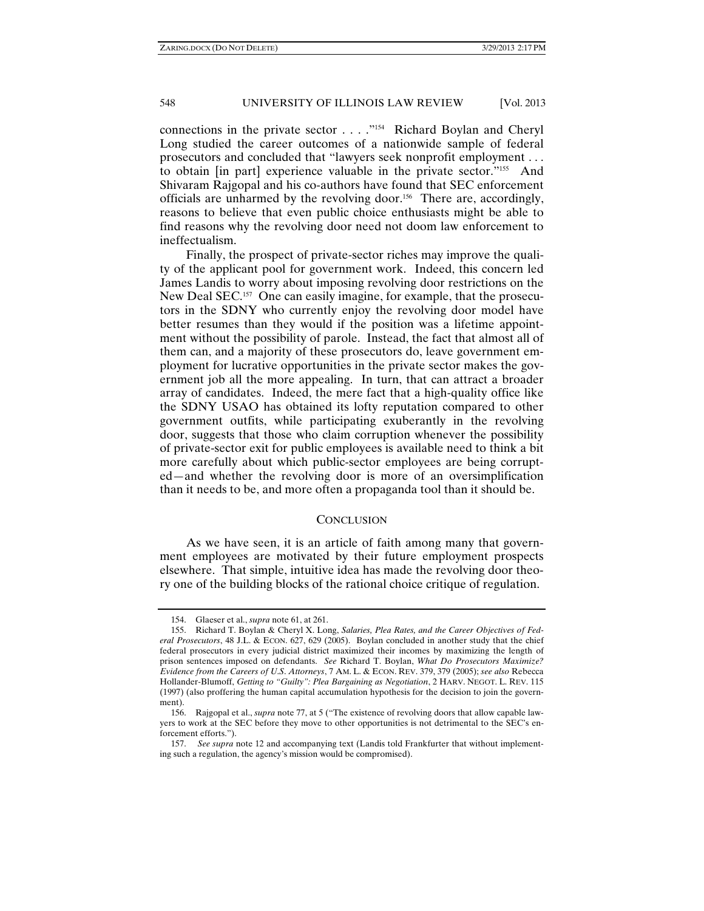connections in the private sector . . . ."[154] Richard Boylan and Cheryl Long studied the career outcomes of a nationwide sample of federal prosecutors and concluded that "lawyers seek nonprofit employment . . . to obtain [in part] experience valuable in the private sector."[155] And Shivaram Rajgopal and his co-authors have found that SEC enforcement officials are unharmed by the revolving door.[156] There are, accordingly, reasons to believe that even public choice enthusiasts might be able to find reasons why the revolving door need not doom law enforcement to ineffectualism.

Finally, the prospect of private-sector riches may improve the quality of the applicant pool for government work. Indeed, this concern led James Landis to worry about imposing revolving door restrictions on the New Deal SEC.[157] One can easily imagine, for example, that the prosecutors in the SDNY who currently enjoy the revolving door model have better resumes than they would if the position was a lifetime appointment without the possibility of parole. Instead, the fact that almost all of them can, and a majority of these prosecutors do, leave government employment for lucrative opportunities in the private sector makes the government job all the more appealing. In turn, that can attract a broader array of candidates. Indeed, the mere fact that a high-quality office like the SDNY USAO has obtained its lofty reputation compared to other government outfits, while participating exuberantly in the revolving door, suggests that those who claim corruption whenever the possibility of private-sector exit for public employees is available need to think a bit more carefully about which public-sector employees are being corrupted—and whether the revolving door is more of an oversimplification than it needs to be, and more often a propaganda tool than it should be.

## CONCLUSION

As we have seen, it is an article of faith among many that government employees are motivated by their future employment prospects elsewhere. That simple, intuitive idea has made the revolving door theory one of the building blocks of the rational choice critique of regulation.

---

154. Glaeser et al., *supra* note 61, at 261.

155. Richard T. Boylan & Cheryl X. Long, *Salaries, Plea Rates, and the Career Objectives of Federal Prosecutors*, 48 J.L. & ECON. 627, 629 (2005). Boylan concluded in another study that the chief federal prosecutors in every judicial district maximized their incomes by maximizing the length of prison sentences imposed on defendants. *See* Richard T. Boylan, *What Do Prosecutors Maximize? Evidence from the Careers of U.S. Attorneys*, 7 AM. L. & ECON. REV. 379, 379 (2005); *see also* Rebecca Hollander-Blumoff, *Getting to "Guilty": Plea Bargaining as Negotiation*, 2 HARV. NEGOT. L. REV. 115 (1997) (also proffering the human capital accumulation hypothesis for the decision to join the government).

156. Rajgopal et al., *supra* note 77, at 5 ("The existence of revolving doors that allow capable lawyers to work at the SEC before they move to other opportunities is not detrimental to the SEC's enforcement efforts.").

157. *See supra* note 12 and accompanying text (Landis told Frankfurter that without implementing such a regulation, the agency's mission would be compromised).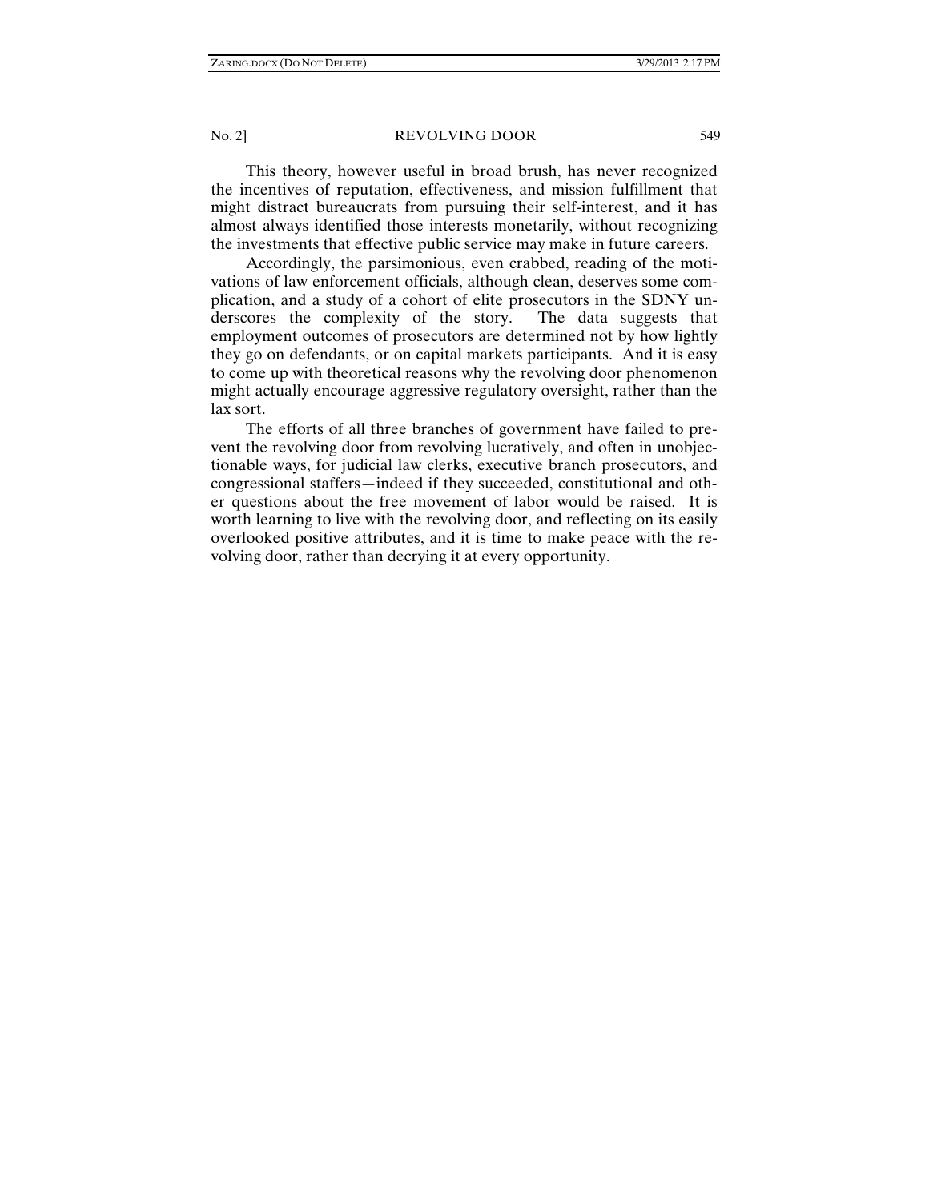This theory, however useful in broad brush, has never recognized the incentives of reputation, effectiveness, and mission fulfillment that might distract bureaucrats from pursuing their self-interest, and it has almost always identified those interests monetarily, without recognizing the investments that effective public service may make in future careers.

Accordingly, the parsimonious, even crabbed, reading of the motivations of law enforcement officials, although clean, deserves some complication, and a study of a cohort of elite prosecutors in the SDNY underscores the complexity of the story. The data suggests that employment outcomes of prosecutors are determined not by how lightly they go on defendants, or on capital markets participants. And it is easy to come up with theoretical reasons why the revolving door phenomenon might actually encourage aggressive regulatory oversight, rather than the lax sort.

The efforts of all three branches of government have failed to prevent the revolving door from revolving lucratively, and often in unobjectionable ways, for judicial law clerks, executive branch prosecutors, and congressional staffers—indeed if they succeeded, constitutional and other questions about the free movement of labor would be raised. It is worth learning to live with the revolving door, and reflecting on its easily overlooked positive attributes, and it is time to make peace with the revolving door, rather than decrying it at every opportunity.